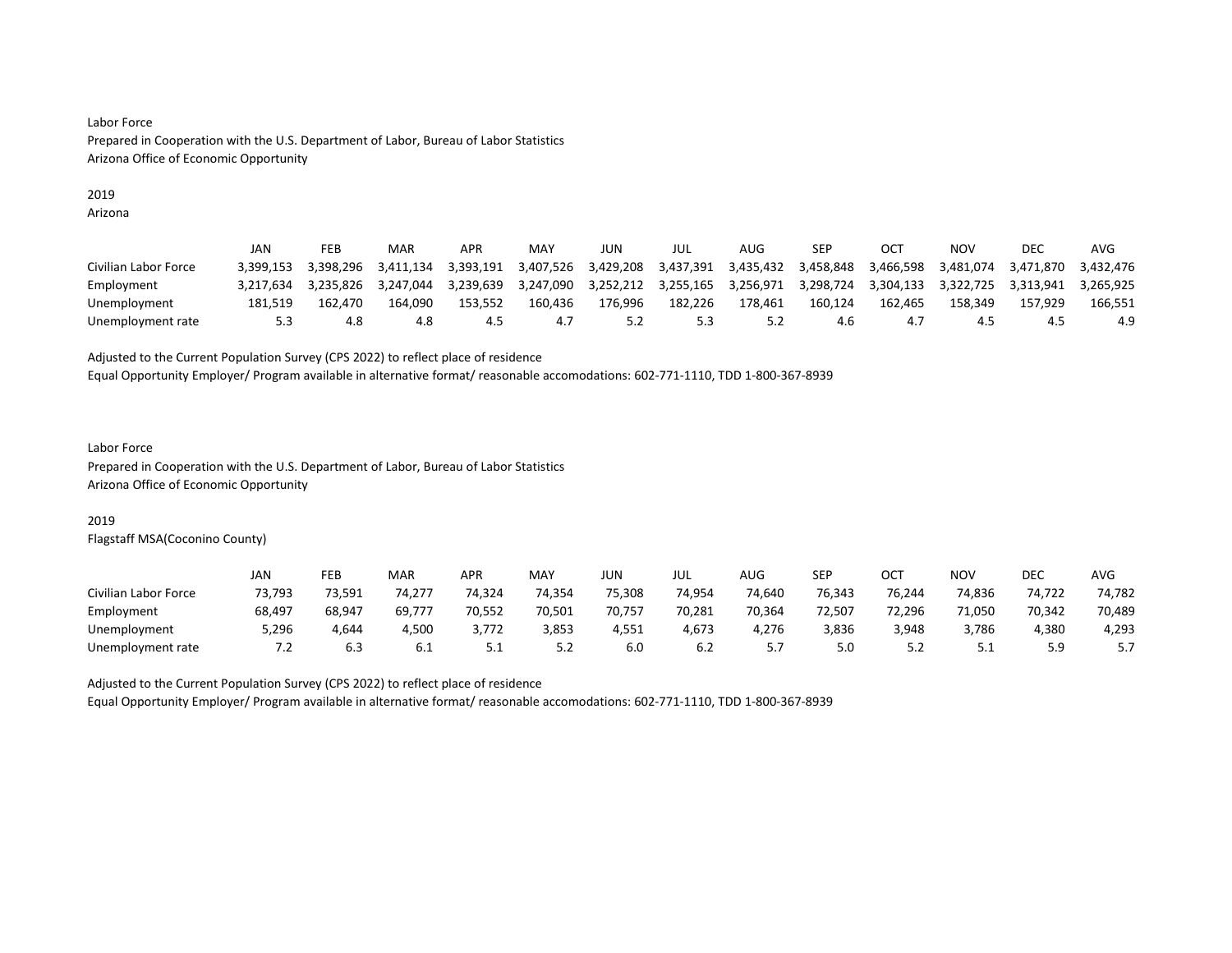Labor Force
Prepared in Cooperation with the U.S. Department of Labor, Bureau of Labor Statistics
Arizona Office of Economic Opportunity

2019
Arizona

| | JAN | FEB | MAR | APR | MAY | JUN | JUL | AUG | SEP | OCT | NOV | DEC | AVG |
|---|---|---|---|---|---|---|---|---|---|---|---|---|---|
| Civilian Labor Force | 3,399,153 | 3,398,296 | 3,411,134 | 3,393,191 | 3,407,526 | 3,429,208 | 3,437,391 | 3,435,432 | 3,458,848 | 3,466,598 | 3,481,074 | 3,471,870 | 3,432,476 |
| Employment | 3,217,634 | 3,235,826 | 3,247,044 | 3,239,639 | 3,247,090 | 3,252,212 | 3,255,165 | 3,256,971 | 3,298,724 | 3,304,133 | 3,322,725 | 3,313,941 | 3,265,925 |
| Unemployment | 181,519 | 162,470 | 164,090 | 153,552 | 160,436 | 176,996 | 182,226 | 178,461 | 160,124 | 162,465 | 158,349 | 157,929 | 166,551 |
| Unemployment rate | 5.3 | 4.8 | 4.8 | 4.5 | 4.7 | 5.2 | 5.3 | 5.2 | 4.6 | 4.7 | 4.5 | 4.5 | 4.9 |

Adjusted to the Current Population Survey (CPS 2022) to reflect place of residence
Equal Opportunity Employer/ Program available in alternative format/ reasonable accomodations: 602-771-1110, TDD 1-800-367-8939

Labor Force
Prepared in Cooperation with the U.S. Department of Labor, Bureau of Labor Statistics
Arizona Office of Economic Opportunity

2019
Flagstaff MSA(Coconino County)

| | JAN | FEB | MAR | APR | MAY | JUN | JUL | AUG | SEP | OCT | NOV | DEC | AVG |
|---|---|---|---|---|---|---|---|---|---|---|---|---|---|
| Civilian Labor Force | 73,793 | 73,591 | 74,277 | 74,324 | 74,354 | 75,308 | 74,954 | 74,640 | 76,343 | 76,244 | 74,836 | 74,722 | 74,782 |
| Employment | 68,497 | 68,947 | 69,777 | 70,552 | 70,501 | 70,757 | 70,281 | 70,364 | 72,507 | 72,296 | 71,050 | 70,342 | 70,489 |
| Unemployment | 5,296 | 4,644 | 4,500 | 3,772 | 3,853 | 4,551 | 4,673 | 4,276 | 3,836 | 3,948 | 3,786 | 4,380 | 4,293 |
| Unemployment rate | 7.2 | 6.3 | 6.1 | 5.1 | 5.2 | 6.0 | 6.2 | 5.7 | 5.0 | 5.2 | 5.1 | 5.9 | 5.7 |

Adjusted to the Current Population Survey (CPS 2022) to reflect place of residence
Equal Opportunity Employer/ Program available in alternative format/ reasonable accomodations: 602-771-1110, TDD 1-800-367-8939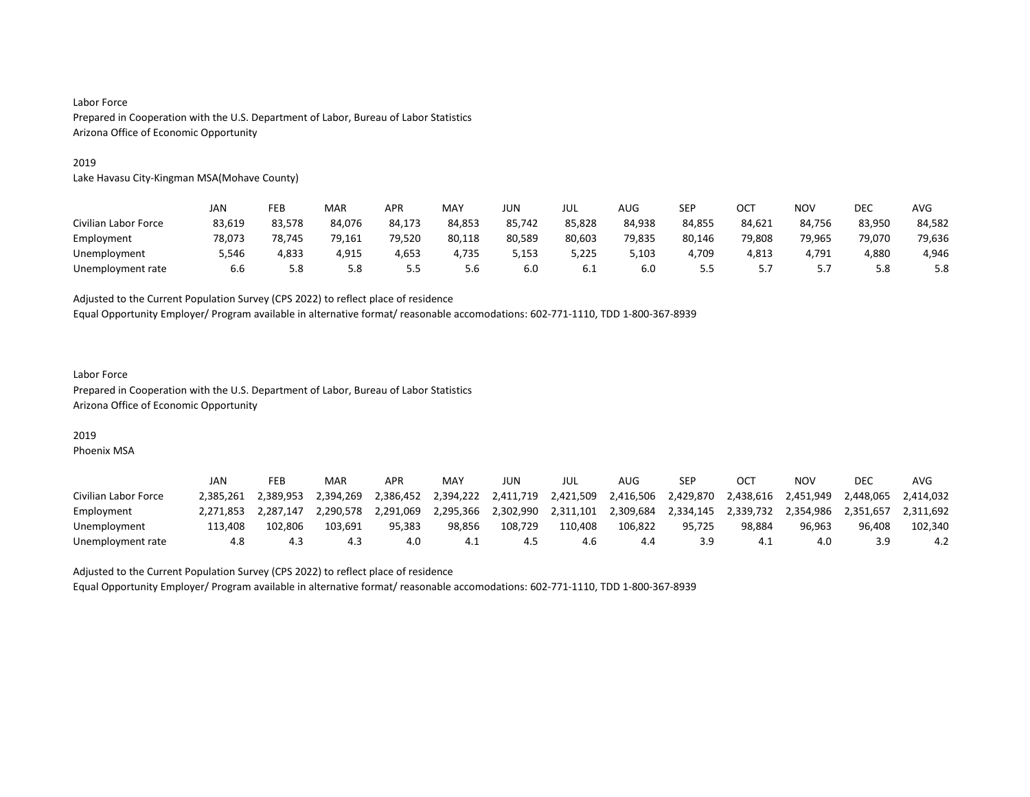Labor Force
Prepared in Cooperation with the U.S. Department of Labor, Bureau of Labor Statistics
Arizona Office of Economic Opportunity

2019
Lake Havasu City-Kingman MSA(Mohave County)

| | JAN | FEB | MAR | APR | MAY | JUN | JUL | AUG | SEP | OCT | NOV | DEC | AVG |
|---|---|---|---|---|---|---|---|---|---|---|---|---|---|
| Civilian Labor Force | 83,619 | 83,578 | 84,076 | 84,173 | 84,853 | 85,742 | 85,828 | 84,938 | 84,855 | 84,621 | 84,756 | 83,950 | 84,582 |
| Employment | 78,073 | 78,745 | 79,161 | 79,520 | 80,118 | 80,589 | 80,603 | 79,835 | 80,146 | 79,808 | 79,965 | 79,070 | 79,636 |
| Unemployment | 5,546 | 4,833 | 4,915 | 4,653 | 4,735 | 5,153 | 5,225 | 5,103 | 4,709 | 4,813 | 4,791 | 4,880 | 4,946 |
| Unemployment rate | 6.6 | 5.8 | 5.8 | 5.5 | 5.6 | 6.0 | 6.1 | 6.0 | 5.5 | 5.7 | 5.7 | 5.8 | 5.8 |

Adjusted to the Current Population Survey (CPS 2022) to reflect place of residence
Equal Opportunity Employer/ Program available in alternative format/ reasonable accomodations: 602-771-1110, TDD 1-800-367-8939

Labor Force
Prepared in Cooperation with the U.S. Department of Labor, Bureau of Labor Statistics
Arizona Office of Economic Opportunity

2019
Phoenix MSA

| | JAN | FEB | MAR | APR | MAY | JUN | JUL | AUG | SEP | OCT | NOV | DEC | AVG |
|---|---|---|---|---|---|---|---|---|---|---|---|---|---|
| Civilian Labor Force | 2,385,261 | 2,389,953 | 2,394,269 | 2,386,452 | 2,394,222 | 2,411,719 | 2,421,509 | 2,416,506 | 2,429,870 | 2,438,616 | 2,451,949 | 2,448,065 | 2,414,032 |
| Employment | 2,271,853 | 2,287,147 | 2,290,578 | 2,291,069 | 2,295,366 | 2,302,990 | 2,311,101 | 2,309,684 | 2,334,145 | 2,339,732 | 2,354,986 | 2,351,657 | 2,311,692 |
| Unemployment | 113,408 | 102,806 | 103,691 | 95,383 | 98,856 | 108,729 | 110,408 | 106,822 | 95,725 | 98,884 | 96,963 | 96,408 | 102,340 |
| Unemployment rate | 4.8 | 4.3 | 4.3 | 4.0 | 4.1 | 4.5 | 4.6 | 4.4 | 3.9 | 4.1 | 4.0 | 3.9 | 4.2 |

Adjusted to the Current Population Survey (CPS 2022) to reflect place of residence
Equal Opportunity Employer/ Program available in alternative format/ reasonable accomodations: 602-771-1110, TDD 1-800-367-8939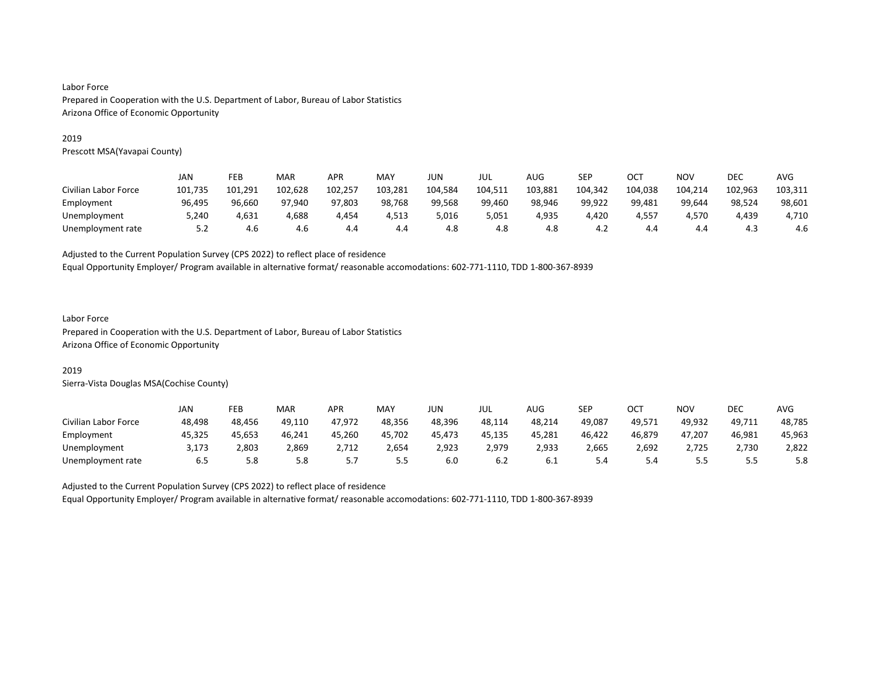Labor Force
Prepared in Cooperation with the U.S. Department of Labor, Bureau of Labor Statistics
Arizona Office of Economic Opportunity

2019
Prescott MSA(Yavapai County)

| | JAN | FEB | MAR | APR | MAY | JUN | JUL | AUG | SEP | OCT | NOV | DEC | AVG |
|---|---|---|---|---|---|---|---|---|---|---|---|---|---|
| Civilian Labor Force | 101,735 | 101,291 | 102,628 | 102,257 | 103,281 | 104,584 | 104,511 | 103,881 | 104,342 | 104,038 | 104,214 | 102,963 | 103,311 |
| Employment | 96,495 | 96,660 | 97,940 | 97,803 | 98,768 | 99,568 | 99,460 | 98,946 | 99,922 | 99,481 | 99,644 | 98,524 | 98,601 |
| Unemployment | 5,240 | 4,631 | 4,688 | 4,454 | 4,513 | 5,016 | 5,051 | 4,935 | 4,420 | 4,557 | 4,570 | 4,439 | 4,710 |
| Unemployment rate | 5.2 | 4.6 | 4.6 | 4.4 | 4.4 | 4.8 | 4.8 | 4.8 | 4.2 | 4.4 | 4.4 | 4.3 | 4.6 |

Adjusted to the Current Population Survey (CPS 2022) to reflect place of residence
Equal Opportunity Employer/ Program available in alternative format/ reasonable accomodations: 602-771-1110, TDD 1-800-367-8939

Labor Force
Prepared in Cooperation with the U.S. Department of Labor, Bureau of Labor Statistics
Arizona Office of Economic Opportunity

2019
Sierra-Vista Douglas MSA(Cochise County)

| | JAN | FEB | MAR | APR | MAY | JUN | JUL | AUG | SEP | OCT | NOV | DEC | AVG |
|---|---|---|---|---|---|---|---|---|---|---|---|---|---|
| Civilian Labor Force | 48,498 | 48,456 | 49,110 | 47,972 | 48,356 | 48,396 | 48,114 | 48,214 | 49,087 | 49,571 | 49,932 | 49,711 | 48,785 |
| Employment | 45,325 | 45,653 | 46,241 | 45,260 | 45,702 | 45,473 | 45,135 | 45,281 | 46,422 | 46,879 | 47,207 | 46,981 | 45,963 |
| Unemployment | 3,173 | 2,803 | 2,869 | 2,712 | 2,654 | 2,923 | 2,979 | 2,933 | 2,665 | 2,692 | 2,725 | 2,730 | 2,822 |
| Unemployment rate | 6.5 | 5.8 | 5.8 | 5.7 | 5.5 | 6.0 | 6.2 | 6.1 | 5.4 | 5.4 | 5.5 | 5.5 | 5.8 |

Adjusted to the Current Population Survey (CPS 2022) to reflect place of residence
Equal Opportunity Employer/ Program available in alternative format/ reasonable accomodations: 602-771-1110, TDD 1-800-367-8939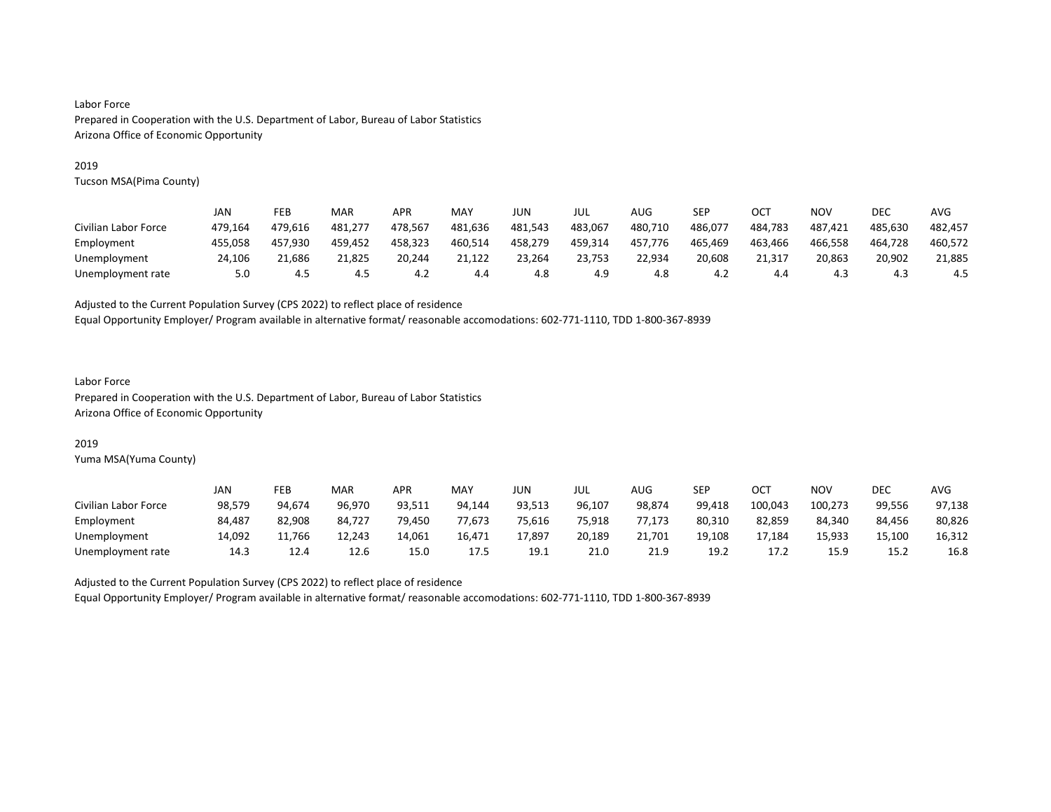Labor Force
Prepared in Cooperation with the U.S. Department of Labor, Bureau of Labor Statistics
Arizona Office of Economic Opportunity

2019
Tucson MSA(Pima County)

| | JAN | FEB | MAR | APR | MAY | JUN | JUL | AUG | SEP | OCT | NOV | DEC | AVG |
|---|---|---|---|---|---|---|---|---|---|---|---|---|---|
| Civilian Labor Force | 479,164 | 479,616 | 481,277 | 478,567 | 481,636 | 481,543 | 483,067 | 480,710 | 486,077 | 484,783 | 487,421 | 485,630 | 482,457 |
| Employment | 455,058 | 457,930 | 459,452 | 458,323 | 460,514 | 458,279 | 459,314 | 457,776 | 465,469 | 463,466 | 466,558 | 464,728 | 460,572 |
| Unemployment | 24,106 | 21,686 | 21,825 | 20,244 | 21,122 | 23,264 | 23,753 | 22,934 | 20,608 | 21,317 | 20,863 | 20,902 | 21,885 |
| Unemployment rate | 5.0 | 4.5 | 4.5 | 4.2 | 4.4 | 4.8 | 4.9 | 4.8 | 4.2 | 4.4 | 4.3 | 4.3 | 4.5 |

Adjusted to the Current Population Survey (CPS 2022) to reflect place of residence
Equal Opportunity Employer/ Program available in alternative format/ reasonable accomodations: 602-771-1110, TDD 1-800-367-8939

Labor Force
Prepared in Cooperation with the U.S. Department of Labor, Bureau of Labor Statistics
Arizona Office of Economic Opportunity

2019
Yuma MSA(Yuma County)

| | JAN | FEB | MAR | APR | MAY | JUN | JUL | AUG | SEP | OCT | NOV | DEC | AVG |
|---|---|---|---|---|---|---|---|---|---|---|---|---|---|
| Civilian Labor Force | 98,579 | 94,674 | 96,970 | 93,511 | 94,144 | 93,513 | 96,107 | 98,874 | 99,418 | 100,043 | 100,273 | 99,556 | 97,138 |
| Employment | 84,487 | 82,908 | 84,727 | 79,450 | 77,673 | 75,616 | 75,918 | 77,173 | 80,310 | 82,859 | 84,340 | 84,456 | 80,826 |
| Unemployment | 14,092 | 11,766 | 12,243 | 14,061 | 16,471 | 17,897 | 20,189 | 21,701 | 19,108 | 17,184 | 15,933 | 15,100 | 16,312 |
| Unemployment rate | 14.3 | 12.4 | 12.6 | 15.0 | 17.5 | 19.1 | 21.0 | 21.9 | 19.2 | 17.2 | 15.9 | 15.2 | 16.8 |

Adjusted to the Current Population Survey (CPS 2022) to reflect place of residence
Equal Opportunity Employer/ Program available in alternative format/ reasonable accomodations: 602-771-1110, TDD 1-800-367-8939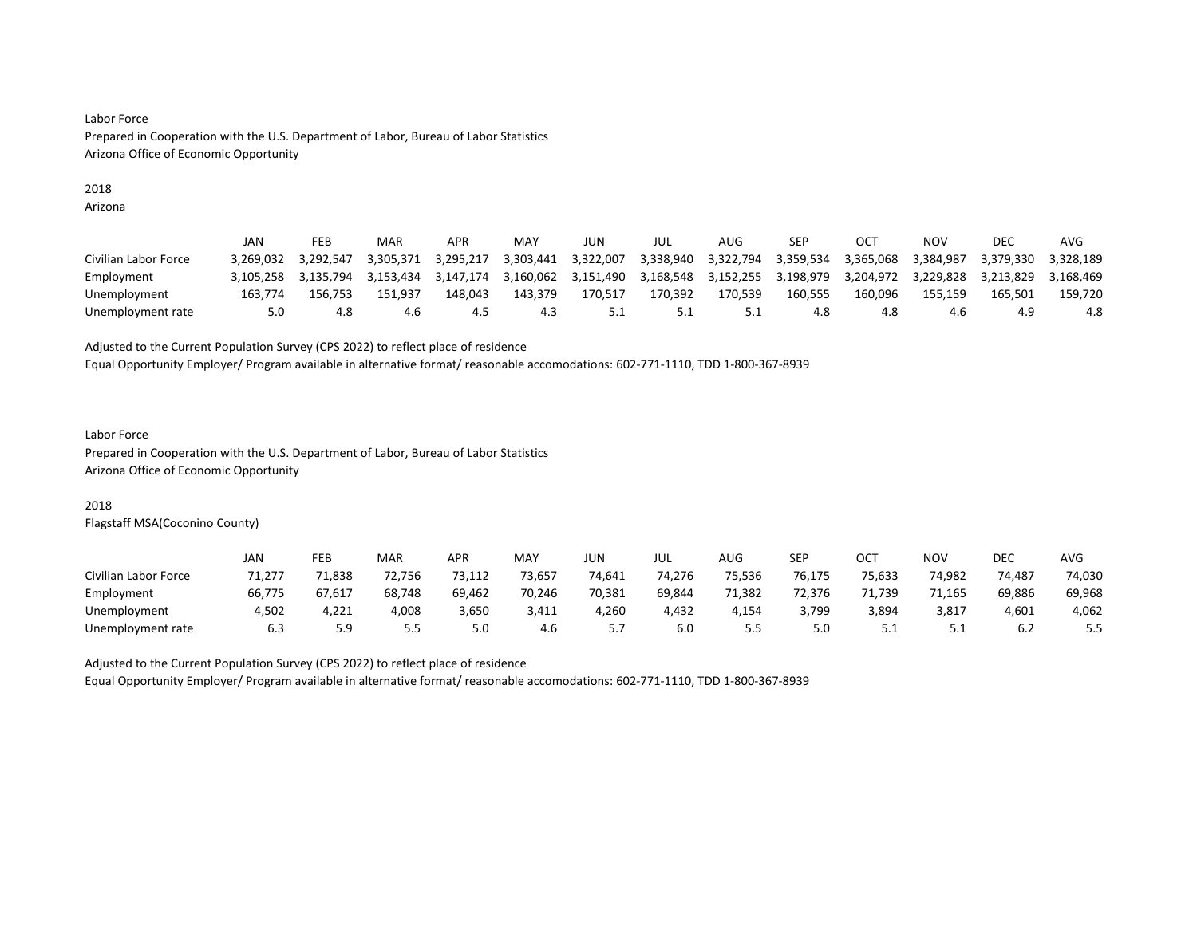Labor Force
Prepared in Cooperation with the U.S. Department of Labor, Bureau of Labor Statistics
Arizona Office of Economic Opportunity

2018
Arizona

| | JAN | FEB | MAR | APR | MAY | JUN | JUL | AUG | SEP | OCT | NOV | DEC | AVG |
|---|---|---|---|---|---|---|---|---|---|---|---|---|---|
| Civilian Labor Force | 3,269,032 | 3,292,547 | 3,305,371 | 3,295,217 | 3,303,441 | 3,322,007 | 3,338,940 | 3,322,794 | 3,359,534 | 3,365,068 | 3,384,987 | 3,379,330 | 3,328,189 |
| Employment | 3,105,258 | 3,135,794 | 3,153,434 | 3,147,174 | 3,160,062 | 3,151,490 | 3,168,548 | 3,152,255 | 3,198,979 | 3,204,972 | 3,229,828 | 3,213,829 | 3,168,469 |
| Unemployment | 163,774 | 156,753 | 151,937 | 148,043 | 143,379 | 170,517 | 170,392 | 170,539 | 160,555 | 160,096 | 155,159 | 165,501 | 159,720 |
| Unemployment rate | 5.0 | 4.8 | 4.6 | 4.5 | 4.3 | 5.1 | 5.1 | 5.1 | 4.8 | 4.8 | 4.6 | 4.9 | 4.8 |

Adjusted to the Current Population Survey (CPS 2022) to reflect place of residence
Equal Opportunity Employer/ Program available in alternative format/ reasonable accomodations: 602-771-1110, TDD 1-800-367-8939

Labor Force
Prepared in Cooperation with the U.S. Department of Labor, Bureau of Labor Statistics
Arizona Office of Economic Opportunity

2018
Flagstaff MSA(Coconino County)

| | JAN | FEB | MAR | APR | MAY | JUN | JUL | AUG | SEP | OCT | NOV | DEC | AVG |
|---|---|---|---|---|---|---|---|---|---|---|---|---|---|
| Civilian Labor Force | 71,277 | 71,838 | 72,756 | 73,112 | 73,657 | 74,641 | 74,276 | 75,536 | 76,175 | 75,633 | 74,982 | 74,487 | 74,030 |
| Employment | 66,775 | 67,617 | 68,748 | 69,462 | 70,246 | 70,381 | 69,844 | 71,382 | 72,376 | 71,739 | 71,165 | 69,886 | 69,968 |
| Unemployment | 4,502 | 4,221 | 4,008 | 3,650 | 3,411 | 4,260 | 4,432 | 4,154 | 3,799 | 3,894 | 3,817 | 4,601 | 4,062 |
| Unemployment rate | 6.3 | 5.9 | 5.5 | 5.0 | 4.6 | 5.7 | 6.0 | 5.5 | 5.0 | 5.1 | 5.1 | 6.2 | 5.5 |

Adjusted to the Current Population Survey (CPS 2022) to reflect place of residence
Equal Opportunity Employer/ Program available in alternative format/ reasonable accomodations: 602-771-1110, TDD 1-800-367-8939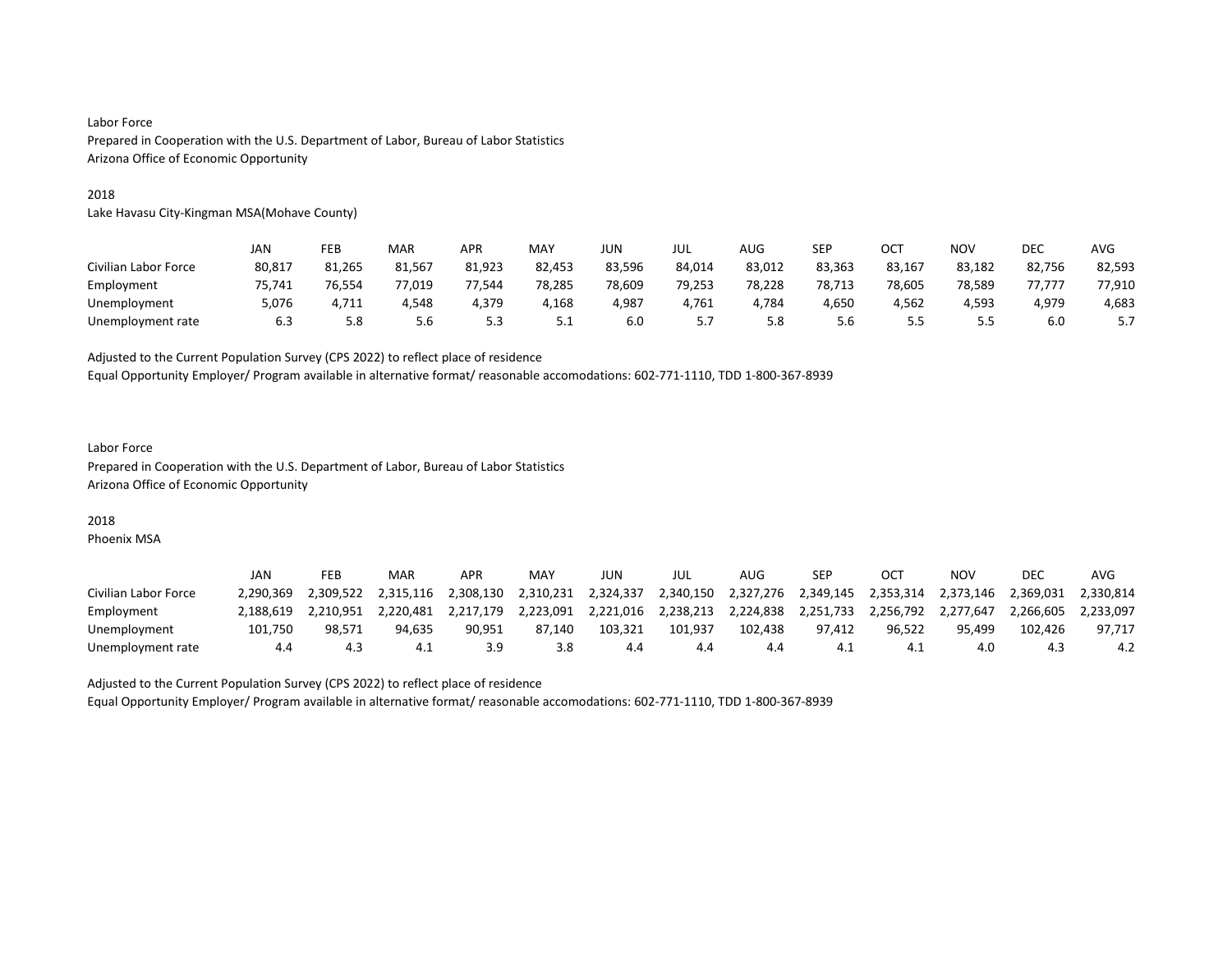Labor Force
Prepared in Cooperation with the U.S. Department of Labor, Bureau of Labor Statistics
Arizona Office of Economic Opportunity

2018
Lake Havasu City-Kingman MSA(Mohave County)

| | JAN | FEB | MAR | APR | MAY | JUN | JUL | AUG | SEP | OCT | NOV | DEC | AVG |
|---|---|---|---|---|---|---|---|---|---|---|---|---|---|
| Civilian Labor Force | 80,817 | 81,265 | 81,567 | 81,923 | 82,453 | 83,596 | 84,014 | 83,012 | 83,363 | 83,167 | 83,182 | 82,756 | 82,593 |
| Employment | 75,741 | 76,554 | 77,019 | 77,544 | 78,285 | 78,609 | 79,253 | 78,228 | 78,713 | 78,605 | 78,589 | 77,777 | 77,910 |
| Unemployment | 5,076 | 4,711 | 4,548 | 4,379 | 4,168 | 4,987 | 4,761 | 4,784 | 4,650 | 4,562 | 4,593 | 4,979 | 4,683 |
| Unemployment rate | 6.3 | 5.8 | 5.6 | 5.3 | 5.1 | 6.0 | 5.7 | 5.8 | 5.6 | 5.5 | 5.5 | 6.0 | 5.7 |

Adjusted to the Current Population Survey (CPS 2022) to reflect place of residence
Equal Opportunity Employer/ Program available in alternative format/ reasonable accomodations: 602-771-1110, TDD 1-800-367-8939

Labor Force
Prepared in Cooperation with the U.S. Department of Labor, Bureau of Labor Statistics
Arizona Office of Economic Opportunity

2018
Phoenix MSA

| | JAN | FEB | MAR | APR | MAY | JUN | JUL | AUG | SEP | OCT | NOV | DEC | AVG |
|---|---|---|---|---|---|---|---|---|---|---|---|---|---|
| Civilian Labor Force | 2,290,369 | 2,309,522 | 2,315,116 | 2,308,130 | 2,310,231 | 2,324,337 | 2,340,150 | 2,327,276 | 2,349,145 | 2,353,314 | 2,373,146 | 2,369,031 | 2,330,814 |
| Employment | 2,188,619 | 2,210,951 | 2,220,481 | 2,217,179 | 2,223,091 | 2,221,016 | 2,238,213 | 2,224,838 | 2,251,733 | 2,256,792 | 2,277,647 | 2,266,605 | 2,233,097 |
| Unemployment | 101,750 | 98,571 | 94,635 | 90,951 | 87,140 | 103,321 | 101,937 | 102,438 | 97,412 | 96,522 | 95,499 | 102,426 | 97,717 |
| Unemployment rate | 4.4 | 4.3 | 4.1 | 3.9 | 3.8 | 4.4 | 4.4 | 4.4 | 4.1 | 4.1 | 4.0 | 4.3 | 4.2 |

Adjusted to the Current Population Survey (CPS 2022) to reflect place of residence
Equal Opportunity Employer/ Program available in alternative format/ reasonable accomodations: 602-771-1110, TDD 1-800-367-8939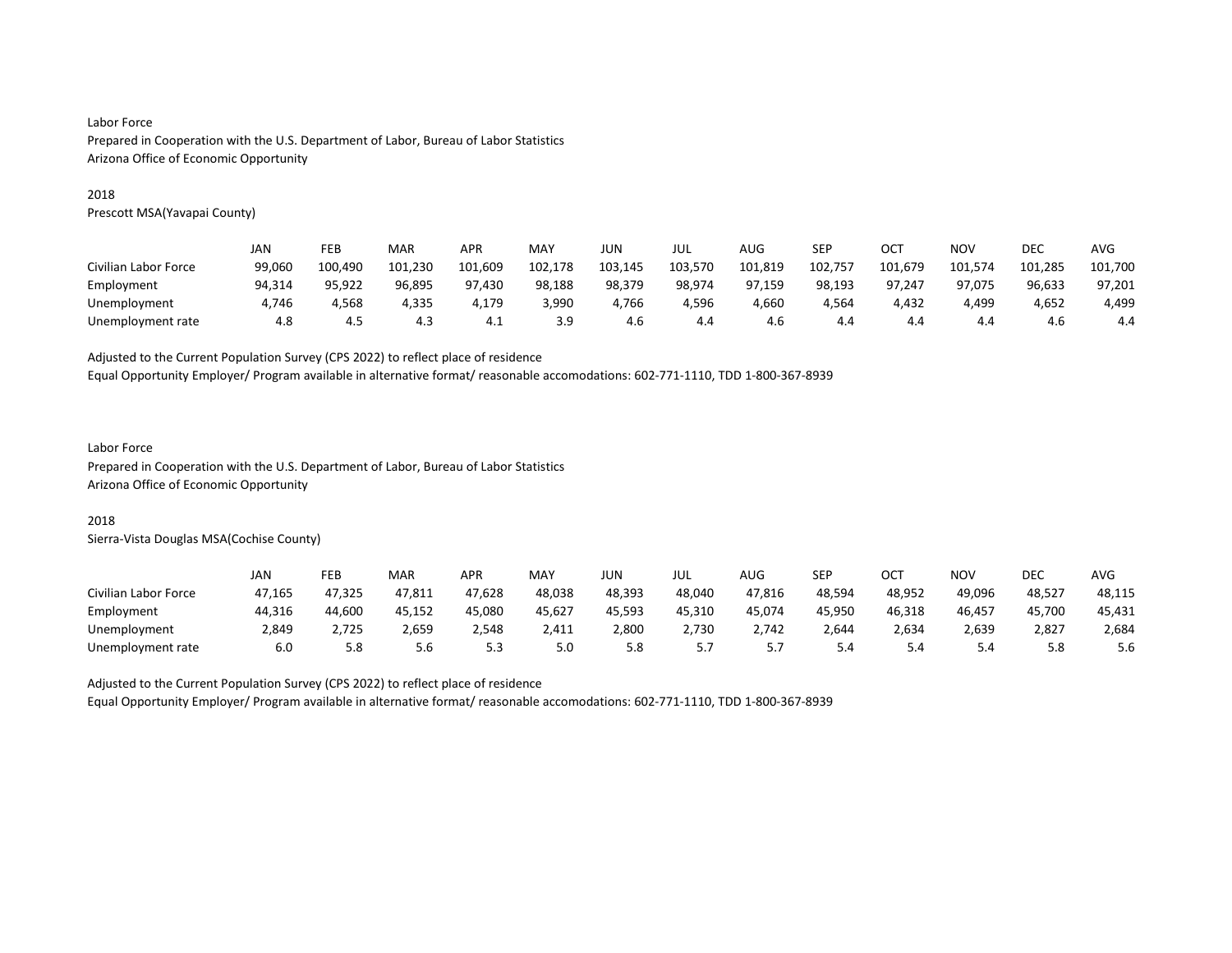Labor Force
Prepared in Cooperation with the U.S. Department of Labor, Bureau of Labor Statistics
Arizona Office of Economic Opportunity

2018
Prescott MSA(Yavapai County)

| | JAN | FEB | MAR | APR | MAY | JUN | JUL | AUG | SEP | OCT | NOV | DEC | AVG |
|---|---|---|---|---|---|---|---|---|---|---|---|---|---|
| Civilian Labor Force | 99,060 | 100,490 | 101,230 | 101,609 | 102,178 | 103,145 | 103,570 | 101,819 | 102,757 | 101,679 | 101,574 | 101,285 | 101,700 |
| Employment | 94,314 | 95,922 | 96,895 | 97,430 | 98,188 | 98,379 | 98,974 | 97,159 | 98,193 | 97,247 | 97,075 | 96,633 | 97,201 |
| Unemployment | 4,746 | 4,568 | 4,335 | 4,179 | 3,990 | 4,766 | 4,596 | 4,660 | 4,564 | 4,432 | 4,499 | 4,652 | 4,499 |
| Unemployment rate | 4.8 | 4.5 | 4.3 | 4.1 | 3.9 | 4.6 | 4.4 | 4.6 | 4.4 | 4.4 | 4.4 | 4.6 | 4.4 |

Adjusted to the Current Population Survey (CPS 2022) to reflect place of residence
Equal Opportunity Employer/ Program available in alternative format/ reasonable accomodations: 602-771-1110, TDD 1-800-367-8939

Labor Force
Prepared in Cooperation with the U.S. Department of Labor, Bureau of Labor Statistics
Arizona Office of Economic Opportunity

2018
Sierra-Vista Douglas MSA(Cochise County)

| | JAN | FEB | MAR | APR | MAY | JUN | JUL | AUG | SEP | OCT | NOV | DEC | AVG |
|---|---|---|---|---|---|---|---|---|---|---|---|---|---|
| Civilian Labor Force | 47,165 | 47,325 | 47,811 | 47,628 | 48,038 | 48,393 | 48,040 | 47,816 | 48,594 | 48,952 | 49,096 | 48,527 | 48,115 |
| Employment | 44,316 | 44,600 | 45,152 | 45,080 | 45,627 | 45,593 | 45,310 | 45,074 | 45,950 | 46,318 | 46,457 | 45,700 | 45,431 |
| Unemployment | 2,849 | 2,725 | 2,659 | 2,548 | 2,411 | 2,800 | 2,730 | 2,742 | 2,644 | 2,634 | 2,639 | 2,827 | 2,684 |
| Unemployment rate | 6.0 | 5.8 | 5.6 | 5.3 | 5.0 | 5.8 | 5.7 | 5.7 | 5.4 | 5.4 | 5.4 | 5.8 | 5.6 |

Adjusted to the Current Population Survey (CPS 2022) to reflect place of residence
Equal Opportunity Employer/ Program available in alternative format/ reasonable accomodations: 602-771-1110, TDD 1-800-367-8939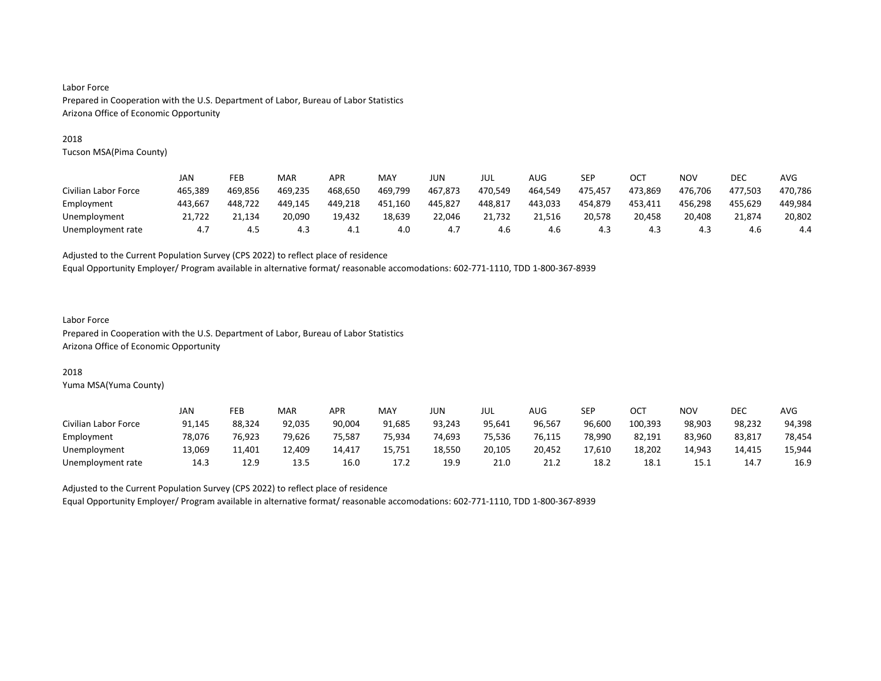Labor Force
Prepared in Cooperation with the U.S. Department of Labor, Bureau of Labor Statistics
Arizona Office of Economic Opportunity

2018
Tucson MSA(Pima County)

| | JAN | FEB | MAR | APR | MAY | JUN | JUL | AUG | SEP | OCT | NOV | DEC | AVG |
|---|---|---|---|---|---|---|---|---|---|---|---|---|---|
| Civilian Labor Force | 465,389 | 469,856 | 469,235 | 468,650 | 469,799 | 467,873 | 470,549 | 464,549 | 475,457 | 473,869 | 476,706 | 477,503 | 470,786 |
| Employment | 443,667 | 448,722 | 449,145 | 449,218 | 451,160 | 445,827 | 448,817 | 443,033 | 454,879 | 453,411 | 456,298 | 455,629 | 449,984 |
| Unemployment | 21,722 | 21,134 | 20,090 | 19,432 | 18,639 | 22,046 | 21,732 | 21,516 | 20,578 | 20,458 | 20,408 | 21,874 | 20,802 |
| Unemployment rate | 4.7 | 4.5 | 4.3 | 4.1 | 4.0 | 4.7 | 4.6 | 4.6 | 4.3 | 4.3 | 4.3 | 4.6 | 4.4 |

Adjusted to the Current Population Survey (CPS 2022) to reflect place of residence
Equal Opportunity Employer/ Program available in alternative format/ reasonable accomodations: 602-771-1110, TDD 1-800-367-8939

Labor Force
Prepared in Cooperation with the U.S. Department of Labor, Bureau of Labor Statistics
Arizona Office of Economic Opportunity

2018
Yuma MSA(Yuma County)

| | JAN | FEB | MAR | APR | MAY | JUN | JUL | AUG | SEP | OCT | NOV | DEC | AVG |
|---|---|---|---|---|---|---|---|---|---|---|---|---|---|
| Civilian Labor Force | 91,145 | 88,324 | 92,035 | 90,004 | 91,685 | 93,243 | 95,641 | 96,567 | 96,600 | 100,393 | 98,903 | 98,232 | 94,398 |
| Employment | 78,076 | 76,923 | 79,626 | 75,587 | 75,934 | 74,693 | 75,536 | 76,115 | 78,990 | 82,191 | 83,960 | 83,817 | 78,454 |
| Unemployment | 13,069 | 11,401 | 12,409 | 14,417 | 15,751 | 18,550 | 20,105 | 20,452 | 17,610 | 18,202 | 14,943 | 14,415 | 15,944 |
| Unemployment rate | 14.3 | 12.9 | 13.5 | 16.0 | 17.2 | 19.9 | 21.0 | 21.2 | 18.2 | 18.1 | 15.1 | 14.7 | 16.9 |

Adjusted to the Current Population Survey (CPS 2022) to reflect place of residence
Equal Opportunity Employer/ Program available in alternative format/ reasonable accomodations: 602-771-1110, TDD 1-800-367-8939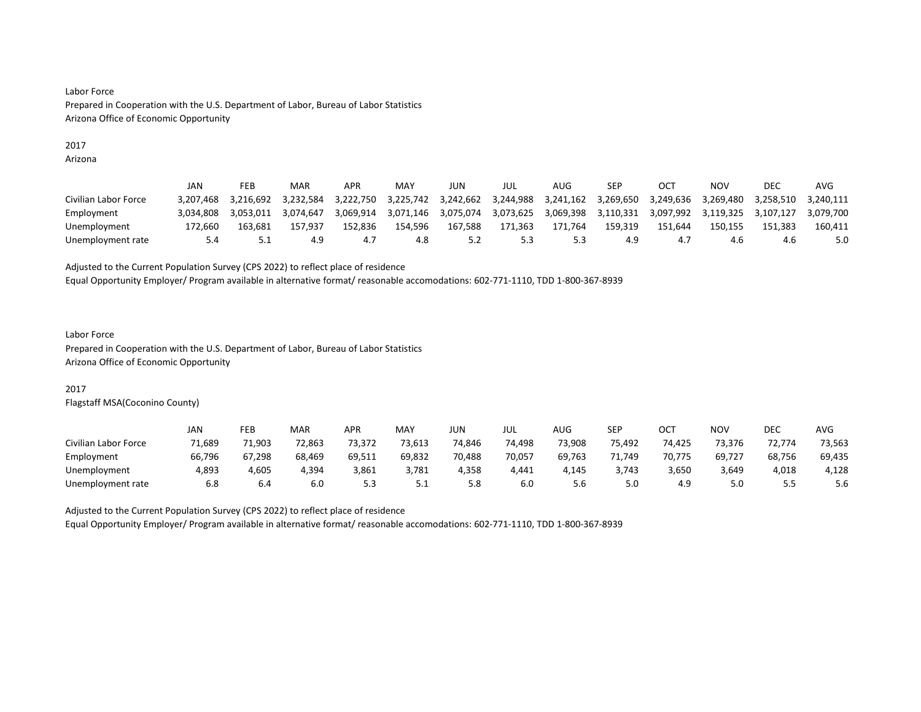Labor Force
Prepared in Cooperation with the U.S. Department of Labor, Bureau of Labor Statistics
Arizona Office of Economic Opportunity

2017
Arizona

| | JAN | FEB | MAR | APR | MAY | JUN | JUL | AUG | SEP | OCT | NOV | DEC | AVG |
|---|---|---|---|---|---|---|---|---|---|---|---|---|---|
| Civilian Labor Force | 3,207,468 | 3,216,692 | 3,232,584 | 3,222,750 | 3,225,742 | 3,242,662 | 3,244,988 | 3,241,162 | 3,269,650 | 3,249,636 | 3,269,480 | 3,258,510 | 3,240,111 |
| Employment | 3,034,808 | 3,053,011 | 3,074,647 | 3,069,914 | 3,071,146 | 3,075,074 | 3,073,625 | 3,069,398 | 3,110,331 | 3,097,992 | 3,119,325 | 3,107,127 | 3,079,700 |
| Unemployment | 172,660 | 163,681 | 157,937 | 152,836 | 154,596 | 167,588 | 171,363 | 171,764 | 159,319 | 151,644 | 150,155 | 151,383 | 160,411 |
| Unemployment rate | 5.4 | 5.1 | 4.9 | 4.7 | 4.8 | 5.2 | 5.3 | 5.3 | 4.9 | 4.7 | 4.6 | 4.6 | 5.0 |

Adjusted to the Current Population Survey (CPS 2022) to reflect place of residence
Equal Opportunity Employer/ Program available in alternative format/ reasonable accomodations: 602-771-1110, TDD 1-800-367-8939

Labor Force
Prepared in Cooperation with the U.S. Department of Labor, Bureau of Labor Statistics
Arizona Office of Economic Opportunity

2017
Flagstaff MSA(Coconino County)

| | JAN | FEB | MAR | APR | MAY | JUN | JUL | AUG | SEP | OCT | NOV | DEC | AVG |
|---|---|---|---|---|---|---|---|---|---|---|---|---|---|
| Civilian Labor Force | 71,689 | 71,903 | 72,863 | 73,372 | 73,613 | 74,846 | 74,498 | 73,908 | 75,492 | 74,425 | 73,376 | 72,774 | 73,563 |
| Employment | 66,796 | 67,298 | 68,469 | 69,511 | 69,832 | 70,488 | 70,057 | 69,763 | 71,749 | 70,775 | 69,727 | 68,756 | 69,435 |
| Unemployment | 4,893 | 4,605 | 4,394 | 3,861 | 3,781 | 4,358 | 4,441 | 4,145 | 3,743 | 3,650 | 3,649 | 4,018 | 4,128 |
| Unemployment rate | 6.8 | 6.4 | 6.0 | 5.3 | 5.1 | 5.8 | 6.0 | 5.6 | 5.0 | 4.9 | 5.0 | 5.5 | 5.6 |

Adjusted to the Current Population Survey (CPS 2022) to reflect place of residence
Equal Opportunity Employer/ Program available in alternative format/ reasonable accomodations: 602-771-1110, TDD 1-800-367-8939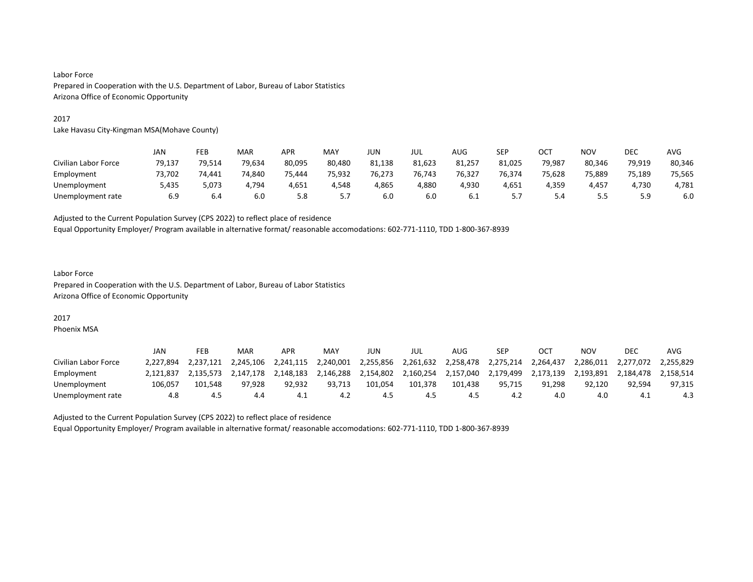Labor Force
Prepared in Cooperation with the U.S. Department of Labor, Bureau of Labor Statistics
Arizona Office of Economic Opportunity

2017
Lake Havasu City-Kingman MSA(Mohave County)

| | JAN | FEB | MAR | APR | MAY | JUN | JUL | AUG | SEP | OCT | NOV | DEC | AVG |
|---|---|---|---|---|---|---|---|---|---|---|---|---|---|
| Civilian Labor Force | 79,137 | 79,514 | 79,634 | 80,095 | 80,480 | 81,138 | 81,623 | 81,257 | 81,025 | 79,987 | 80,346 | 79,919 | 80,346 |
| Employment | 73,702 | 74,441 | 74,840 | 75,444 | 75,932 | 76,273 | 76,743 | 76,327 | 76,374 | 75,628 | 75,889 | 75,189 | 75,565 |
| Unemployment | 5,435 | 5,073 | 4,794 | 4,651 | 4,548 | 4,865 | 4,880 | 4,930 | 4,651 | 4,359 | 4,457 | 4,730 | 4,781 |
| Unemployment rate | 6.9 | 6.4 | 6.0 | 5.8 | 5.7 | 6.0 | 6.0 | 6.1 | 5.7 | 5.4 | 5.5 | 5.9 | 6.0 |

Adjusted to the Current Population Survey (CPS 2022) to reflect place of residence
Equal Opportunity Employer/ Program available in alternative format/ reasonable accomodations: 602-771-1110, TDD 1-800-367-8939

Labor Force
Prepared in Cooperation with the U.S. Department of Labor, Bureau of Labor Statistics
Arizona Office of Economic Opportunity

2017
Phoenix MSA

| | JAN | FEB | MAR | APR | MAY | JUN | JUL | AUG | SEP | OCT | NOV | DEC | AVG |
|---|---|---|---|---|---|---|---|---|---|---|---|---|---|
| Civilian Labor Force | 2,227,894 | 2,237,121 | 2,245,106 | 2,241,115 | 2,240,001 | 2,255,856 | 2,261,632 | 2,258,478 | 2,275,214 | 2,264,437 | 2,286,011 | 2,277,072 | 2,255,829 |
| Employment | 2,121,837 | 2,135,573 | 2,147,178 | 2,148,183 | 2,146,288 | 2,154,802 | 2,160,254 | 2,157,040 | 2,179,499 | 2,173,139 | 2,193,891 | 2,184,478 | 2,158,514 |
| Unemployment | 106,057 | 101,548 | 97,928 | 92,932 | 93,713 | 101,054 | 101,378 | 101,438 | 95,715 | 91,298 | 92,120 | 92,594 | 97,315 |
| Unemployment rate | 4.8 | 4.5 | 4.4 | 4.1 | 4.2 | 4.5 | 4.5 | 4.5 | 4.2 | 4.0 | 4.0 | 4.1 | 4.3 |

Adjusted to the Current Population Survey (CPS 2022) to reflect place of residence
Equal Opportunity Employer/ Program available in alternative format/ reasonable accomodations: 602-771-1110, TDD 1-800-367-8939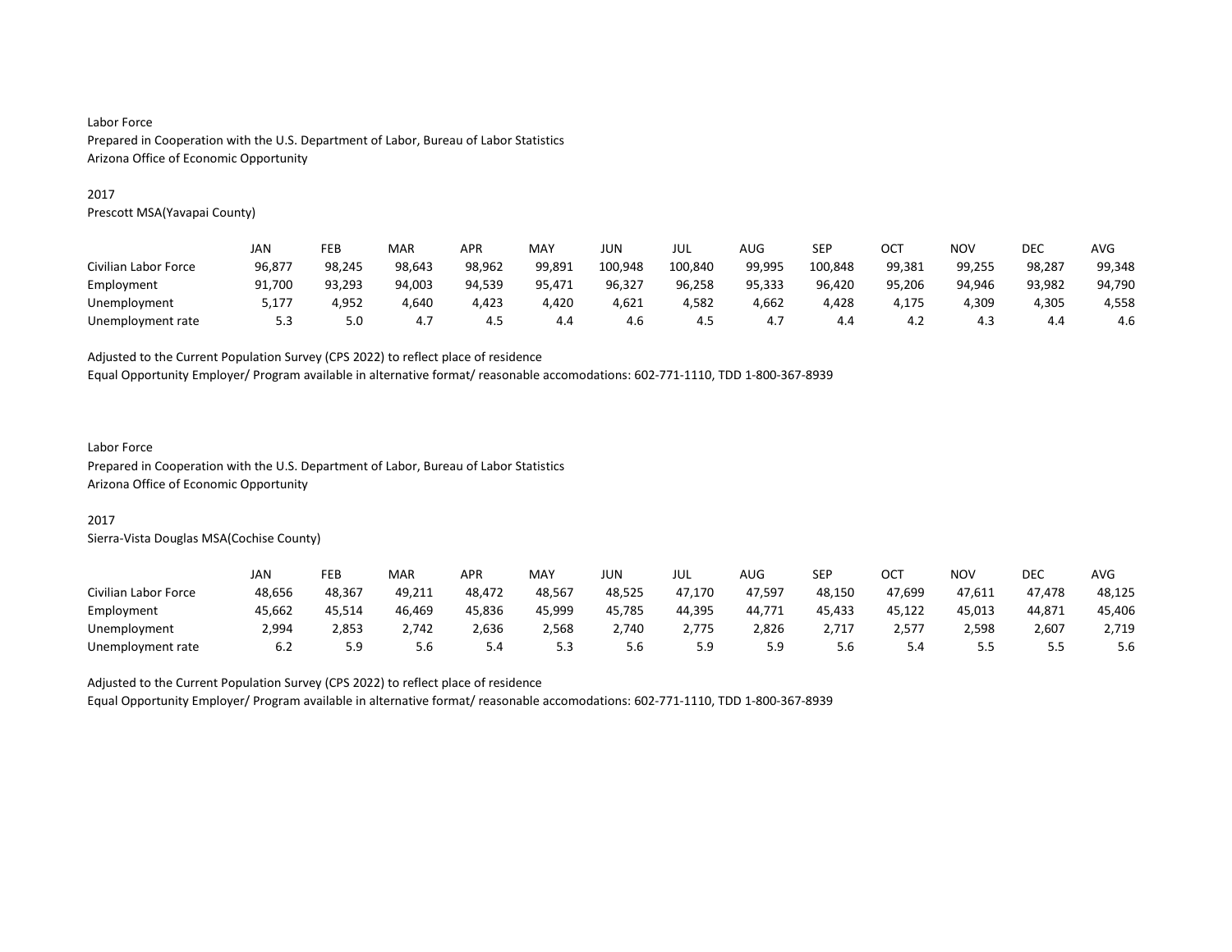Labor Force
Prepared in Cooperation with the U.S. Department of Labor, Bureau of Labor Statistics
Arizona Office of Economic Opportunity

2017
Prescott MSA(Yavapai County)

| | JAN | FEB | MAR | APR | MAY | JUN | JUL | AUG | SEP | OCT | NOV | DEC | AVG |
|---|---|---|---|---|---|---|---|---|---|---|---|---|---|
| Civilian Labor Force | 96,877 | 98,245 | 98,643 | 98,962 | 99,891 | 100,948 | 100,840 | 99,995 | 100,848 | 99,381 | 99,255 | 98,287 | 99,348 |
| Employment | 91,700 | 93,293 | 94,003 | 94,539 | 95,471 | 96,327 | 96,258 | 95,333 | 96,420 | 95,206 | 94,946 | 93,982 | 94,790 |
| Unemployment | 5,177 | 4,952 | 4,640 | 4,423 | 4,420 | 4,621 | 4,582 | 4,662 | 4,428 | 4,175 | 4,309 | 4,305 | 4,558 |
| Unemployment rate | 5.3 | 5.0 | 4.7 | 4.5 | 4.4 | 4.6 | 4.5 | 4.7 | 4.4 | 4.2 | 4.3 | 4.4 | 4.6 |

Adjusted to the Current Population Survey (CPS 2022) to reflect place of residence
Equal Opportunity Employer/ Program available in alternative format/ reasonable accomodations: 602-771-1110, TDD 1-800-367-8939

Labor Force
Prepared in Cooperation with the U.S. Department of Labor, Bureau of Labor Statistics
Arizona Office of Economic Opportunity

2017
Sierra-Vista Douglas MSA(Cochise County)

| | JAN | FEB | MAR | APR | MAY | JUN | JUL | AUG | SEP | OCT | NOV | DEC | AVG |
|---|---|---|---|---|---|---|---|---|---|---|---|---|---|
| Civilian Labor Force | 48,656 | 48,367 | 49,211 | 48,472 | 48,567 | 48,525 | 47,170 | 47,597 | 48,150 | 47,699 | 47,611 | 47,478 | 48,125 |
| Employment | 45,662 | 45,514 | 46,469 | 45,836 | 45,999 | 45,785 | 44,395 | 44,771 | 45,433 | 45,122 | 45,013 | 44,871 | 45,406 |
| Unemployment | 2,994 | 2,853 | 2,742 | 2,636 | 2,568 | 2,740 | 2,775 | 2,826 | 2,717 | 2,577 | 2,598 | 2,607 | 2,719 |
| Unemployment rate | 6.2 | 5.9 | 5.6 | 5.4 | 5.3 | 5.6 | 5.9 | 5.9 | 5.6 | 5.4 | 5.5 | 5.5 | 5.6 |

Adjusted to the Current Population Survey (CPS 2022) to reflect place of residence
Equal Opportunity Employer/ Program available in alternative format/ reasonable accomodations: 602-771-1110, TDD 1-800-367-8939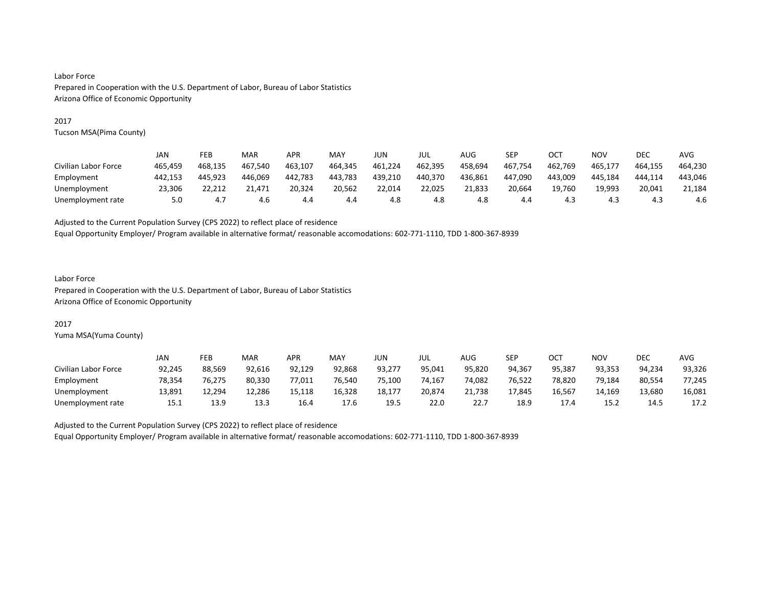Labor Force
Prepared in Cooperation with the U.S. Department of Labor, Bureau of Labor Statistics
Arizona Office of Economic Opportunity

2017
Tucson MSA(Pima County)

| | JAN | FEB | MAR | APR | MAY | JUN | JUL | AUG | SEP | OCT | NOV | DEC | AVG |
|---|---|---|---|---|---|---|---|---|---|---|---|---|---|
| Civilian Labor Force | 465,459 | 468,135 | 467,540 | 463,107 | 464,345 | 461,224 | 462,395 | 458,694 | 467,754 | 462,769 | 465,177 | 464,155 | 464,230 |
| Employment | 442,153 | 445,923 | 446,069 | 442,783 | 443,783 | 439,210 | 440,370 | 436,861 | 447,090 | 443,009 | 445,184 | 444,114 | 443,046 |
| Unemployment | 23,306 | 22,212 | 21,471 | 20,324 | 20,562 | 22,014 | 22,025 | 21,833 | 20,664 | 19,760 | 19,993 | 20,041 | 21,184 |
| Unemployment rate | 5.0 | 4.7 | 4.6 | 4.4 | 4.4 | 4.8 | 4.8 | 4.8 | 4.4 | 4.3 | 4.3 | 4.3 | 4.6 |

Adjusted to the Current Population Survey (CPS 2022) to reflect place of residence
Equal Opportunity Employer/ Program available in alternative format/ reasonable accomodations: 602-771-1110, TDD 1-800-367-8939

Labor Force
Prepared in Cooperation with the U.S. Department of Labor, Bureau of Labor Statistics
Arizona Office of Economic Opportunity

2017
Yuma MSA(Yuma County)

| | JAN | FEB | MAR | APR | MAY | JUN | JUL | AUG | SEP | OCT | NOV | DEC | AVG |
|---|---|---|---|---|---|---|---|---|---|---|---|---|---|
| Civilian Labor Force | 92,245 | 88,569 | 92,616 | 92,129 | 92,868 | 93,277 | 95,041 | 95,820 | 94,367 | 95,387 | 93,353 | 94,234 | 93,326 |
| Employment | 78,354 | 76,275 | 80,330 | 77,011 | 76,540 | 75,100 | 74,167 | 74,082 | 76,522 | 78,820 | 79,184 | 80,554 | 77,245 |
| Unemployment | 13,891 | 12,294 | 12,286 | 15,118 | 16,328 | 18,177 | 20,874 | 21,738 | 17,845 | 16,567 | 14,169 | 13,680 | 16,081 |
| Unemployment rate | 15.1 | 13.9 | 13.3 | 16.4 | 17.6 | 19.5 | 22.0 | 22.7 | 18.9 | 17.4 | 15.2 | 14.5 | 17.2 |

Adjusted to the Current Population Survey (CPS 2022) to reflect place of residence
Equal Opportunity Employer/ Program available in alternative format/ reasonable accomodations: 602-771-1110, TDD 1-800-367-8939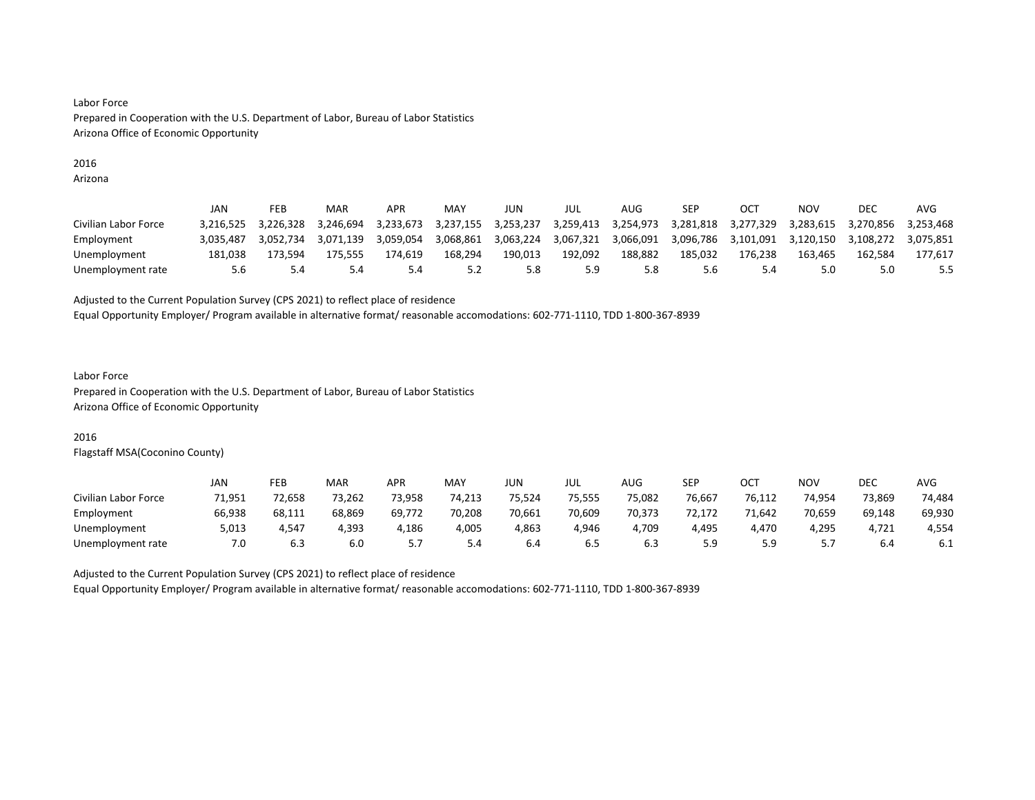Labor Force
Prepared in Cooperation with the U.S. Department of Labor, Bureau of Labor Statistics
Arizona Office of Economic Opportunity

2016
Arizona

| | JAN | FEB | MAR | APR | MAY | JUN | JUL | AUG | SEP | OCT | NOV | DEC | AVG |
|---|---|---|---|---|---|---|---|---|---|---|---|---|---|
| Civilian Labor Force | 3,216,525 | 3,226,328 | 3,246,694 | 3,233,673 | 3,237,155 | 3,253,237 | 3,259,413 | 3,254,973 | 3,281,818 | 3,277,329 | 3,283,615 | 3,270,856 | 3,253,468 |
| Employment | 3,035,487 | 3,052,734 | 3,071,139 | 3,059,054 | 3,068,861 | 3,063,224 | 3,067,321 | 3,066,091 | 3,096,786 | 3,101,091 | 3,120,150 | 3,108,272 | 3,075,851 |
| Unemployment | 181,038 | 173,594 | 175,555 | 174,619 | 168,294 | 190,013 | 192,092 | 188,882 | 185,032 | 176,238 | 163,465 | 162,584 | 177,617 |
| Unemployment rate | 5.6 | 5.4 | 5.4 | 5.4 | 5.2 | 5.8 | 5.9 | 5.8 | 5.6 | 5.4 | 5.0 | 5.0 | 5.5 |

Adjusted to the Current Population Survey (CPS 2021) to reflect place of residence
Equal Opportunity Employer/ Program available in alternative format/ reasonable accomodations: 602-771-1110, TDD 1-800-367-8939

Labor Force
Prepared in Cooperation with the U.S. Department of Labor, Bureau of Labor Statistics
Arizona Office of Economic Opportunity

2016
Flagstaff MSA(Coconino County)

| | JAN | FEB | MAR | APR | MAY | JUN | JUL | AUG | SEP | OCT | NOV | DEC | AVG |
|---|---|---|---|---|---|---|---|---|---|---|---|---|---|
| Civilian Labor Force | 71,951 | 72,658 | 73,262 | 73,958 | 74,213 | 75,524 | 75,555 | 75,082 | 76,667 | 76,112 | 74,954 | 73,869 | 74,484 |
| Employment | 66,938 | 68,111 | 68,869 | 69,772 | 70,208 | 70,661 | 70,609 | 70,373 | 72,172 | 71,642 | 70,659 | 69,148 | 69,930 |
| Unemployment | 5,013 | 4,547 | 4,393 | 4,186 | 4,005 | 4,863 | 4,946 | 4,709 | 4,495 | 4,470 | 4,295 | 4,721 | 4,554 |
| Unemployment rate | 7.0 | 6.3 | 6.0 | 5.7 | 5.4 | 6.4 | 6.5 | 6.3 | 5.9 | 5.9 | 5.7 | 6.4 | 6.1 |

Adjusted to the Current Population Survey (CPS 2021) to reflect place of residence
Equal Opportunity Employer/ Program available in alternative format/ reasonable accomodations: 602-771-1110, TDD 1-800-367-8939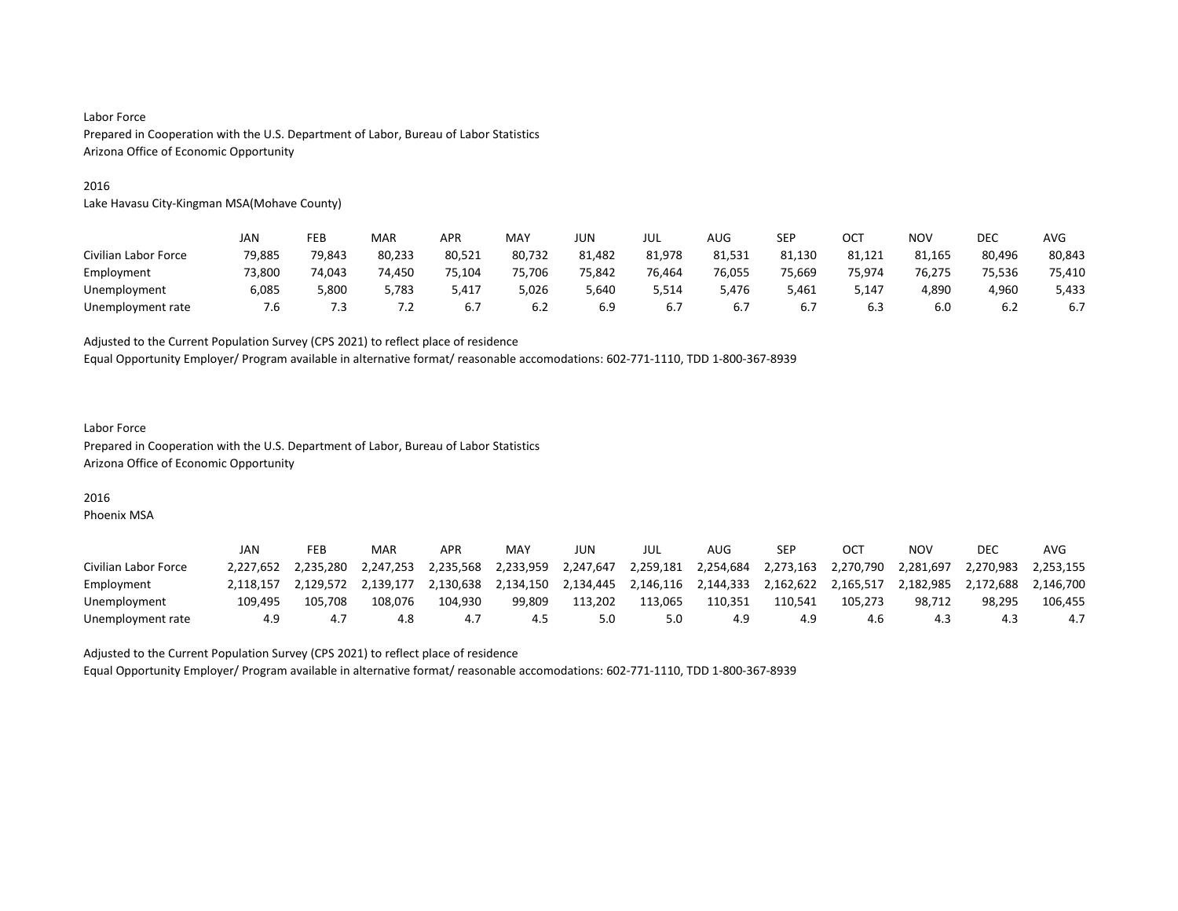Labor Force
Prepared in Cooperation with the U.S. Department of Labor, Bureau of Labor Statistics
Arizona Office of Economic Opportunity

2016
Lake Havasu City-Kingman MSA(Mohave County)

| | JAN | FEB | MAR | APR | MAY | JUN | JUL | AUG | SEP | OCT | NOV | DEC | AVG |
|---|---|---|---|---|---|---|---|---|---|---|---|---|---|
| Civilian Labor Force | 79,885 | 79,843 | 80,233 | 80,521 | 80,732 | 81,482 | 81,978 | 81,531 | 81,130 | 81,121 | 81,165 | 80,496 | 80,843 |
| Employment | 73,800 | 74,043 | 74,450 | 75,104 | 75,706 | 75,842 | 76,464 | 76,055 | 75,669 | 75,974 | 76,275 | 75,536 | 75,410 |
| Unemployment | 6,085 | 5,800 | 5,783 | 5,417 | 5,026 | 5,640 | 5,514 | 5,476 | 5,461 | 5,147 | 4,890 | 4,960 | 5,433 |
| Unemployment rate | 7.6 | 7.3 | 7.2 | 6.7 | 6.2 | 6.9 | 6.7 | 6.7 | 6.7 | 6.3 | 6.0 | 6.2 | 6.7 |

Adjusted to the Current Population Survey (CPS 2021) to reflect place of residence
Equal Opportunity Employer/ Program available in alternative format/ reasonable accomodations: 602-771-1110, TDD 1-800-367-8939

Labor Force
Prepared in Cooperation with the U.S. Department of Labor, Bureau of Labor Statistics
Arizona Office of Economic Opportunity

2016
Phoenix MSA

| | JAN | FEB | MAR | APR | MAY | JUN | JUL | AUG | SEP | OCT | NOV | DEC | AVG |
|---|---|---|---|---|---|---|---|---|---|---|---|---|---|
| Civilian Labor Force | 2,227,652 | 2,235,280 | 2,247,253 | 2,235,568 | 2,233,959 | 2,247,647 | 2,259,181 | 2,254,684 | 2,273,163 | 2,270,790 | 2,281,697 | 2,270,983 | 2,253,155 |
| Employment | 2,118,157 | 2,129,572 | 2,139,177 | 2,130,638 | 2,134,150 | 2,134,445 | 2,146,116 | 2,144,333 | 2,162,622 | 2,165,517 | 2,182,985 | 2,172,688 | 2,146,700 |
| Unemployment | 109,495 | 105,708 | 108,076 | 104,930 | 99,809 | 113,202 | 113,065 | 110,351 | 110,541 | 105,273 | 98,712 | 98,295 | 106,455 |
| Unemployment rate | 4.9 | 4.7 | 4.8 | 4.7 | 4.5 | 5.0 | 5.0 | 4.9 | 4.9 | 4.6 | 4.3 | 4.3 | 4.7 |

Adjusted to the Current Population Survey (CPS 2021) to reflect place of residence
Equal Opportunity Employer/ Program available in alternative format/ reasonable accomodations: 602-771-1110, TDD 1-800-367-8939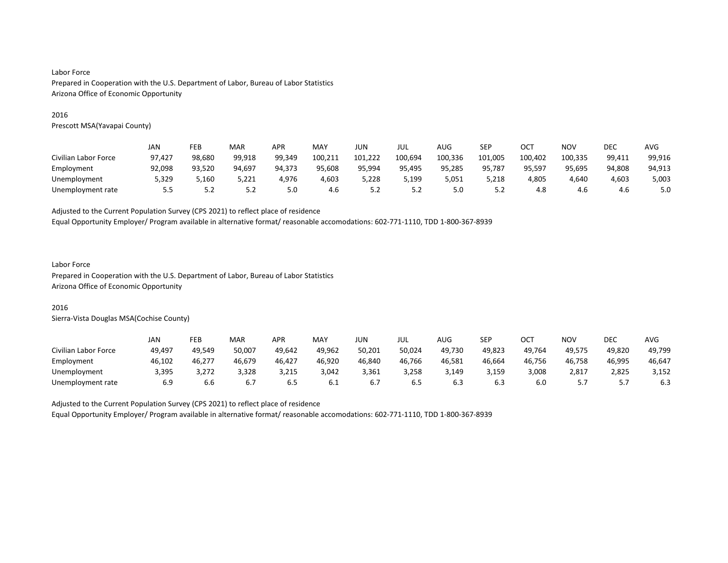Labor Force
Prepared in Cooperation with the U.S. Department of Labor, Bureau of Labor Statistics
Arizona Office of Economic Opportunity

2016
Prescott MSA(Yavapai County)

| | JAN | FEB | MAR | APR | MAY | JUN | JUL | AUG | SEP | OCT | NOV | DEC | AVG |
|---|---|---|---|---|---|---|---|---|---|---|---|---|---|
| Civilian Labor Force | 97,427 | 98,680 | 99,918 | 99,349 | 100,211 | 101,222 | 100,694 | 100,336 | 101,005 | 100,402 | 100,335 | 99,411 | 99,916 |
| Employment | 92,098 | 93,520 | 94,697 | 94,373 | 95,608 | 95,994 | 95,495 | 95,285 | 95,787 | 95,597 | 95,695 | 94,808 | 94,913 |
| Unemployment | 5,329 | 5,160 | 5,221 | 4,976 | 4,603 | 5,228 | 5,199 | 5,051 | 5,218 | 4,805 | 4,640 | 4,603 | 5,003 |
| Unemployment rate | 5.5 | 5.2 | 5.2 | 5.0 | 4.6 | 5.2 | 5.2 | 5.0 | 5.2 | 4.8 | 4.6 | 4.6 | 5.0 |

Adjusted to the Current Population Survey (CPS 2021) to reflect place of residence
Equal Opportunity Employer/ Program available in alternative format/ reasonable accomodations: 602-771-1110, TDD 1-800-367-8939

Labor Force
Prepared in Cooperation with the U.S. Department of Labor, Bureau of Labor Statistics
Arizona Office of Economic Opportunity

2016
Sierra-Vista Douglas MSA(Cochise County)

| | JAN | FEB | MAR | APR | MAY | JUN | JUL | AUG | SEP | OCT | NOV | DEC | AVG |
|---|---|---|---|---|---|---|---|---|---|---|---|---|---|
| Civilian Labor Force | 49,497 | 49,549 | 50,007 | 49,642 | 49,962 | 50,201 | 50,024 | 49,730 | 49,823 | 49,764 | 49,575 | 49,820 | 49,799 |
| Employment | 46,102 | 46,277 | 46,679 | 46,427 | 46,920 | 46,840 | 46,766 | 46,581 | 46,664 | 46,756 | 46,758 | 46,995 | 46,647 |
| Unemployment | 3,395 | 3,272 | 3,328 | 3,215 | 3,042 | 3,361 | 3,258 | 3,149 | 3,159 | 3,008 | 2,817 | 2,825 | 3,152 |
| Unemployment rate | 6.9 | 6.6 | 6.7 | 6.5 | 6.1 | 6.7 | 6.5 | 6.3 | 6.3 | 6.0 | 5.7 | 5.7 | 6.3 |

Adjusted to the Current Population Survey (CPS 2021) to reflect place of residence
Equal Opportunity Employer/ Program available in alternative format/ reasonable accomodations: 602-771-1110, TDD 1-800-367-8939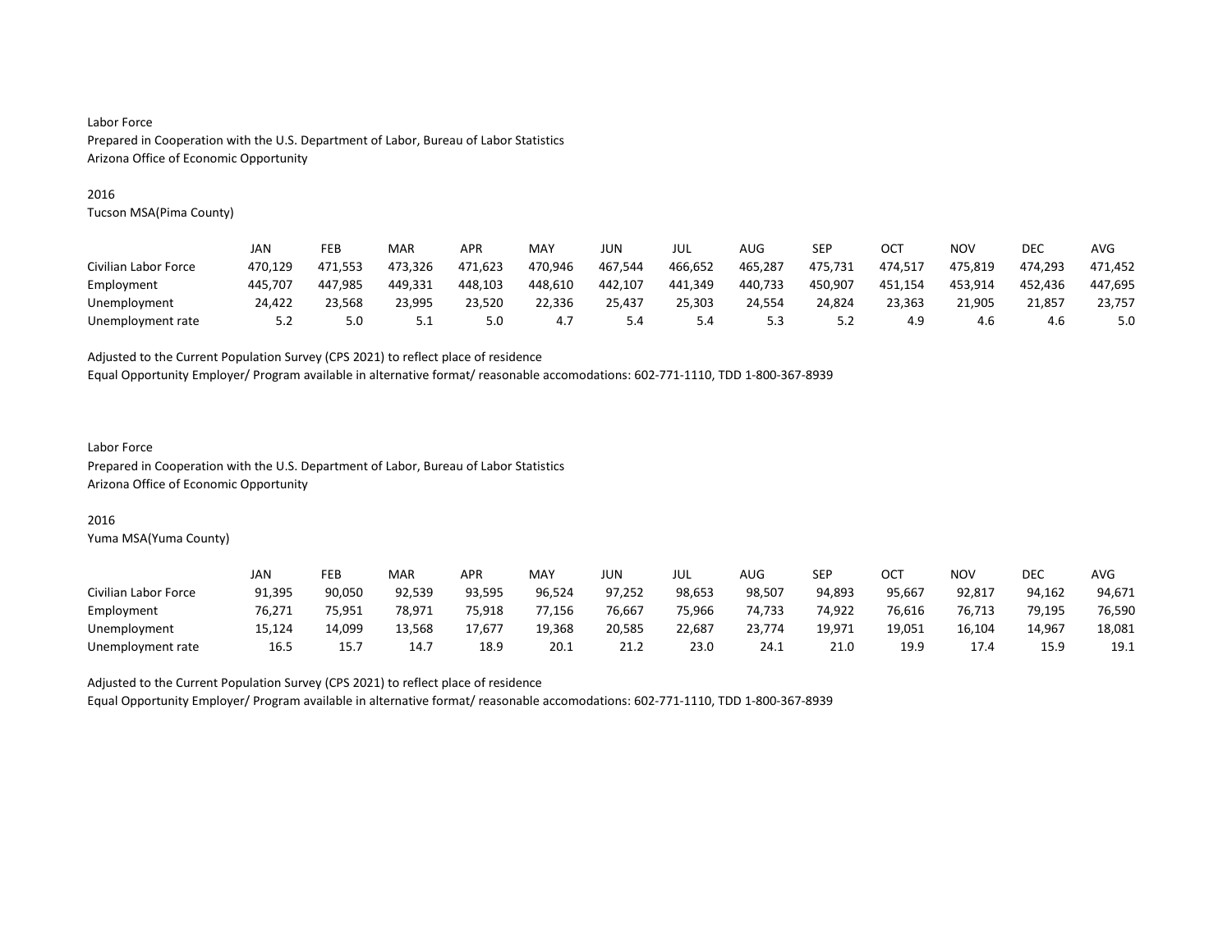Labor Force

Prepared in Cooperation with the U.S. Department of Labor, Bureau of Labor Statistics

Arizona Office of Economic Opportunity

2016

Tucson MSA(Pima County)

| | JAN | FEB | MAR | APR | MAY | JUN | JUL | AUG | SEP | OCT | NOV | DEC | AVG |
|---|---|---|---|---|---|---|---|---|---|---|---|---|---|
| Civilian Labor Force | 470,129 | 471,553 | 473,326 | 471,623 | 470,946 | 467,544 | 466,652 | 465,287 | 475,731 | 474,517 | 475,819 | 474,293 | 471,452 |
| Employment | 445,707 | 447,985 | 449,331 | 448,103 | 448,610 | 442,107 | 441,349 | 440,733 | 450,907 | 451,154 | 453,914 | 452,436 | 447,695 |
| Unemployment | 24,422 | 23,568 | 23,995 | 23,520 | 22,336 | 25,437 | 25,303 | 24,554 | 24,824 | 23,363 | 21,905 | 21,857 | 23,757 |
| Unemployment rate | 5.2 | 5.0 | 5.1 | 5.0 | 4.7 | 5.4 | 5.4 | 5.3 | 5.2 | 4.9 | 4.6 | 4.6 | 5.0 |

Adjusted to the Current Population Survey (CPS 2021) to reflect place of residence

Equal Opportunity Employer/ Program available in alternative format/ reasonable accomodations: 602-771-1110, TDD 1-800-367-8939

Labor Force

Prepared in Cooperation with the U.S. Department of Labor, Bureau of Labor Statistics

Arizona Office of Economic Opportunity

2016

Yuma MSA(Yuma County)

| | JAN | FEB | MAR | APR | MAY | JUN | JUL | AUG | SEP | OCT | NOV | DEC | AVG |
|---|---|---|---|---|---|---|---|---|---|---|---|---|---|
| Civilian Labor Force | 91,395 | 90,050 | 92,539 | 93,595 | 96,524 | 97,252 | 98,653 | 98,507 | 94,893 | 95,667 | 92,817 | 94,162 | 94,671 |
| Employment | 76,271 | 75,951 | 78,971 | 75,918 | 77,156 | 76,667 | 75,966 | 74,733 | 74,922 | 76,616 | 76,713 | 79,195 | 76,590 |
| Unemployment | 15,124 | 14,099 | 13,568 | 17,677 | 19,368 | 20,585 | 22,687 | 23,774 | 19,971 | 19,051 | 16,104 | 14,967 | 18,081 |
| Unemployment rate | 16.5 | 15.7 | 14.7 | 18.9 | 20.1 | 21.2 | 23.0 | 24.1 | 21.0 | 19.9 | 17.4 | 15.9 | 19.1 |

Adjusted to the Current Population Survey (CPS 2021) to reflect place of residence

Equal Opportunity Employer/ Program available in alternative format/ reasonable accomodations: 602-771-1110, TDD 1-800-367-8939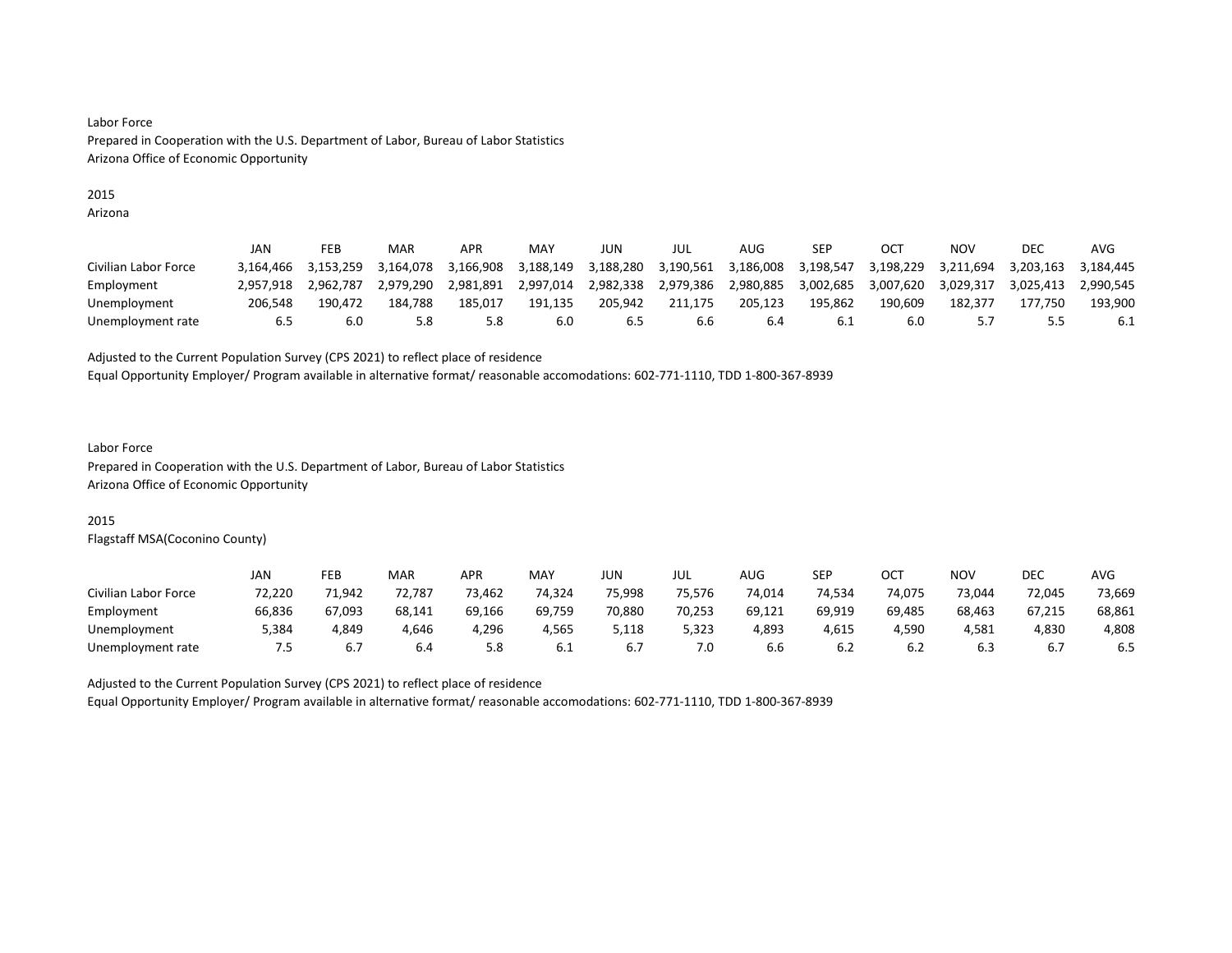Labor Force
Prepared in Cooperation with the U.S. Department of Labor, Bureau of Labor Statistics
Arizona Office of Economic Opportunity

2015
Arizona

| | JAN | FEB | MAR | APR | MAY | JUN | JUL | AUG | SEP | OCT | NOV | DEC | AVG |
|---|---|---|---|---|---|---|---|---|---|---|---|---|---|
| Civilian Labor Force | 3,164,466 | 3,153,259 | 3,164,078 | 3,166,908 | 3,188,149 | 3,188,280 | 3,190,561 | 3,186,008 | 3,198,547 | 3,198,229 | 3,211,694 | 3,203,163 | 3,184,445 |
| Employment | 2,957,918 | 2,962,787 | 2,979,290 | 2,981,891 | 2,997,014 | 2,982,338 | 2,979,386 | 2,980,885 | 3,002,685 | 3,007,620 | 3,029,317 | 3,025,413 | 2,990,545 |
| Unemployment | 206,548 | 190,472 | 184,788 | 185,017 | 191,135 | 205,942 | 211,175 | 205,123 | 195,862 | 190,609 | 182,377 | 177,750 | 193,900 |
| Unemployment rate | 6.5 | 6.0 | 5.8 | 5.8 | 6.0 | 6.5 | 6.6 | 6.4 | 6.1 | 6.0 | 5.7 | 5.5 | 6.1 |

Adjusted to the Current Population Survey (CPS 2021) to reflect place of residence
Equal Opportunity Employer/ Program available in alternative format/ reasonable accomodations: 602-771-1110, TDD 1-800-367-8939

Labor Force
Prepared in Cooperation with the U.S. Department of Labor, Bureau of Labor Statistics
Arizona Office of Economic Opportunity

2015
Flagstaff MSA(Coconino County)

| | JAN | FEB | MAR | APR | MAY | JUN | JUL | AUG | SEP | OCT | NOV | DEC | AVG |
|---|---|---|---|---|---|---|---|---|---|---|---|---|---|
| Civilian Labor Force | 72,220 | 71,942 | 72,787 | 73,462 | 74,324 | 75,998 | 75,576 | 74,014 | 74,534 | 74,075 | 73,044 | 72,045 | 73,669 |
| Employment | 66,836 | 67,093 | 68,141 | 69,166 | 69,759 | 70,880 | 70,253 | 69,121 | 69,919 | 69,485 | 68,463 | 67,215 | 68,861 |
| Unemployment | 5,384 | 4,849 | 4,646 | 4,296 | 4,565 | 5,118 | 5,323 | 4,893 | 4,615 | 4,590 | 4,581 | 4,830 | 4,808 |
| Unemployment rate | 7.5 | 6.7 | 6.4 | 5.8 | 6.1 | 6.7 | 7.0 | 6.6 | 6.2 | 6.2 | 6.3 | 6.7 | 6.5 |

Adjusted to the Current Population Survey (CPS 2021) to reflect place of residence
Equal Opportunity Employer/ Program available in alternative format/ reasonable accomodations: 602-771-1110, TDD 1-800-367-8939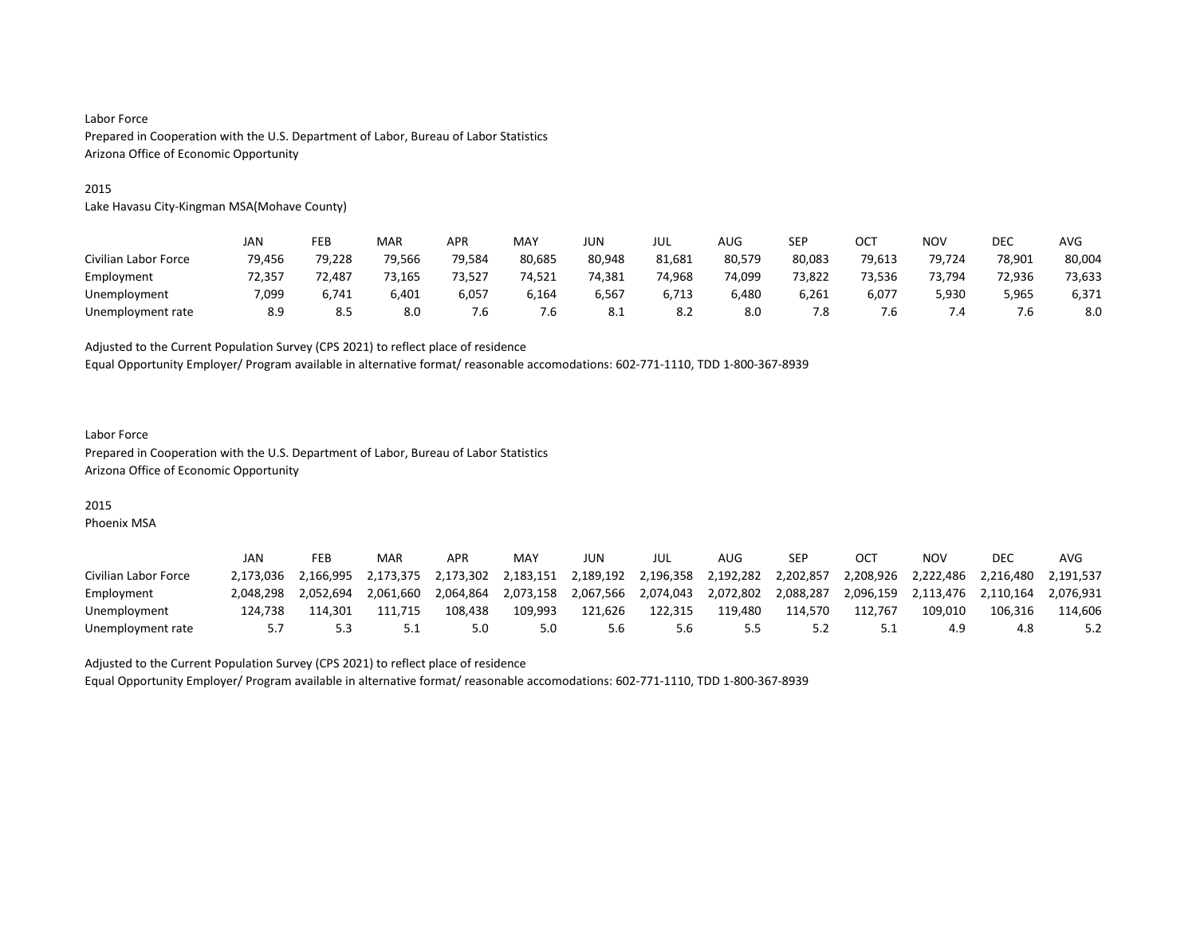Labor Force
Prepared in Cooperation with the U.S. Department of Labor, Bureau of Labor Statistics
Arizona Office of Economic Opportunity

2015
Lake Havasu City-Kingman MSA(Mohave County)

| | JAN | FEB | MAR | APR | MAY | JUN | JUL | AUG | SEP | OCT | NOV | DEC | AVG |
|---|---|---|---|---|---|---|---|---|---|---|---|---|---|
| Civilian Labor Force | 79,456 | 79,228 | 79,566 | 79,584 | 80,685 | 80,948 | 81,681 | 80,579 | 80,083 | 79,613 | 79,724 | 78,901 | 80,004 |
| Employment | 72,357 | 72,487 | 73,165 | 73,527 | 74,521 | 74,381 | 74,968 | 74,099 | 73,822 | 73,536 | 73,794 | 72,936 | 73,633 |
| Unemployment | 7,099 | 6,741 | 6,401 | 6,057 | 6,164 | 6,567 | 6,713 | 6,480 | 6,261 | 6,077 | 5,930 | 5,965 | 6,371 |
| Unemployment rate | 8.9 | 8.5 | 8.0 | 7.6 | 7.6 | 8.1 | 8.2 | 8.0 | 7.8 | 7.6 | 7.4 | 7.6 | 8.0 |

Adjusted to the Current Population Survey (CPS 2021) to reflect place of residence
Equal Opportunity Employer/ Program available in alternative format/ reasonable accomodations: 602-771-1110, TDD 1-800-367-8939

Labor Force
Prepared in Cooperation with the U.S. Department of Labor, Bureau of Labor Statistics
Arizona Office of Economic Opportunity

2015
Phoenix MSA

| | JAN | FEB | MAR | APR | MAY | JUN | JUL | AUG | SEP | OCT | NOV | DEC | AVG |
|---|---|---|---|---|---|---|---|---|---|---|---|---|---|
| Civilian Labor Force | 2,173,036 | 2,166,995 | 2,173,375 | 2,173,302 | 2,183,151 | 2,189,192 | 2,196,358 | 2,192,282 | 2,202,857 | 2,208,926 | 2,222,486 | 2,216,480 | 2,191,537 |
| Employment | 2,048,298 | 2,052,694 | 2,061,660 | 2,064,864 | 2,073,158 | 2,067,566 | 2,074,043 | 2,072,802 | 2,088,287 | 2,096,159 | 2,113,476 | 2,110,164 | 2,076,931 |
| Unemployment | 124,738 | 114,301 | 111,715 | 108,438 | 109,993 | 121,626 | 122,315 | 119,480 | 114,570 | 112,767 | 109,010 | 106,316 | 114,606 |
| Unemployment rate | 5.7 | 5.3 | 5.1 | 5.0 | 5.0 | 5.6 | 5.6 | 5.5 | 5.2 | 5.1 | 4.9 | 4.8 | 5.2 |

Adjusted to the Current Population Survey (CPS 2021) to reflect place of residence
Equal Opportunity Employer/ Program available in alternative format/ reasonable accomodations: 602-771-1110, TDD 1-800-367-8939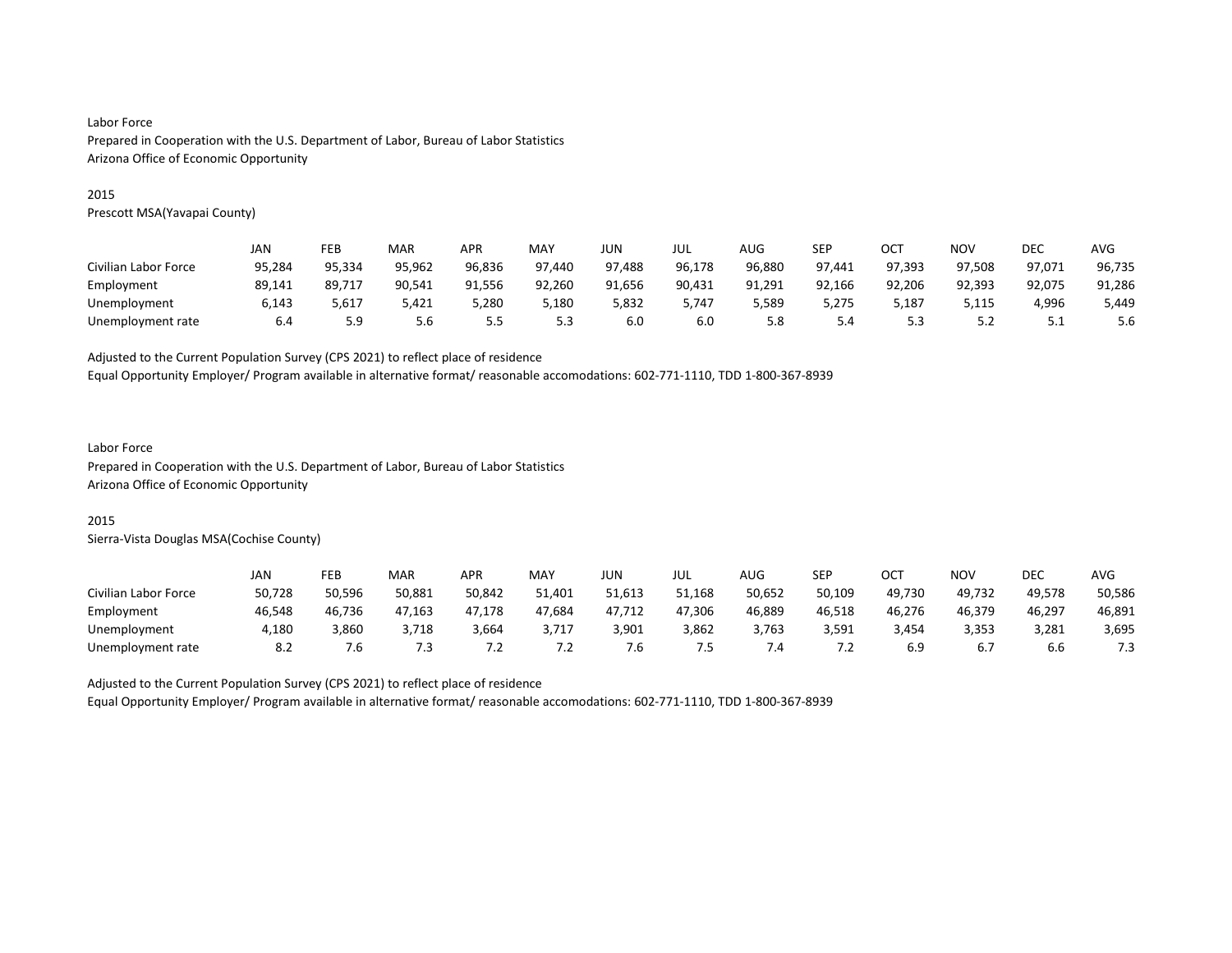Labor Force
Prepared in Cooperation with the U.S. Department of Labor, Bureau of Labor Statistics
Arizona Office of Economic Opportunity

2015
Prescott MSA(Yavapai County)

| | JAN | FEB | MAR | APR | MAY | JUN | JUL | AUG | SEP | OCT | NOV | DEC | AVG |
|---|---|---|---|---|---|---|---|---|---|---|---|---|---|
| Civilian Labor Force | 95,284 | 95,334 | 95,962 | 96,836 | 97,440 | 97,488 | 96,178 | 96,880 | 97,441 | 97,393 | 97,508 | 97,071 | 96,735 |
| Employment | 89,141 | 89,717 | 90,541 | 91,556 | 92,260 | 91,656 | 90,431 | 91,291 | 92,166 | 92,206 | 92,393 | 92,075 | 91,286 |
| Unemployment | 6,143 | 5,617 | 5,421 | 5,280 | 5,180 | 5,832 | 5,747 | 5,589 | 5,275 | 5,187 | 5,115 | 4,996 | 5,449 |
| Unemployment rate | 6.4 | 5.9 | 5.6 | 5.5 | 5.3 | 6.0 | 6.0 | 5.8 | 5.4 | 5.3 | 5.2 | 5.1 | 5.6 |

Adjusted to the Current Population Survey (CPS 2021) to reflect place of residence
Equal Opportunity Employer/ Program available in alternative format/ reasonable accomodations: 602-771-1110, TDD 1-800-367-8939

Labor Force
Prepared in Cooperation with the U.S. Department of Labor, Bureau of Labor Statistics
Arizona Office of Economic Opportunity

2015
Sierra-Vista Douglas MSA(Cochise County)

| | JAN | FEB | MAR | APR | MAY | JUN | JUL | AUG | SEP | OCT | NOV | DEC | AVG |
|---|---|---|---|---|---|---|---|---|---|---|---|---|---|
| Civilian Labor Force | 50,728 | 50,596 | 50,881 | 50,842 | 51,401 | 51,613 | 51,168 | 50,652 | 50,109 | 49,730 | 49,732 | 49,578 | 50,586 |
| Employment | 46,548 | 46,736 | 47,163 | 47,178 | 47,684 | 47,712 | 47,306 | 46,889 | 46,518 | 46,276 | 46,379 | 46,297 | 46,891 |
| Unemployment | 4,180 | 3,860 | 3,718 | 3,664 | 3,717 | 3,901 | 3,862 | 3,763 | 3,591 | 3,454 | 3,353 | 3,281 | 3,695 |
| Unemployment rate | 8.2 | 7.6 | 7.3 | 7.2 | 7.2 | 7.6 | 7.5 | 7.4 | 7.2 | 6.9 | 6.7 | 6.6 | 7.3 |

Adjusted to the Current Population Survey (CPS 2021) to reflect place of residence
Equal Opportunity Employer/ Program available in alternative format/ reasonable accomodations: 602-771-1110, TDD 1-800-367-8939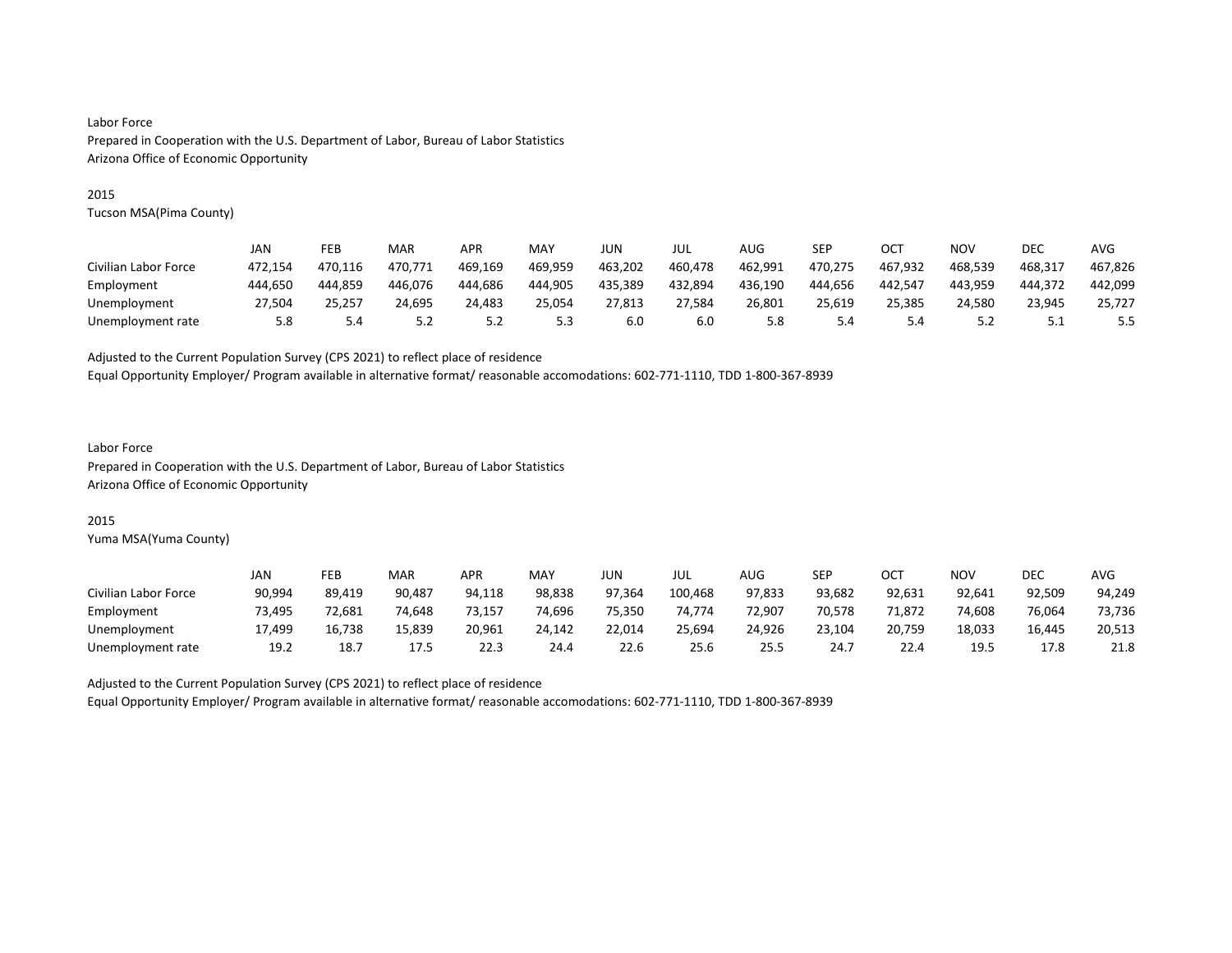Labor Force
Prepared in Cooperation with the U.S. Department of Labor, Bureau of Labor Statistics
Arizona Office of Economic Opportunity

2015
Tucson MSA(Pima County)

| | JAN | FEB | MAR | APR | MAY | JUN | JUL | AUG | SEP | OCT | NOV | DEC | AVG |
|---|---|---|---|---|---|---|---|---|---|---|---|---|---|
| Civilian Labor Force | 472,154 | 470,116 | 470,771 | 469,169 | 469,959 | 463,202 | 460,478 | 462,991 | 470,275 | 467,932 | 468,539 | 468,317 | 467,826 |
| Employment | 444,650 | 444,859 | 446,076 | 444,686 | 444,905 | 435,389 | 432,894 | 436,190 | 444,656 | 442,547 | 443,959 | 444,372 | 442,099 |
| Unemployment | 27,504 | 25,257 | 24,695 | 24,483 | 25,054 | 27,813 | 27,584 | 26,801 | 25,619 | 25,385 | 24,580 | 23,945 | 25,727 |
| Unemployment rate | 5.8 | 5.4 | 5.2 | 5.2 | 5.3 | 6.0 | 6.0 | 5.8 | 5.4 | 5.4 | 5.2 | 5.1 | 5.5 |

Adjusted to the Current Population Survey (CPS 2021) to reflect place of residence
Equal Opportunity Employer/ Program available in alternative format/ reasonable accomodations: 602-771-1110, TDD 1-800-367-8939

Labor Force
Prepared in Cooperation with the U.S. Department of Labor, Bureau of Labor Statistics
Arizona Office of Economic Opportunity

2015
Yuma MSA(Yuma County)

| | JAN | FEB | MAR | APR | MAY | JUN | JUL | AUG | SEP | OCT | NOV | DEC | AVG |
|---|---|---|---|---|---|---|---|---|---|---|---|---|---|
| Civilian Labor Force | 90,994 | 89,419 | 90,487 | 94,118 | 98,838 | 97,364 | 100,468 | 97,833 | 93,682 | 92,631 | 92,641 | 92,509 | 94,249 |
| Employment | 73,495 | 72,681 | 74,648 | 73,157 | 74,696 | 75,350 | 74,774 | 72,907 | 70,578 | 71,872 | 74,608 | 76,064 | 73,736 |
| Unemployment | 17,499 | 16,738 | 15,839 | 20,961 | 24,142 | 22,014 | 25,694 | 24,926 | 23,104 | 20,759 | 18,033 | 16,445 | 20,513 |
| Unemployment rate | 19.2 | 18.7 | 17.5 | 22.3 | 24.4 | 22.6 | 25.6 | 25.5 | 24.7 | 22.4 | 19.5 | 17.8 | 21.8 |

Adjusted to the Current Population Survey (CPS 2021) to reflect place of residence
Equal Opportunity Employer/ Program available in alternative format/ reasonable accomodations: 602-771-1110, TDD 1-800-367-8939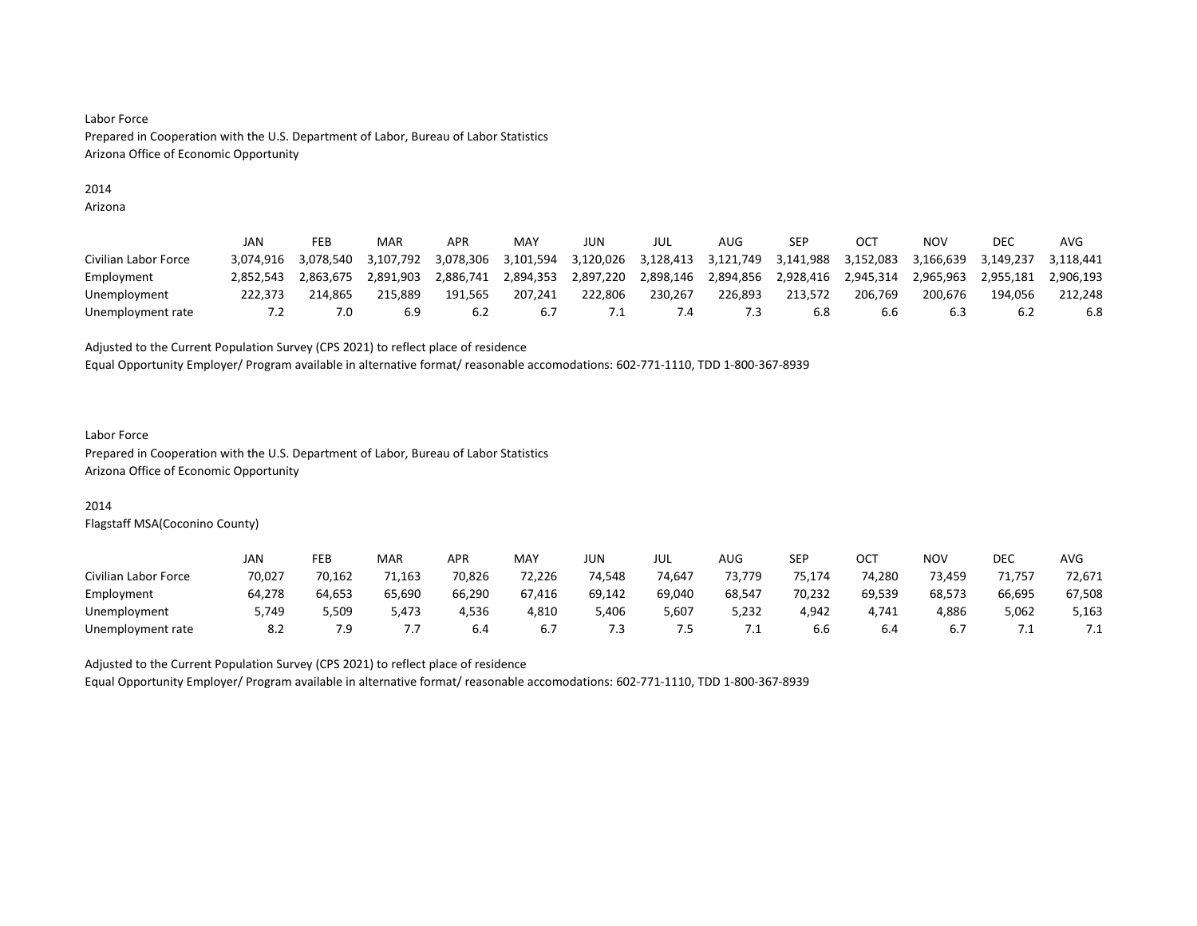Labor Force
Prepared in Cooperation with the U.S. Department of Labor, Bureau of Labor Statistics
Arizona Office of Economic Opportunity

2014
Arizona

| | JAN | FEB | MAR | APR | MAY | JUN | JUL | AUG | SEP | OCT | NOV | DEC | AVG |
|---|---|---|---|---|---|---|---|---|---|---|---|---|---|
| Civilian Labor Force | 3,074,916 | 3,078,540 | 3,107,792 | 3,078,306 | 3,101,594 | 3,120,026 | 3,128,413 | 3,121,749 | 3,141,988 | 3,152,083 | 3,166,639 | 3,149,237 | 3,118,441 |
| Employment | 2,852,543 | 2,863,675 | 2,891,903 | 2,886,741 | 2,894,353 | 2,897,220 | 2,898,146 | 2,894,856 | 2,928,416 | 2,945,314 | 2,965,963 | 2,955,181 | 2,906,193 |
| Unemployment | 222,373 | 214,865 | 215,889 | 191,565 | 207,241 | 222,806 | 230,267 | 226,893 | 213,572 | 206,769 | 200,676 | 194,056 | 212,248 |
| Unemployment rate | 7.2 | 7.0 | 6.9 | 6.2 | 6.7 | 7.1 | 7.4 | 7.3 | 6.8 | 6.6 | 6.3 | 6.2 | 6.8 |

Adjusted to the Current Population Survey (CPS 2021) to reflect place of residence
Equal Opportunity Employer/ Program available in alternative format/ reasonable accomodations: 602-771-1110, TDD 1-800-367-8939

Labor Force
Prepared in Cooperation with the U.S. Department of Labor, Bureau of Labor Statistics
Arizona Office of Economic Opportunity

2014
Flagstaff MSA(Coconino County)

| | JAN | FEB | MAR | APR | MAY | JUN | JUL | AUG | SEP | OCT | NOV | DEC | AVG |
|---|---|---|---|---|---|---|---|---|---|---|---|---|---|
| Civilian Labor Force | 70,027 | 70,162 | 71,163 | 70,826 | 72,226 | 74,548 | 74,647 | 73,779 | 75,174 | 74,280 | 73,459 | 71,757 | 72,671 |
| Employment | 64,278 | 64,653 | 65,690 | 66,290 | 67,416 | 69,142 | 69,040 | 68,547 | 70,232 | 69,539 | 68,573 | 66,695 | 67,508 |
| Unemployment | 5,749 | 5,509 | 5,473 | 4,536 | 4,810 | 5,406 | 5,607 | 5,232 | 4,942 | 4,741 | 4,886 | 5,062 | 5,163 |
| Unemployment rate | 8.2 | 7.9 | 7.7 | 6.4 | 6.7 | 7.3 | 7.5 | 7.1 | 6.6 | 6.4 | 6.7 | 7.1 | 7.1 |

Adjusted to the Current Population Survey (CPS 2021) to reflect place of residence
Equal Opportunity Employer/ Program available in alternative format/ reasonable accomodations: 602-771-1110, TDD 1-800-367-8939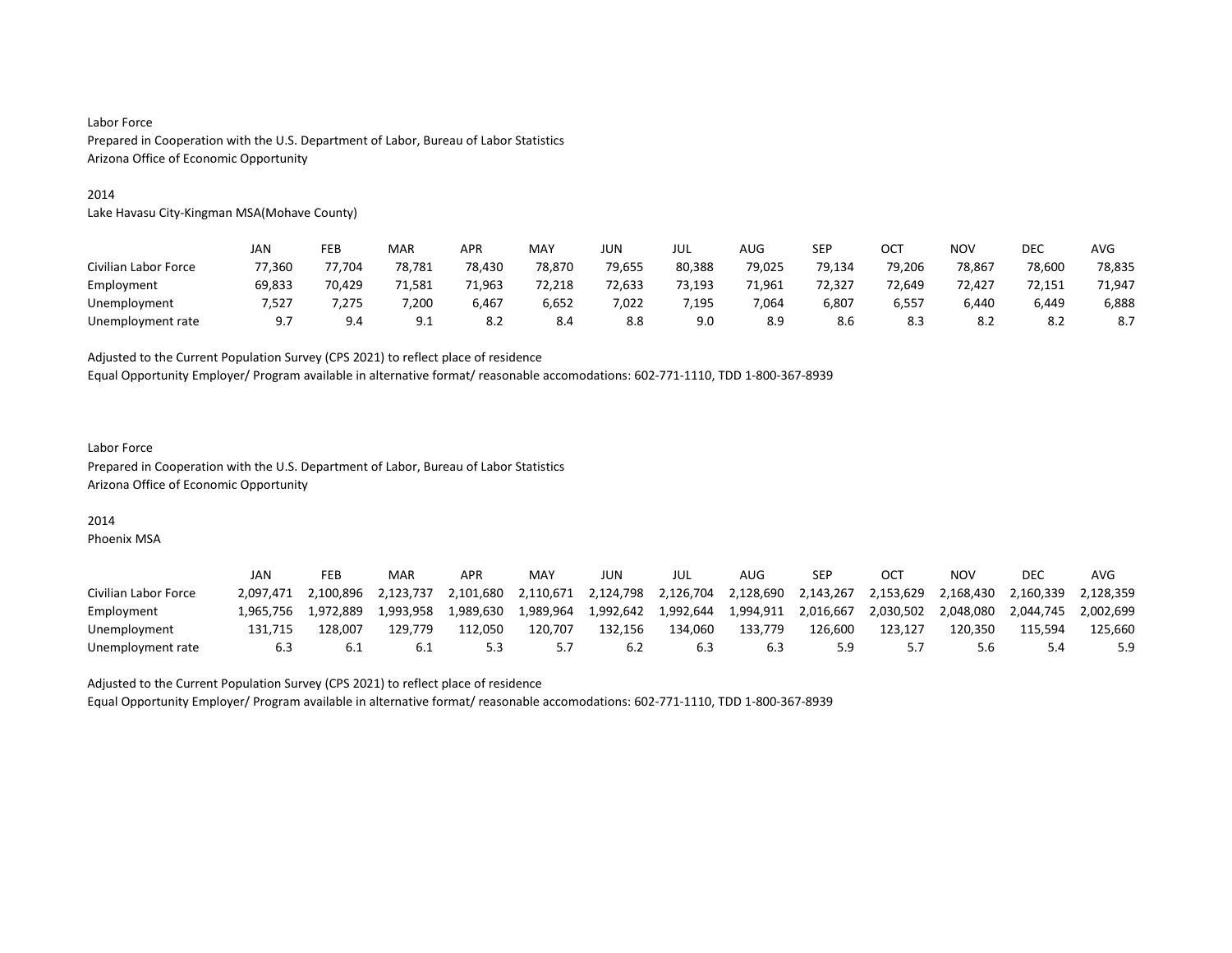Labor Force
Prepared in Cooperation with the U.S. Department of Labor, Bureau of Labor Statistics
Arizona Office of Economic Opportunity

2014
Lake Havasu City-Kingman MSA(Mohave County)

| | JAN | FEB | MAR | APR | MAY | JUN | JUL | AUG | SEP | OCT | NOV | DEC | AVG |
|---|---|---|---|---|---|---|---|---|---|---|---|---|---|
| Civilian Labor Force | 77,360 | 77,704 | 78,781 | 78,430 | 78,870 | 79,655 | 80,388 | 79,025 | 79,134 | 79,206 | 78,867 | 78,600 | 78,835 |
| Employment | 69,833 | 70,429 | 71,581 | 71,963 | 72,218 | 72,633 | 73,193 | 71,961 | 72,327 | 72,649 | 72,427 | 72,151 | 71,947 |
| Unemployment | 7,527 | 7,275 | 7,200 | 6,467 | 6,652 | 7,022 | 7,195 | 7,064 | 6,807 | 6,557 | 6,440 | 6,449 | 6,888 |
| Unemployment rate | 9.7 | 9.4 | 9.1 | 8.2 | 8.4 | 8.8 | 9.0 | 8.9 | 8.6 | 8.3 | 8.2 | 8.2 | 8.7 |

Adjusted to the Current Population Survey (CPS 2021) to reflect place of residence
Equal Opportunity Employer/ Program available in alternative format/ reasonable accomodations: 602-771-1110, TDD 1-800-367-8939

Labor Force
Prepared in Cooperation with the U.S. Department of Labor, Bureau of Labor Statistics
Arizona Office of Economic Opportunity

2014
Phoenix MSA

| | JAN | FEB | MAR | APR | MAY | JUN | JUL | AUG | SEP | OCT | NOV | DEC | AVG |
|---|---|---|---|---|---|---|---|---|---|---|---|---|---|
| Civilian Labor Force | 2,097,471 | 2,100,896 | 2,123,737 | 2,101,680 | 2,110,671 | 2,124,798 | 2,126,704 | 2,128,690 | 2,143,267 | 2,153,629 | 2,168,430 | 2,160,339 | 2,128,359 |
| Employment | 1,965,756 | 1,972,889 | 1,993,958 | 1,989,630 | 1,989,964 | 1,992,642 | 1,992,644 | 1,994,911 | 2,016,667 | 2,030,502 | 2,048,080 | 2,044,745 | 2,002,699 |
| Unemployment | 131,715 | 128,007 | 129,779 | 112,050 | 120,707 | 132,156 | 134,060 | 133,779 | 126,600 | 123,127 | 120,350 | 115,594 | 125,660 |
| Unemployment rate | 6.3 | 6.1 | 6.1 | 5.3 | 5.7 | 6.2 | 6.3 | 6.3 | 5.9 | 5.7 | 5.6 | 5.4 | 5.9 |

Adjusted to the Current Population Survey (CPS 2021) to reflect place of residence
Equal Opportunity Employer/ Program available in alternative format/ reasonable accomodations: 602-771-1110, TDD 1-800-367-8939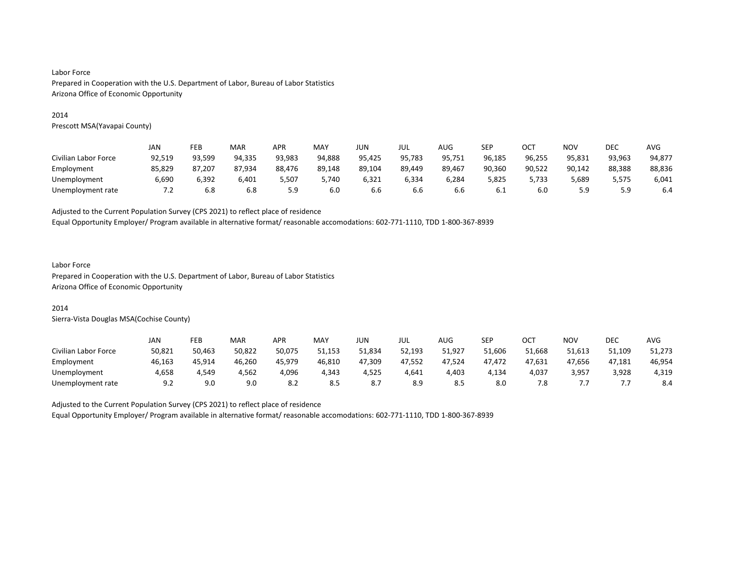Labor Force
Prepared in Cooperation with the U.S. Department of Labor, Bureau of Labor Statistics
Arizona Office of Economic Opportunity

2014
Prescott MSA(Yavapai County)

| | JAN | FEB | MAR | APR | MAY | JUN | JUL | AUG | SEP | OCT | NOV | DEC | AVG |
|---|---|---|---|---|---|---|---|---|---|---|---|---|---|
| Civilian Labor Force | 92,519 | 93,599 | 94,335 | 93,983 | 94,888 | 95,425 | 95,783 | 95,751 | 96,185 | 96,255 | 95,831 | 93,963 | 94,877 |
| Employment | 85,829 | 87,207 | 87,934 | 88,476 | 89,148 | 89,104 | 89,449 | 89,467 | 90,360 | 90,522 | 90,142 | 88,388 | 88,836 |
| Unemployment | 6,690 | 6,392 | 6,401 | 5,507 | 5,740 | 6,321 | 6,334 | 6,284 | 5,825 | 5,733 | 5,689 | 5,575 | 6,041 |
| Unemployment rate | 7.2 | 6.8 | 6.8 | 5.9 | 6.0 | 6.6 | 6.6 | 6.6 | 6.1 | 6.0 | 5.9 | 5.9 | 6.4 |

Adjusted to the Current Population Survey (CPS 2021) to reflect place of residence
Equal Opportunity Employer/ Program available in alternative format/ reasonable accomodations: 602-771-1110, TDD 1-800-367-8939

Labor Force
Prepared in Cooperation with the U.S. Department of Labor, Bureau of Labor Statistics
Arizona Office of Economic Opportunity

2014
Sierra-Vista Douglas MSA(Cochise County)

| | JAN | FEB | MAR | APR | MAY | JUN | JUL | AUG | SEP | OCT | NOV | DEC | AVG |
|---|---|---|---|---|---|---|---|---|---|---|---|---|---|
| Civilian Labor Force | 50,821 | 50,463 | 50,822 | 50,075 | 51,153 | 51,834 | 52,193 | 51,927 | 51,606 | 51,668 | 51,613 | 51,109 | 51,273 |
| Employment | 46,163 | 45,914 | 46,260 | 45,979 | 46,810 | 47,309 | 47,552 | 47,524 | 47,472 | 47,631 | 47,656 | 47,181 | 46,954 |
| Unemployment | 4,658 | 4,549 | 4,562 | 4,096 | 4,343 | 4,525 | 4,641 | 4,403 | 4,134 | 4,037 | 3,957 | 3,928 | 4,319 |
| Unemployment rate | 9.2 | 9.0 | 9.0 | 8.2 | 8.5 | 8.7 | 8.9 | 8.5 | 8.0 | 7.8 | 7.7 | 7.7 | 8.4 |

Adjusted to the Current Population Survey (CPS 2021) to reflect place of residence
Equal Opportunity Employer/ Program available in alternative format/ reasonable accomodations: 602-771-1110, TDD 1-800-367-8939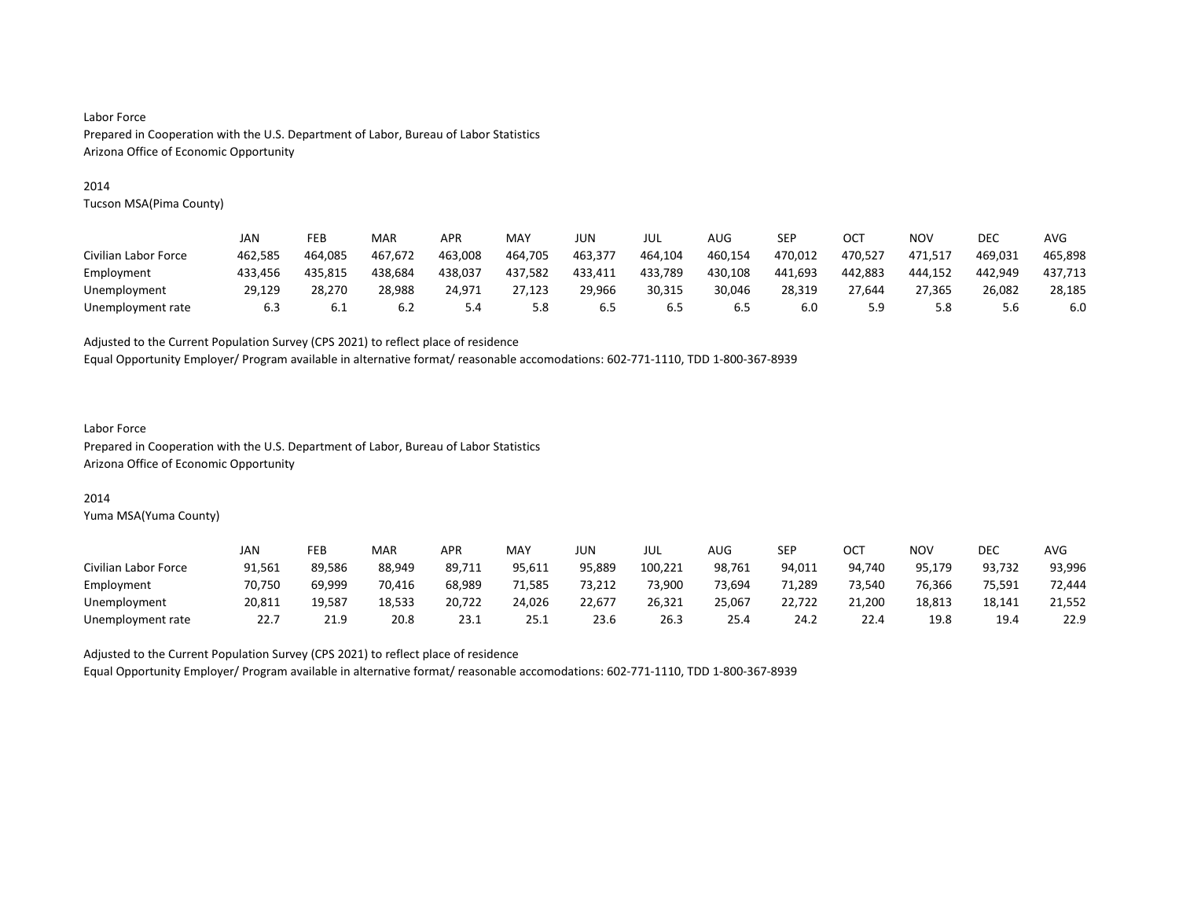Labor Force
Prepared in Cooperation with the U.S. Department of Labor, Bureau of Labor Statistics
Arizona Office of Economic Opportunity

2014
Tucson MSA(Pima County)

| | JAN | FEB | MAR | APR | MAY | JUN | JUL | AUG | SEP | OCT | NOV | DEC | AVG |
|---|---|---|---|---|---|---|---|---|---|---|---|---|---|
| Civilian Labor Force | 462,585 | 464,085 | 467,672 | 463,008 | 464,705 | 463,377 | 464,104 | 460,154 | 470,012 | 470,527 | 471,517 | 469,031 | 465,898 |
| Employment | 433,456 | 435,815 | 438,684 | 438,037 | 437,582 | 433,411 | 433,789 | 430,108 | 441,693 | 442,883 | 444,152 | 442,949 | 437,713 |
| Unemployment | 29,129 | 28,270 | 28,988 | 24,971 | 27,123 | 29,966 | 30,315 | 30,046 | 28,319 | 27,644 | 27,365 | 26,082 | 28,185 |
| Unemployment rate | 6.3 | 6.1 | 6.2 | 5.4 | 5.8 | 6.5 | 6.5 | 6.5 | 6.0 | 5.9 | 5.8 | 5.6 | 6.0 |

Adjusted to the Current Population Survey (CPS 2021) to reflect place of residence
Equal Opportunity Employer/ Program available in alternative format/ reasonable accomodations: 602-771-1110, TDD 1-800-367-8939

Labor Force
Prepared in Cooperation with the U.S. Department of Labor, Bureau of Labor Statistics
Arizona Office of Economic Opportunity

2014
Yuma MSA(Yuma County)

| | JAN | FEB | MAR | APR | MAY | JUN | JUL | AUG | SEP | OCT | NOV | DEC | AVG |
|---|---|---|---|---|---|---|---|---|---|---|---|---|---|
| Civilian Labor Force | 91,561 | 89,586 | 88,949 | 89,711 | 95,611 | 95,889 | 100,221 | 98,761 | 94,011 | 94,740 | 95,179 | 93,732 | 93,996 |
| Employment | 70,750 | 69,999 | 70,416 | 68,989 | 71,585 | 73,212 | 73,900 | 73,694 | 71,289 | 73,540 | 76,366 | 75,591 | 72,444 |
| Unemployment | 20,811 | 19,587 | 18,533 | 20,722 | 24,026 | 22,677 | 26,321 | 25,067 | 22,722 | 21,200 | 18,813 | 18,141 | 21,552 |
| Unemployment rate | 22.7 | 21.9 | 20.8 | 23.1 | 25.1 | 23.6 | 26.3 | 25.4 | 24.2 | 22.4 | 19.8 | 19.4 | 22.9 |

Adjusted to the Current Population Survey (CPS 2021) to reflect place of residence
Equal Opportunity Employer/ Program available in alternative format/ reasonable accomodations: 602-771-1110, TDD 1-800-367-8939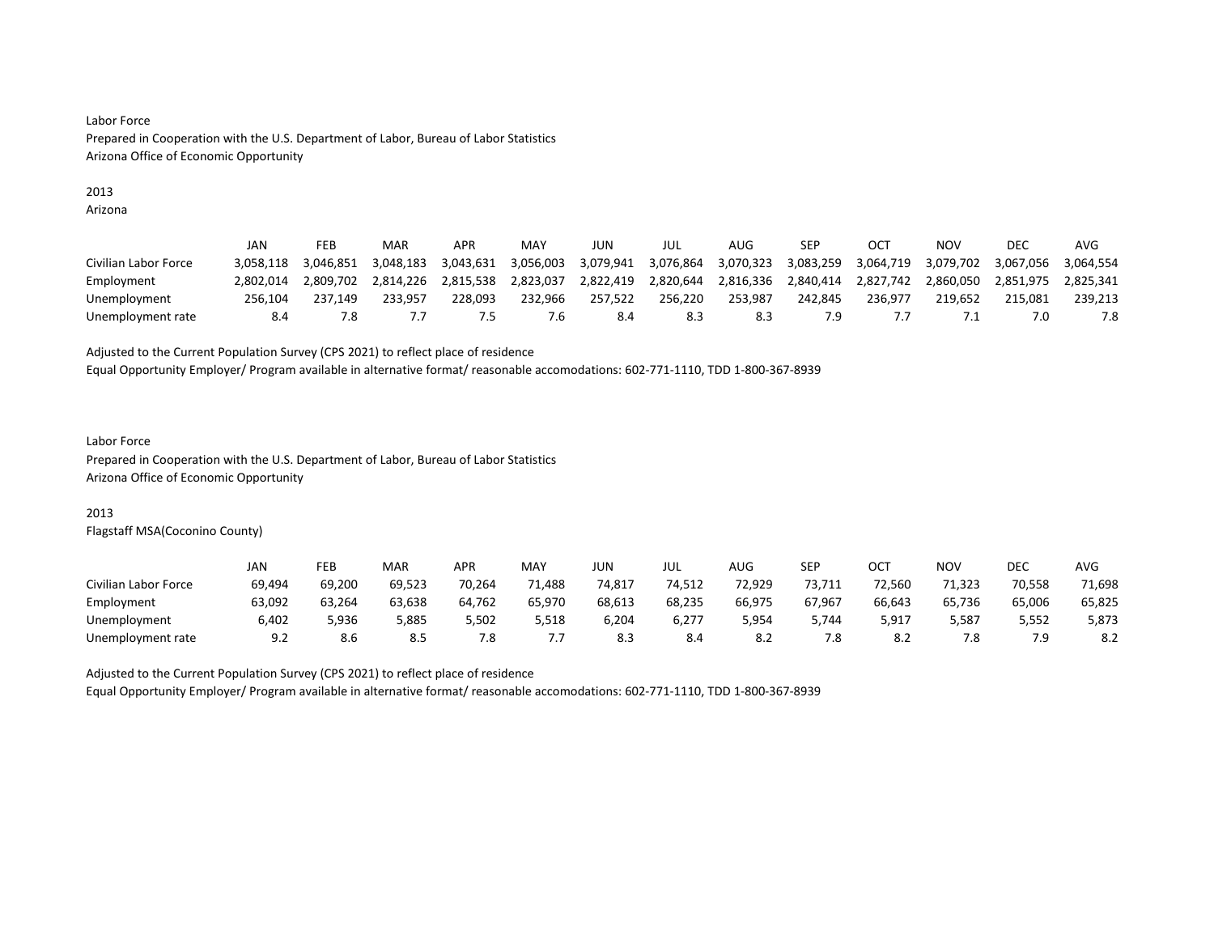Labor Force
Prepared in Cooperation with the U.S. Department of Labor, Bureau of Labor Statistics
Arizona Office of Economic Opportunity

2013
Arizona

| | JAN | FEB | MAR | APR | MAY | JUN | JUL | AUG | SEP | OCT | NOV | DEC | AVG |
|---|---|---|---|---|---|---|---|---|---|---|---|---|---|
| Civilian Labor Force | 3,058,118 | 3,046,851 | 3,048,183 | 3,043,631 | 3,056,003 | 3,079,941 | 3,076,864 | 3,070,323 | 3,083,259 | 3,064,719 | 3,079,702 | 3,067,056 | 3,064,554 |
| Employment | 2,802,014 | 2,809,702 | 2,814,226 | 2,815,538 | 2,823,037 | 2,822,419 | 2,820,644 | 2,816,336 | 2,840,414 | 2,827,742 | 2,860,050 | 2,851,975 | 2,825,341 |
| Unemployment | 256,104 | 237,149 | 233,957 | 228,093 | 232,966 | 257,522 | 256,220 | 253,987 | 242,845 | 236,977 | 219,652 | 215,081 | 239,213 |
| Unemployment rate | 8.4 | 7.8 | 7.7 | 7.5 | 7.6 | 8.4 | 8.3 | 8.3 | 7.9 | 7.7 | 7.1 | 7.0 | 7.8 |

Adjusted to the Current Population Survey (CPS 2021) to reflect place of residence
Equal Opportunity Employer/ Program available in alternative format/ reasonable accomodations: 602-771-1110, TDD 1-800-367-8939

Labor Force
Prepared in Cooperation with the U.S. Department of Labor, Bureau of Labor Statistics
Arizona Office of Economic Opportunity

2013
Flagstaff MSA(Coconino County)

| | JAN | FEB | MAR | APR | MAY | JUN | JUL | AUG | SEP | OCT | NOV | DEC | AVG |
|---|---|---|---|---|---|---|---|---|---|---|---|---|---|
| Civilian Labor Force | 69,494 | 69,200 | 69,523 | 70,264 | 71,488 | 74,817 | 74,512 | 72,929 | 73,711 | 72,560 | 71,323 | 70,558 | 71,698 |
| Employment | 63,092 | 63,264 | 63,638 | 64,762 | 65,970 | 68,613 | 68,235 | 66,975 | 67,967 | 66,643 | 65,736 | 65,006 | 65,825 |
| Unemployment | 6,402 | 5,936 | 5,885 | 5,502 | 5,518 | 6,204 | 6,277 | 5,954 | 5,744 | 5,917 | 5,587 | 5,552 | 5,873 |
| Unemployment rate | 9.2 | 8.6 | 8.5 | 7.8 | 7.7 | 8.3 | 8.4 | 8.2 | 7.8 | 8.2 | 7.8 | 7.9 | 8.2 |

Adjusted to the Current Population Survey (CPS 2021) to reflect place of residence
Equal Opportunity Employer/ Program available in alternative format/ reasonable accomodations: 602-771-1110, TDD 1-800-367-8939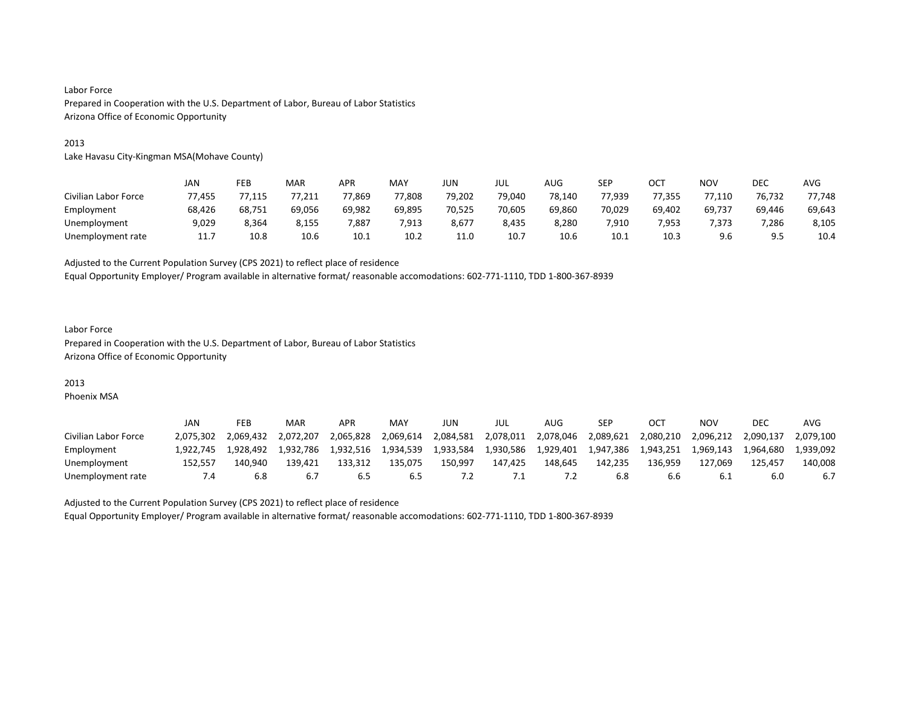Labor Force
Prepared in Cooperation with the U.S. Department of Labor, Bureau of Labor Statistics
Arizona Office of Economic Opportunity

2013
Lake Havasu City-Kingman MSA(Mohave County)

| | JAN | FEB | MAR | APR | MAY | JUN | JUL | AUG | SEP | OCT | NOV | DEC | AVG |
|---|---|---|---|---|---|---|---|---|---|---|---|---|---|
| Civilian Labor Force | 77,455 | 77,115 | 77,211 | 77,869 | 77,808 | 79,202 | 79,040 | 78,140 | 77,939 | 77,355 | 77,110 | 76,732 | 77,748 |
| Employment | 68,426 | 68,751 | 69,056 | 69,982 | 69,895 | 70,525 | 70,605 | 69,860 | 70,029 | 69,402 | 69,737 | 69,446 | 69,643 |
| Unemployment | 9,029 | 8,364 | 8,155 | 7,887 | 7,913 | 8,677 | 8,435 | 8,280 | 7,910 | 7,953 | 7,373 | 7,286 | 8,105 |
| Unemployment rate | 11.7 | 10.8 | 10.6 | 10.1 | 10.2 | 11.0 | 10.7 | 10.6 | 10.1 | 10.3 | 9.6 | 9.5 | 10.4 |

Adjusted to the Current Population Survey (CPS 2021) to reflect place of residence
Equal Opportunity Employer/ Program available in alternative format/ reasonable accomodations: 602-771-1110, TDD 1-800-367-8939

Labor Force
Prepared in Cooperation with the U.S. Department of Labor, Bureau of Labor Statistics
Arizona Office of Economic Opportunity

2013
Phoenix MSA

| | JAN | FEB | MAR | APR | MAY | JUN | JUL | AUG | SEP | OCT | NOV | DEC | AVG |
|---|---|---|---|---|---|---|---|---|---|---|---|---|---|
| Civilian Labor Force | 2,075,302 | 2,069,432 | 2,072,207 | 2,065,828 | 2,069,614 | 2,084,581 | 2,078,011 | 2,078,046 | 2,089,621 | 2,080,210 | 2,096,212 | 2,090,137 | 2,079,100 |
| Employment | 1,922,745 | 1,928,492 | 1,932,786 | 1,932,516 | 1,934,539 | 1,933,584 | 1,930,586 | 1,929,401 | 1,947,386 | 1,943,251 | 1,969,143 | 1,964,680 | 1,939,092 |
| Unemployment | 152,557 | 140,940 | 139,421 | 133,312 | 135,075 | 150,997 | 147,425 | 148,645 | 142,235 | 136,959 | 127,069 | 125,457 | 140,008 |
| Unemployment rate | 7.4 | 6.8 | 6.7 | 6.5 | 6.5 | 7.2 | 7.1 | 7.2 | 6.8 | 6.6 | 6.1 | 6.0 | 6.7 |

Adjusted to the Current Population Survey (CPS 2021) to reflect place of residence
Equal Opportunity Employer/ Program available in alternative format/ reasonable accomodations: 602-771-1110, TDD 1-800-367-8939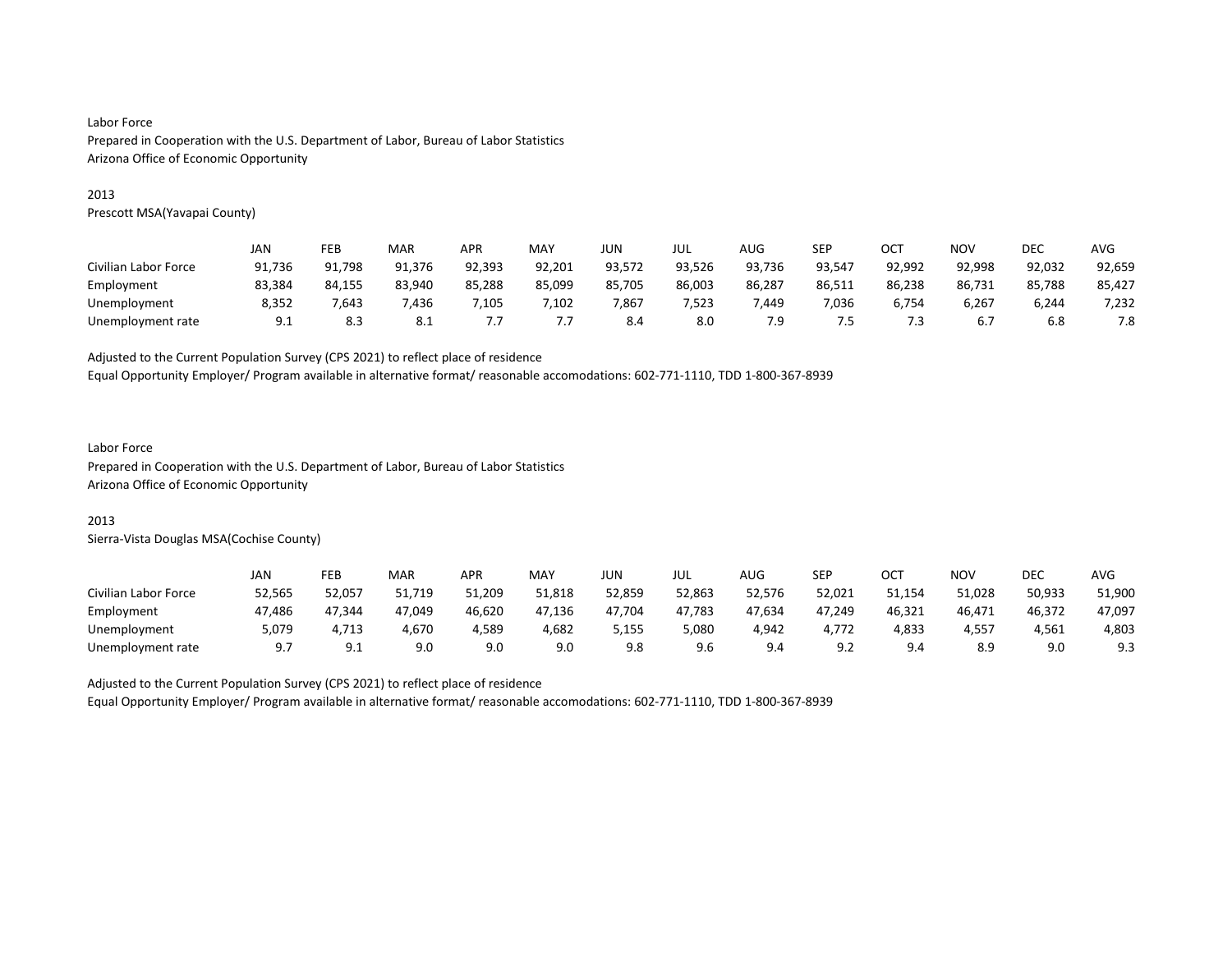Labor Force
Prepared in Cooperation with the U.S. Department of Labor, Bureau of Labor Statistics
Arizona Office of Economic Opportunity

2013
Prescott MSA(Yavapai County)

| | JAN | FEB | MAR | APR | MAY | JUN | JUL | AUG | SEP | OCT | NOV | DEC | AVG |
|---|---|---|---|---|---|---|---|---|---|---|---|---|---|
| Civilian Labor Force | 91,736 | 91,798 | 91,376 | 92,393 | 92,201 | 93,572 | 93,526 | 93,736 | 93,547 | 92,992 | 92,998 | 92,032 | 92,659 |
| Employment | 83,384 | 84,155 | 83,940 | 85,288 | 85,099 | 85,705 | 86,003 | 86,287 | 86,511 | 86,238 | 86,731 | 85,788 | 85,427 |
| Unemployment | 8,352 | 7,643 | 7,436 | 7,105 | 7,102 | 7,867 | 7,523 | 7,449 | 7,036 | 6,754 | 6,267 | 6,244 | 7,232 |
| Unemployment rate | 9.1 | 8.3 | 8.1 | 7.7 | 7.7 | 8.4 | 8.0 | 7.9 | 7.5 | 7.3 | 6.7 | 6.8 | 7.8 |

Adjusted to the Current Population Survey (CPS 2021) to reflect place of residence
Equal Opportunity Employer/ Program available in alternative format/ reasonable accomodations: 602-771-1110, TDD 1-800-367-8939

Labor Force
Prepared in Cooperation with the U.S. Department of Labor, Bureau of Labor Statistics
Arizona Office of Economic Opportunity

2013
Sierra-Vista Douglas MSA(Cochise County)

| | JAN | FEB | MAR | APR | MAY | JUN | JUL | AUG | SEP | OCT | NOV | DEC | AVG |
|---|---|---|---|---|---|---|---|---|---|---|---|---|---|
| Civilian Labor Force | 52,565 | 52,057 | 51,719 | 51,209 | 51,818 | 52,859 | 52,863 | 52,576 | 52,021 | 51,154 | 51,028 | 50,933 | 51,900 |
| Employment | 47,486 | 47,344 | 47,049 | 46,620 | 47,136 | 47,704 | 47,783 | 47,634 | 47,249 | 46,321 | 46,471 | 46,372 | 47,097 |
| Unemployment | 5,079 | 4,713 | 4,670 | 4,589 | 4,682 | 5,155 | 5,080 | 4,942 | 4,772 | 4,833 | 4,557 | 4,561 | 4,803 |
| Unemployment rate | 9.7 | 9.1 | 9.0 | 9.0 | 9.0 | 9.8 | 9.6 | 9.4 | 9.2 | 9.4 | 8.9 | 9.0 | 9.3 |

Adjusted to the Current Population Survey (CPS 2021) to reflect place of residence
Equal Opportunity Employer/ Program available in alternative format/ reasonable accomodations: 602-771-1110, TDD 1-800-367-8939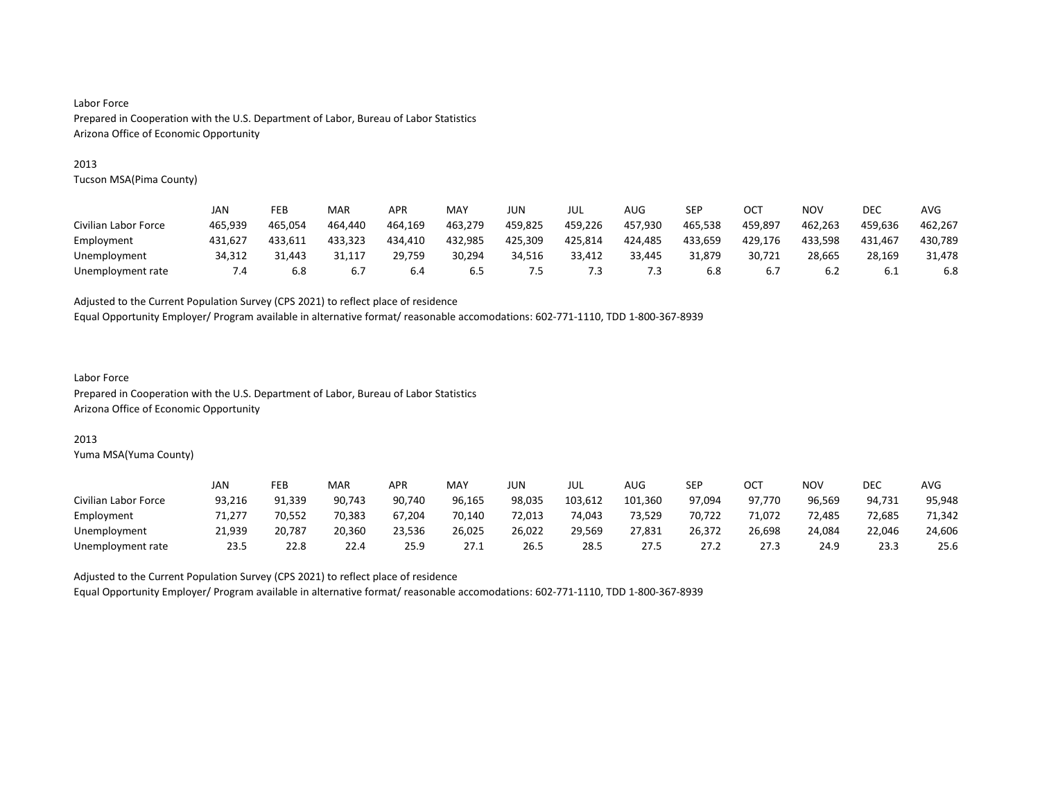Labor Force
Prepared in Cooperation with the U.S. Department of Labor, Bureau of Labor Statistics
Arizona Office of Economic Opportunity

2013
Tucson MSA(Pima County)

| | JAN | FEB | MAR | APR | MAY | JUN | JUL | AUG | SEP | OCT | NOV | DEC | AVG |
|---|---|---|---|---|---|---|---|---|---|---|---|---|---|
| Civilian Labor Force | 465,939 | 465,054 | 464,440 | 464,169 | 463,279 | 459,825 | 459,226 | 457,930 | 465,538 | 459,897 | 462,263 | 459,636 | 462,267 |
| Employment | 431,627 | 433,611 | 433,323 | 434,410 | 432,985 | 425,309 | 425,814 | 424,485 | 433,659 | 429,176 | 433,598 | 431,467 | 430,789 |
| Unemployment | 34,312 | 31,443 | 31,117 | 29,759 | 30,294 | 34,516 | 33,412 | 33,445 | 31,879 | 30,721 | 28,665 | 28,169 | 31,478 |
| Unemployment rate | 7.4 | 6.8 | 6.7 | 6.4 | 6.5 | 7.5 | 7.3 | 7.3 | 6.8 | 6.7 | 6.2 | 6.1 | 6.8 |

Adjusted to the Current Population Survey (CPS 2021) to reflect place of residence
Equal Opportunity Employer/ Program available in alternative format/ reasonable accomodations: 602-771-1110, TDD 1-800-367-8939

Labor Force
Prepared in Cooperation with the U.S. Department of Labor, Bureau of Labor Statistics
Arizona Office of Economic Opportunity

2013
Yuma MSA(Yuma County)

| | JAN | FEB | MAR | APR | MAY | JUN | JUL | AUG | SEP | OCT | NOV | DEC | AVG |
|---|---|---|---|---|---|---|---|---|---|---|---|---|---|
| Civilian Labor Force | 93,216 | 91,339 | 90,743 | 90,740 | 96,165 | 98,035 | 103,612 | 101,360 | 97,094 | 97,770 | 96,569 | 94,731 | 95,948 |
| Employment | 71,277 | 70,552 | 70,383 | 67,204 | 70,140 | 72,013 | 74,043 | 73,529 | 70,722 | 71,072 | 72,485 | 72,685 | 71,342 |
| Unemployment | 21,939 | 20,787 | 20,360 | 23,536 | 26,025 | 26,022 | 29,569 | 27,831 | 26,372 | 26,698 | 24,084 | 22,046 | 24,606 |
| Unemployment rate | 23.5 | 22.8 | 22.4 | 25.9 | 27.1 | 26.5 | 28.5 | 27.5 | 27.2 | 27.3 | 24.9 | 23.3 | 25.6 |

Adjusted to the Current Population Survey (CPS 2021) to reflect place of residence
Equal Opportunity Employer/ Program available in alternative format/ reasonable accomodations: 602-771-1110, TDD 1-800-367-8939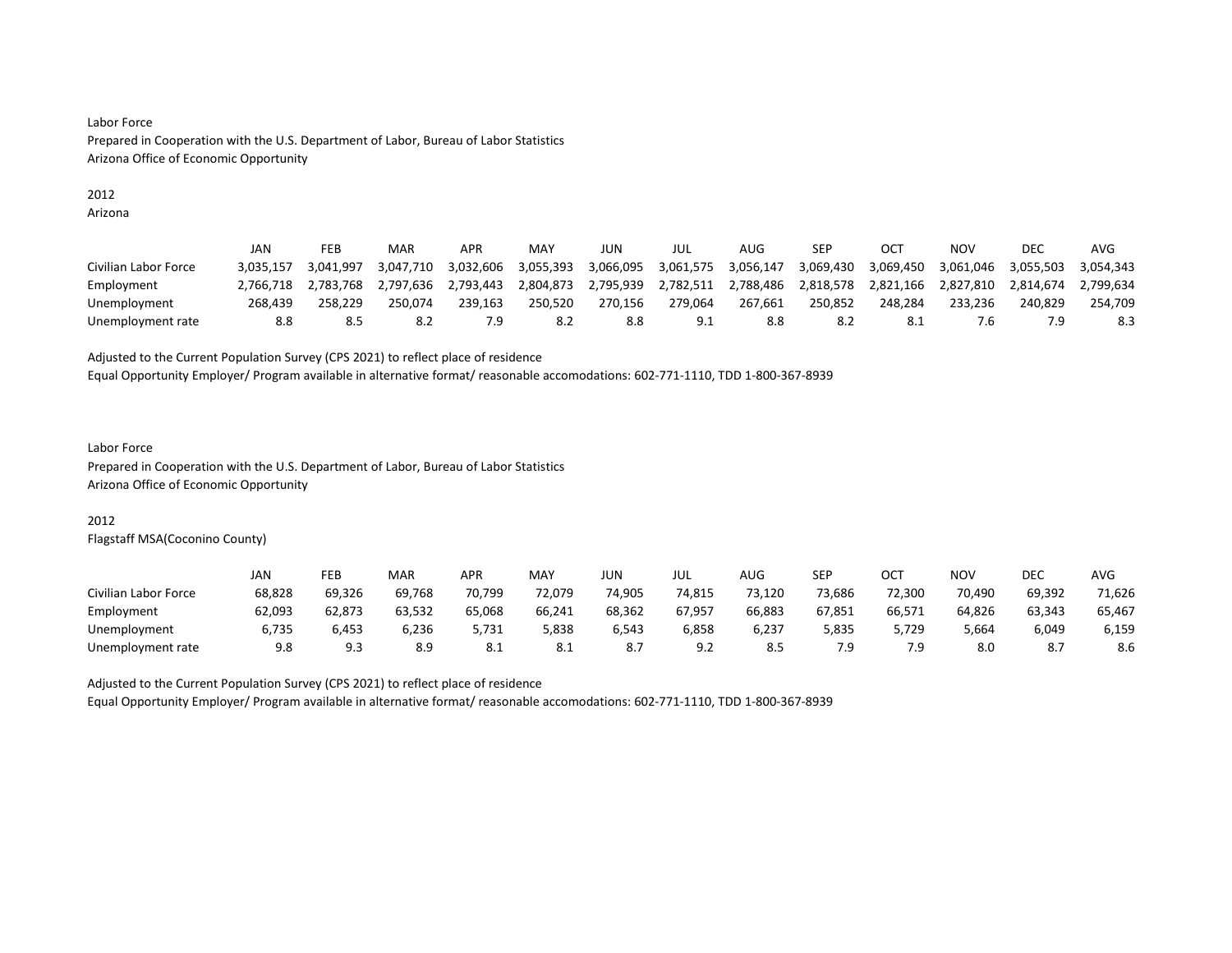Labor Force
Prepared in Cooperation with the U.S. Department of Labor, Bureau of Labor Statistics
Arizona Office of Economic Opportunity

2012
Arizona

| | JAN | FEB | MAR | APR | MAY | JUN | JUL | AUG | SEP | OCT | NOV | DEC | AVG |
|---|---|---|---|---|---|---|---|---|---|---|---|---|---|
| Civilian Labor Force | 3,035,157 | 3,041,997 | 3,047,710 | 3,032,606 | 3,055,393 | 3,066,095 | 3,061,575 | 3,056,147 | 3,069,430 | 3,069,450 | 3,061,046 | 3,055,503 | 3,054,343 |
| Employment | 2,766,718 | 2,783,768 | 2,797,636 | 2,793,443 | 2,804,873 | 2,795,939 | 2,782,511 | 2,788,486 | 2,818,578 | 2,821,166 | 2,827,810 | 2,814,674 | 2,799,634 |
| Unemployment | 268,439 | 258,229 | 250,074 | 239,163 | 250,520 | 270,156 | 279,064 | 267,661 | 250,852 | 248,284 | 233,236 | 240,829 | 254,709 |
| Unemployment rate | 8.8 | 8.5 | 8.2 | 7.9 | 8.2 | 8.8 | 9.1 | 8.8 | 8.2 | 8.1 | 7.6 | 7.9 | 8.3 |

Adjusted to the Current Population Survey (CPS 2021) to reflect place of residence
Equal Opportunity Employer/ Program available in alternative format/ reasonable accomodations: 602-771-1110, TDD 1-800-367-8939

Labor Force
Prepared in Cooperation with the U.S. Department of Labor, Bureau of Labor Statistics
Arizona Office of Economic Opportunity

2012
Flagstaff MSA(Coconino County)

| | JAN | FEB | MAR | APR | MAY | JUN | JUL | AUG | SEP | OCT | NOV | DEC | AVG |
|---|---|---|---|---|---|---|---|---|---|---|---|---|---|
| Civilian Labor Force | 68,828 | 69,326 | 69,768 | 70,799 | 72,079 | 74,905 | 74,815 | 73,120 | 73,686 | 72,300 | 70,490 | 69,392 | 71,626 |
| Employment | 62,093 | 62,873 | 63,532 | 65,068 | 66,241 | 68,362 | 67,957 | 66,883 | 67,851 | 66,571 | 64,826 | 63,343 | 65,467 |
| Unemployment | 6,735 | 6,453 | 6,236 | 5,731 | 5,838 | 6,543 | 6,858 | 6,237 | 5,835 | 5,729 | 5,664 | 6,049 | 6,159 |
| Unemployment rate | 9.8 | 9.3 | 8.9 | 8.1 | 8.1 | 8.7 | 9.2 | 8.5 | 7.9 | 7.9 | 8.0 | 8.7 | 8.6 |

Adjusted to the Current Population Survey (CPS 2021) to reflect place of residence
Equal Opportunity Employer/ Program available in alternative format/ reasonable accomodations: 602-771-1110, TDD 1-800-367-8939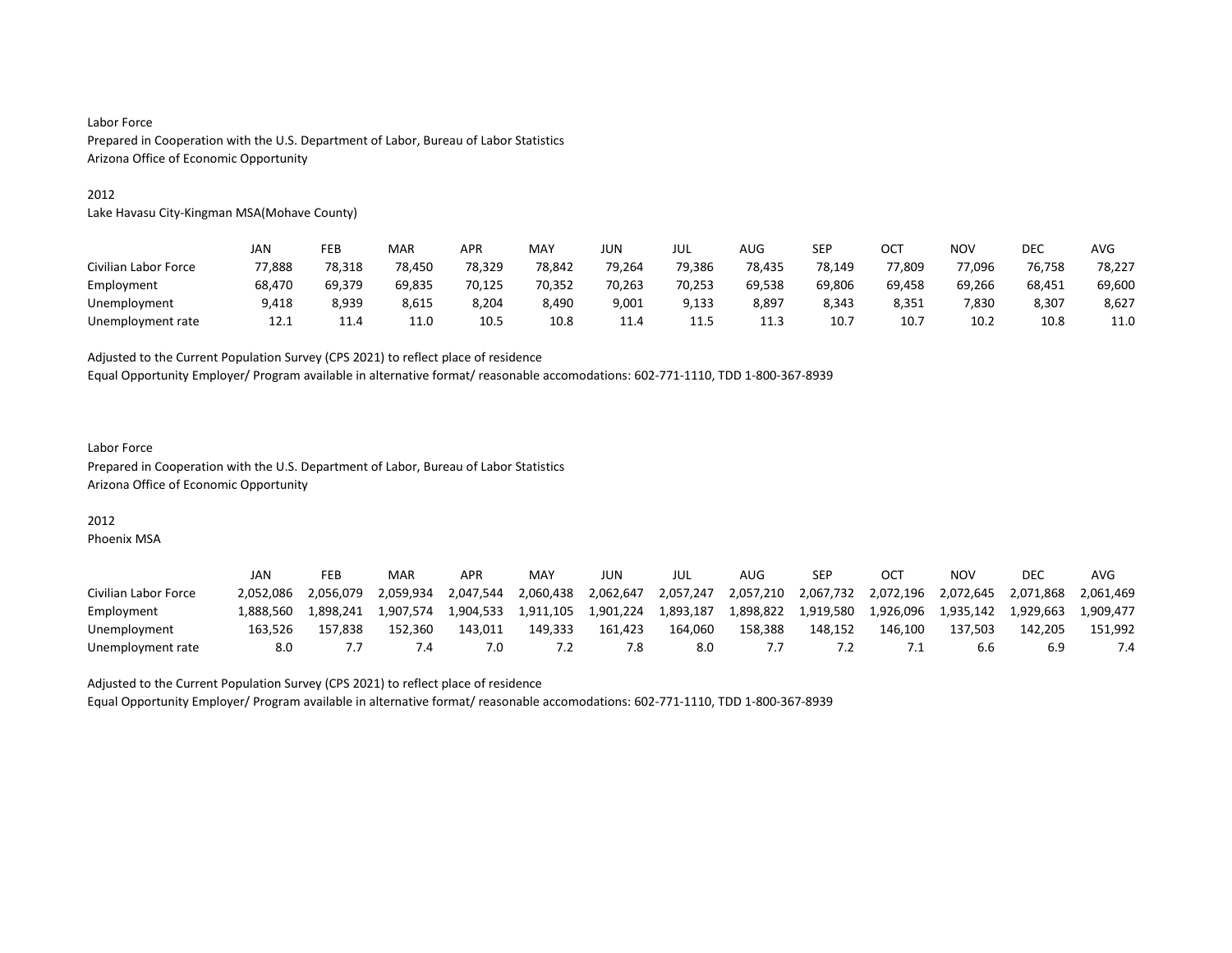Labor Force
Prepared in Cooperation with the U.S. Department of Labor, Bureau of Labor Statistics
Arizona Office of Economic Opportunity

2012
Lake Havasu City-Kingman MSA(Mohave County)

| | JAN | FEB | MAR | APR | MAY | JUN | JUL | AUG | SEP | OCT | NOV | DEC | AVG |
|---|---|---|---|---|---|---|---|---|---|---|---|---|---|
| Civilian Labor Force | 77,888 | 78,318 | 78,450 | 78,329 | 78,842 | 79,264 | 79,386 | 78,435 | 78,149 | 77,809 | 77,096 | 76,758 | 78,227 |
| Employment | 68,470 | 69,379 | 69,835 | 70,125 | 70,352 | 70,263 | 70,253 | 69,538 | 69,806 | 69,458 | 69,266 | 68,451 | 69,600 |
| Unemployment | 9,418 | 8,939 | 8,615 | 8,204 | 8,490 | 9,001 | 9,133 | 8,897 | 8,343 | 8,351 | 7,830 | 8,307 | 8,627 |
| Unemployment rate | 12.1 | 11.4 | 11.0 | 10.5 | 10.8 | 11.4 | 11.5 | 11.3 | 10.7 | 10.7 | 10.2 | 10.8 | 11.0 |

Adjusted to the Current Population Survey (CPS 2021) to reflect place of residence
Equal Opportunity Employer/ Program available in alternative format/ reasonable accomodations: 602-771-1110, TDD 1-800-367-8939

Labor Force
Prepared in Cooperation with the U.S. Department of Labor, Bureau of Labor Statistics
Arizona Office of Economic Opportunity

2012
Phoenix MSA

| | JAN | FEB | MAR | APR | MAY | JUN | JUL | AUG | SEP | OCT | NOV | DEC | AVG |
|---|---|---|---|---|---|---|---|---|---|---|---|---|---|
| Civilian Labor Force | 2,052,086 | 2,056,079 | 2,059,934 | 2,047,544 | 2,060,438 | 2,062,647 | 2,057,247 | 2,057,210 | 2,067,732 | 2,072,196 | 2,072,645 | 2,071,868 | 2,061,469 |
| Employment | 1,888,560 | 1,898,241 | 1,907,574 | 1,904,533 | 1,911,105 | 1,901,224 | 1,893,187 | 1,898,822 | 1,919,580 | 1,926,096 | 1,935,142 | 1,929,663 | 1,909,477 |
| Unemployment | 163,526 | 157,838 | 152,360 | 143,011 | 149,333 | 161,423 | 164,060 | 158,388 | 148,152 | 146,100 | 137,503 | 142,205 | 151,992 |
| Unemployment rate | 8.0 | 7.7 | 7.4 | 7.0 | 7.2 | 7.8 | 8.0 | 7.7 | 7.2 | 7.1 | 6.6 | 6.9 | 7.4 |

Adjusted to the Current Population Survey (CPS 2021) to reflect place of residence
Equal Opportunity Employer/ Program available in alternative format/ reasonable accomodations: 602-771-1110, TDD 1-800-367-8939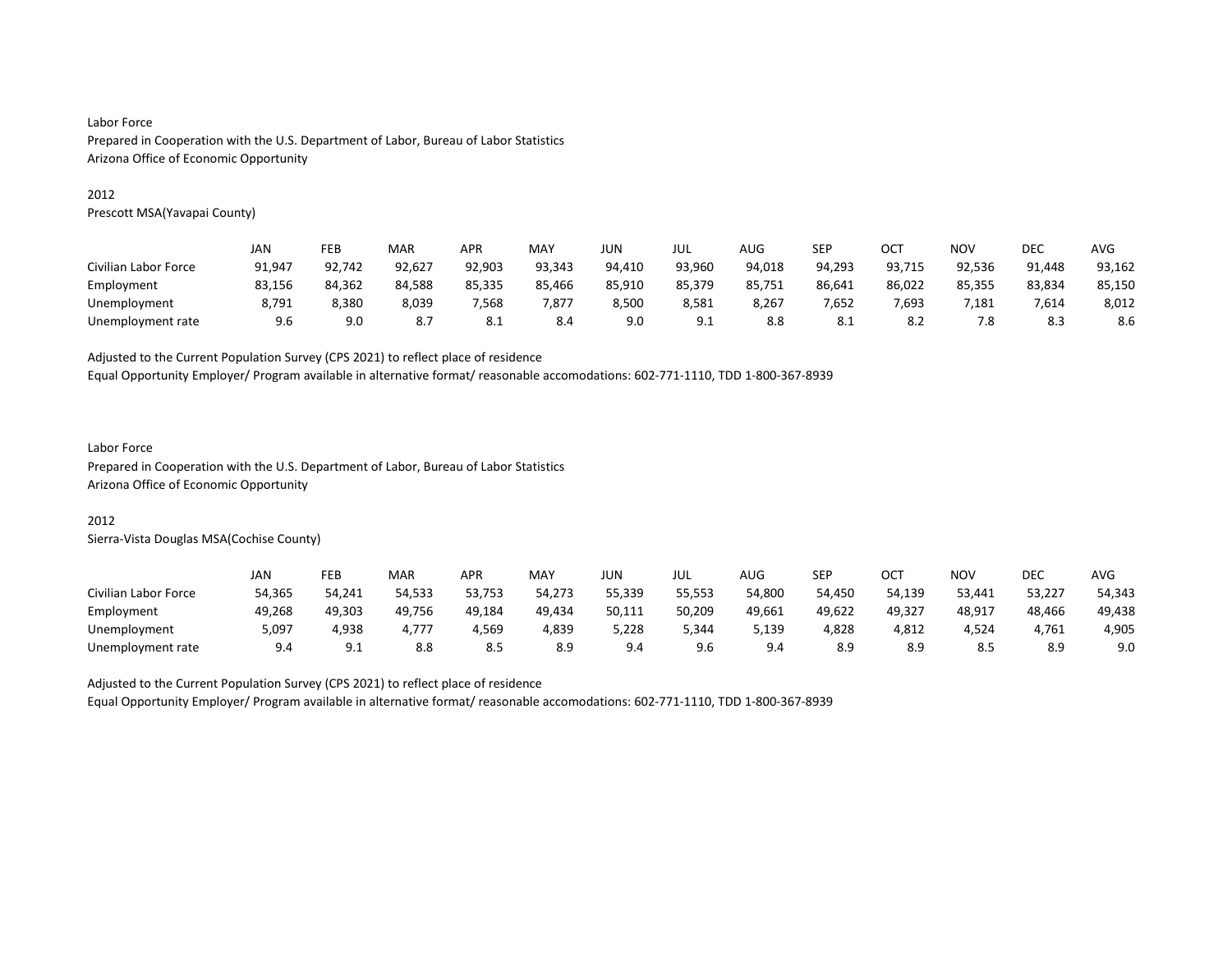Labor Force
Prepared in Cooperation with the U.S. Department of Labor, Bureau of Labor Statistics
Arizona Office of Economic Opportunity

2012
Prescott MSA(Yavapai County)

| | JAN | FEB | MAR | APR | MAY | JUN | JUL | AUG | SEP | OCT | NOV | DEC | AVG |
|---|---|---|---|---|---|---|---|---|---|---|---|---|---|
| Civilian Labor Force | 91,947 | 92,742 | 92,627 | 92,903 | 93,343 | 94,410 | 93,960 | 94,018 | 94,293 | 93,715 | 92,536 | 91,448 | 93,162 |
| Employment | 83,156 | 84,362 | 84,588 | 85,335 | 85,466 | 85,910 | 85,379 | 85,751 | 86,641 | 86,022 | 85,355 | 83,834 | 85,150 |
| Unemployment | 8,791 | 8,380 | 8,039 | 7,568 | 7,877 | 8,500 | 8,581 | 8,267 | 7,652 | 7,693 | 7,181 | 7,614 | 8,012 |
| Unemployment rate | 9.6 | 9.0 | 8.7 | 8.1 | 8.4 | 9.0 | 9.1 | 8.8 | 8.1 | 8.2 | 7.8 | 8.3 | 8.6 |

Adjusted to the Current Population Survey (CPS 2021) to reflect place of residence
Equal Opportunity Employer/ Program available in alternative format/ reasonable accomodations: 602-771-1110, TDD 1-800-367-8939

Labor Force
Prepared in Cooperation with the U.S. Department of Labor, Bureau of Labor Statistics
Arizona Office of Economic Opportunity

2012
Sierra-Vista Douglas MSA(Cochise County)

| | JAN | FEB | MAR | APR | MAY | JUN | JUL | AUG | SEP | OCT | NOV | DEC | AVG |
|---|---|---|---|---|---|---|---|---|---|---|---|---|---|
| Civilian Labor Force | 54,365 | 54,241 | 54,533 | 53,753 | 54,273 | 55,339 | 55,553 | 54,800 | 54,450 | 54,139 | 53,441 | 53,227 | 54,343 |
| Employment | 49,268 | 49,303 | 49,756 | 49,184 | 49,434 | 50,111 | 50,209 | 49,661 | 49,622 | 49,327 | 48,917 | 48,466 | 49,438 |
| Unemployment | 5,097 | 4,938 | 4,777 | 4,569 | 4,839 | 5,228 | 5,344 | 5,139 | 4,828 | 4,812 | 4,524 | 4,761 | 4,905 |
| Unemployment rate | 9.4 | 9.1 | 8.8 | 8.5 | 8.9 | 9.4 | 9.6 | 9.4 | 8.9 | 8.9 | 8.5 | 8.9 | 9.0 |

Adjusted to the Current Population Survey (CPS 2021) to reflect place of residence
Equal Opportunity Employer/ Program available in alternative format/ reasonable accomodations: 602-771-1110, TDD 1-800-367-8939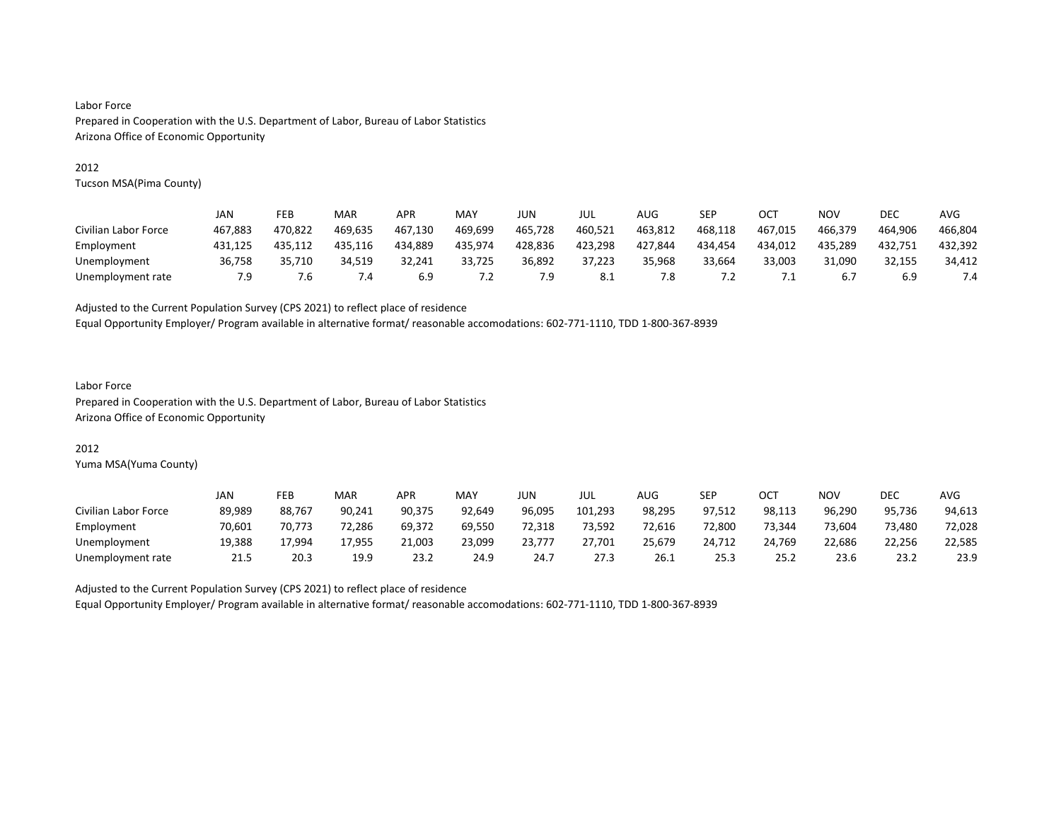Labor Force
Prepared in Cooperation with the U.S. Department of Labor, Bureau of Labor Statistics
Arizona Office of Economic Opportunity

2012
Tucson MSA(Pima County)

| | JAN | FEB | MAR | APR | MAY | JUN | JUL | AUG | SEP | OCT | NOV | DEC | AVG |
|---|---|---|---|---|---|---|---|---|---|---|---|---|---|
| Civilian Labor Force | 467,883 | 470,822 | 469,635 | 467,130 | 469,699 | 465,728 | 460,521 | 463,812 | 468,118 | 467,015 | 466,379 | 464,906 | 466,804 |
| Employment | 431,125 | 435,112 | 435,116 | 434,889 | 435,974 | 428,836 | 423,298 | 427,844 | 434,454 | 434,012 | 435,289 | 432,751 | 432,392 |
| Unemployment | 36,758 | 35,710 | 34,519 | 32,241 | 33,725 | 36,892 | 37,223 | 35,968 | 33,664 | 33,003 | 31,090 | 32,155 | 34,412 |
| Unemployment rate | 7.9 | 7.6 | 7.4 | 6.9 | 7.2 | 7.9 | 8.1 | 7.8 | 7.2 | 7.1 | 6.7 | 6.9 | 7.4 |

Adjusted to the Current Population Survey (CPS 2021) to reflect place of residence
Equal Opportunity Employer/ Program available in alternative format/ reasonable accomodations: 602-771-1110, TDD 1-800-367-8939

Labor Force
Prepared in Cooperation with the U.S. Department of Labor, Bureau of Labor Statistics
Arizona Office of Economic Opportunity

2012
Yuma MSA(Yuma County)

| | JAN | FEB | MAR | APR | MAY | JUN | JUL | AUG | SEP | OCT | NOV | DEC | AVG |
|---|---|---|---|---|---|---|---|---|---|---|---|---|---|
| Civilian Labor Force | 89,989 | 88,767 | 90,241 | 90,375 | 92,649 | 96,095 | 101,293 | 98,295 | 97,512 | 98,113 | 96,290 | 95,736 | 94,613 |
| Employment | 70,601 | 70,773 | 72,286 | 69,372 | 69,550 | 72,318 | 73,592 | 72,616 | 72,800 | 73,344 | 73,604 | 73,480 | 72,028 |
| Unemployment | 19,388 | 17,994 | 17,955 | 21,003 | 23,099 | 23,777 | 27,701 | 25,679 | 24,712 | 24,769 | 22,686 | 22,256 | 22,585 |
| Unemployment rate | 21.5 | 20.3 | 19.9 | 23.2 | 24.9 | 24.7 | 27.3 | 26.1 | 25.3 | 25.2 | 23.6 | 23.2 | 23.9 |

Adjusted to the Current Population Survey (CPS 2021) to reflect place of residence
Equal Opportunity Employer/ Program available in alternative format/ reasonable accomodations: 602-771-1110, TDD 1-800-367-8939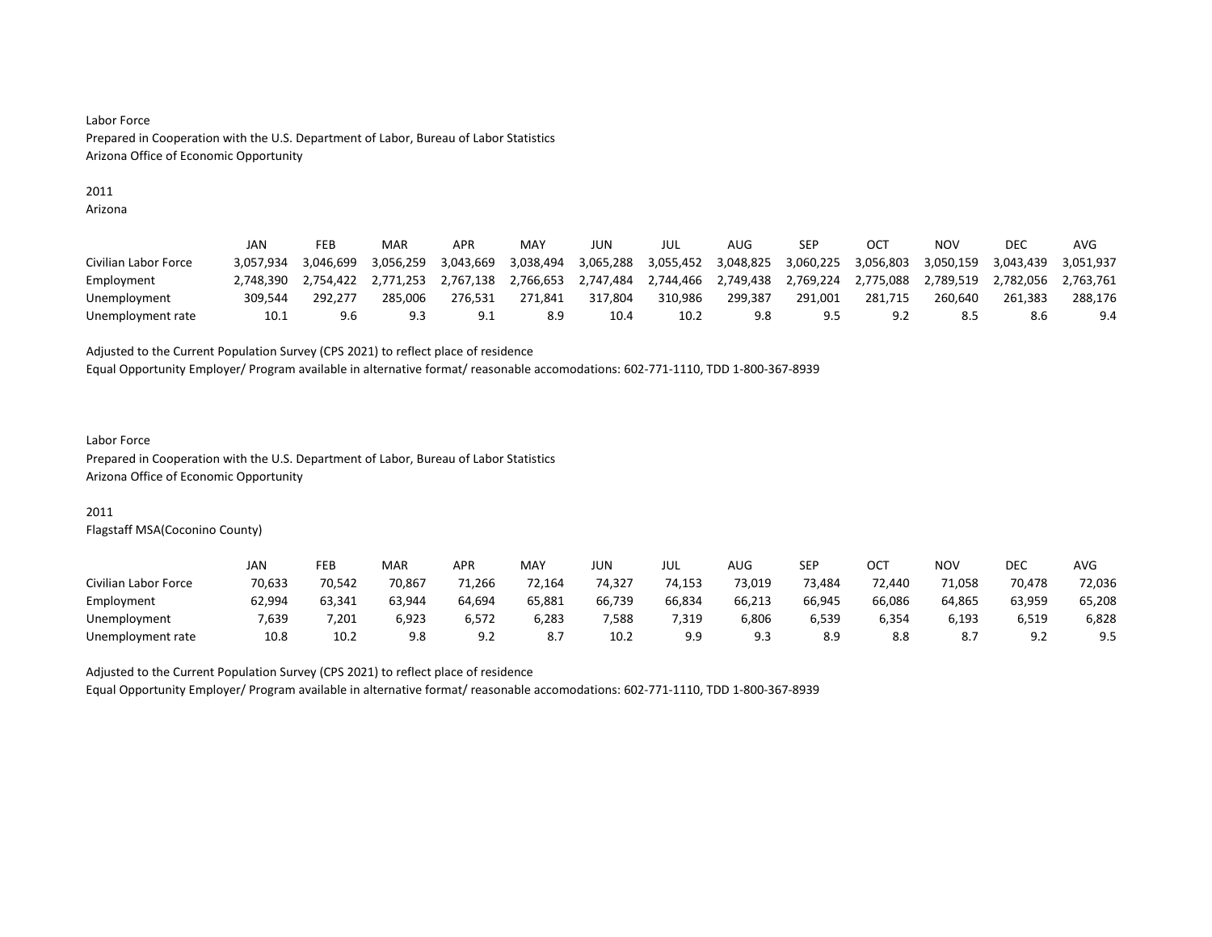Labor Force
Prepared in Cooperation with the U.S. Department of Labor, Bureau of Labor Statistics
Arizona Office of Economic Opportunity

2011
Arizona

| | JAN | FEB | MAR | APR | MAY | JUN | JUL | AUG | SEP | OCT | NOV | DEC | AVG |
|---|---|---|---|---|---|---|---|---|---|---|---|---|---|
| Civilian Labor Force | 3,057,934 | 3,046,699 | 3,056,259 | 3,043,669 | 3,038,494 | 3,065,288 | 3,055,452 | 3,048,825 | 3,060,225 | 3,056,803 | 3,050,159 | 3,043,439 | 3,051,937 |
| Employment | 2,748,390 | 2,754,422 | 2,771,253 | 2,767,138 | 2,766,653 | 2,747,484 | 2,744,466 | 2,749,438 | 2,769,224 | 2,775,088 | 2,789,519 | 2,782,056 | 2,763,761 |
| Unemployment | 309,544 | 292,277 | 285,006 | 276,531 | 271,841 | 317,804 | 310,986 | 299,387 | 291,001 | 281,715 | 260,640 | 261,383 | 288,176 |
| Unemployment rate | 10.1 | 9.6 | 9.3 | 9.1 | 8.9 | 10.4 | 10.2 | 9.8 | 9.5 | 9.2 | 8.5 | 8.6 | 9.4 |

Adjusted to the Current Population Survey (CPS 2021) to reflect place of residence
Equal Opportunity Employer/ Program available in alternative format/ reasonable accomodations: 602-771-1110, TDD 1-800-367-8939

Labor Force
Prepared in Cooperation with the U.S. Department of Labor, Bureau of Labor Statistics
Arizona Office of Economic Opportunity

2011
Flagstaff MSA(Coconino County)

| | JAN | FEB | MAR | APR | MAY | JUN | JUL | AUG | SEP | OCT | NOV | DEC | AVG |
|---|---|---|---|---|---|---|---|---|---|---|---|---|---|
| Civilian Labor Force | 70,633 | 70,542 | 70,867 | 71,266 | 72,164 | 74,327 | 74,153 | 73,019 | 73,484 | 72,440 | 71,058 | 70,478 | 72,036 |
| Employment | 62,994 | 63,341 | 63,944 | 64,694 | 65,881 | 66,739 | 66,834 | 66,213 | 66,945 | 66,086 | 64,865 | 63,959 | 65,208 |
| Unemployment | 7,639 | 7,201 | 6,923 | 6,572 | 6,283 | 7,588 | 7,319 | 6,806 | 6,539 | 6,354 | 6,193 | 6,519 | 6,828 |
| Unemployment rate | 10.8 | 10.2 | 9.8 | 9.2 | 8.7 | 10.2 | 9.9 | 9.3 | 8.9 | 8.8 | 8.7 | 9.2 | 9.5 |

Adjusted to the Current Population Survey (CPS 2021) to reflect place of residence
Equal Opportunity Employer/ Program available in alternative format/ reasonable accomodations: 602-771-1110, TDD 1-800-367-8939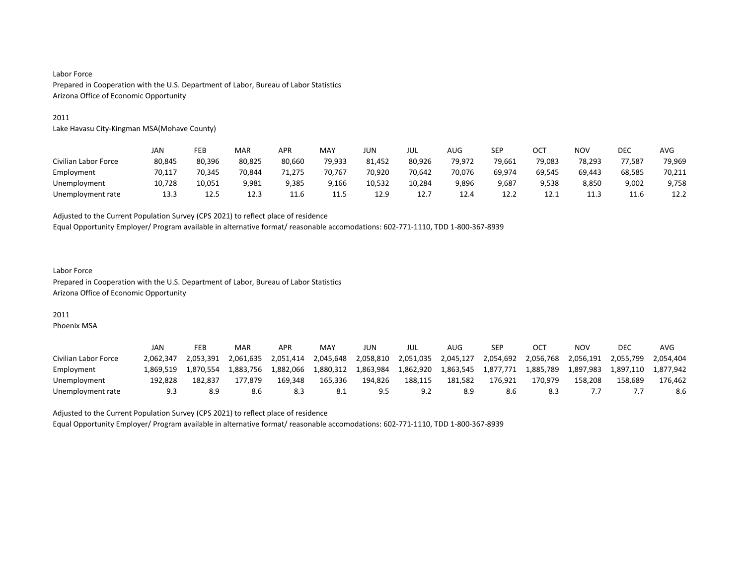Labor Force
Prepared in Cooperation with the U.S. Department of Labor, Bureau of Labor Statistics
Arizona Office of Economic Opportunity

2011
Lake Havasu City-Kingman MSA(Mohave County)

| | JAN | FEB | MAR | APR | MAY | JUN | JUL | AUG | SEP | OCT | NOV | DEC | AVG |
|---|---|---|---|---|---|---|---|---|---|---|---|---|---|
| Civilian Labor Force | 80,845 | 80,396 | 80,825 | 80,660 | 79,933 | 81,452 | 80,926 | 79,972 | 79,661 | 79,083 | 78,293 | 77,587 | 79,969 |
| Employment | 70,117 | 70,345 | 70,844 | 71,275 | 70,767 | 70,920 | 70,642 | 70,076 | 69,974 | 69,545 | 69,443 | 68,585 | 70,211 |
| Unemployment | 10,728 | 10,051 | 9,981 | 9,385 | 9,166 | 10,532 | 10,284 | 9,896 | 9,687 | 9,538 | 8,850 | 9,002 | 9,758 |
| Unemployment rate | 13.3 | 12.5 | 12.3 | 11.6 | 11.5 | 12.9 | 12.7 | 12.4 | 12.2 | 12.1 | 11.3 | 11.6 | 12.2 |

Adjusted to the Current Population Survey (CPS 2021) to reflect place of residence
Equal Opportunity Employer/ Program available in alternative format/ reasonable accomodations: 602-771-1110, TDD 1-800-367-8939

Labor Force
Prepared in Cooperation with the U.S. Department of Labor, Bureau of Labor Statistics
Arizona Office of Economic Opportunity

2011
Phoenix MSA

| | JAN | FEB | MAR | APR | MAY | JUN | JUL | AUG | SEP | OCT | NOV | DEC | AVG |
|---|---|---|---|---|---|---|---|---|---|---|---|---|---|
| Civilian Labor Force | 2,062,347 | 2,053,391 | 2,061,635 | 2,051,414 | 2,045,648 | 2,058,810 | 2,051,035 | 2,045,127 | 2,054,692 | 2,056,768 | 2,056,191 | 2,055,799 | 2,054,404 |
| Employment | 1,869,519 | 1,870,554 | 1,883,756 | 1,882,066 | 1,880,312 | 1,863,984 | 1,862,920 | 1,863,545 | 1,877,771 | 1,885,789 | 1,897,983 | 1,897,110 | 1,877,942 |
| Unemployment | 192,828 | 182,837 | 177,879 | 169,348 | 165,336 | 194,826 | 188,115 | 181,582 | 176,921 | 170,979 | 158,208 | 158,689 | 176,462 |
| Unemployment rate | 9.3 | 8.9 | 8.6 | 8.3 | 8.1 | 9.5 | 9.2 | 8.9 | 8.6 | 8.3 | 7.7 | 7.7 | 8.6 |

Adjusted to the Current Population Survey (CPS 2021) to reflect place of residence
Equal Opportunity Employer/ Program available in alternative format/ reasonable accomodations: 602-771-1110, TDD 1-800-367-8939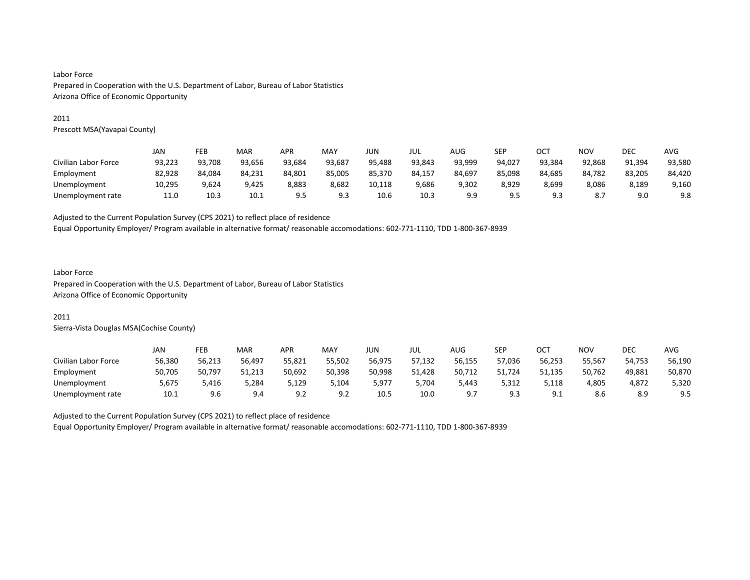Labor Force
Prepared in Cooperation with the U.S. Department of Labor, Bureau of Labor Statistics
Arizona Office of Economic Opportunity

2011
Prescott MSA(Yavapai County)

| | JAN | FEB | MAR | APR | MAY | JUN | JUL | AUG | SEP | OCT | NOV | DEC | AVG |
|---|---|---|---|---|---|---|---|---|---|---|---|---|---|
| Civilian Labor Force | 93,223 | 93,708 | 93,656 | 93,684 | 93,687 | 95,488 | 93,843 | 93,999 | 94,027 | 93,384 | 92,868 | 91,394 | 93,580 |
| Employment | 82,928 | 84,084 | 84,231 | 84,801 | 85,005 | 85,370 | 84,157 | 84,697 | 85,098 | 84,685 | 84,782 | 83,205 | 84,420 |
| Unemployment | 10,295 | 9,624 | 9,425 | 8,883 | 8,682 | 10,118 | 9,686 | 9,302 | 8,929 | 8,699 | 8,086 | 8,189 | 9,160 |
| Unemployment rate | 11.0 | 10.3 | 10.1 | 9.5 | 9.3 | 10.6 | 10.3 | 9.9 | 9.5 | 9.3 | 8.7 | 9.0 | 9.8 |

Adjusted to the Current Population Survey (CPS 2021) to reflect place of residence
Equal Opportunity Employer/ Program available in alternative format/ reasonable accomodations: 602-771-1110, TDD 1-800-367-8939

Labor Force
Prepared in Cooperation with the U.S. Department of Labor, Bureau of Labor Statistics
Arizona Office of Economic Opportunity

2011
Sierra-Vista Douglas MSA(Cochise County)

| | JAN | FEB | MAR | APR | MAY | JUN | JUL | AUG | SEP | OCT | NOV | DEC | AVG |
|---|---|---|---|---|---|---|---|---|---|---|---|---|---|
| Civilian Labor Force | 56,380 | 56,213 | 56,497 | 55,821 | 55,502 | 56,975 | 57,132 | 56,155 | 57,036 | 56,253 | 55,567 | 54,753 | 56,190 |
| Employment | 50,705 | 50,797 | 51,213 | 50,692 | 50,398 | 50,998 | 51,428 | 50,712 | 51,724 | 51,135 | 50,762 | 49,881 | 50,870 |
| Unemployment | 5,675 | 5,416 | 5,284 | 5,129 | 5,104 | 5,977 | 5,704 | 5,443 | 5,312 | 5,118 | 4,805 | 4,872 | 5,320 |
| Unemployment rate | 10.1 | 9.6 | 9.4 | 9.2 | 9.2 | 10.5 | 10.0 | 9.7 | 9.3 | 9.1 | 8.6 | 8.9 | 9.5 |

Adjusted to the Current Population Survey (CPS 2021) to reflect place of residence
Equal Opportunity Employer/ Program available in alternative format/ reasonable accomodations: 602-771-1110, TDD 1-800-367-8939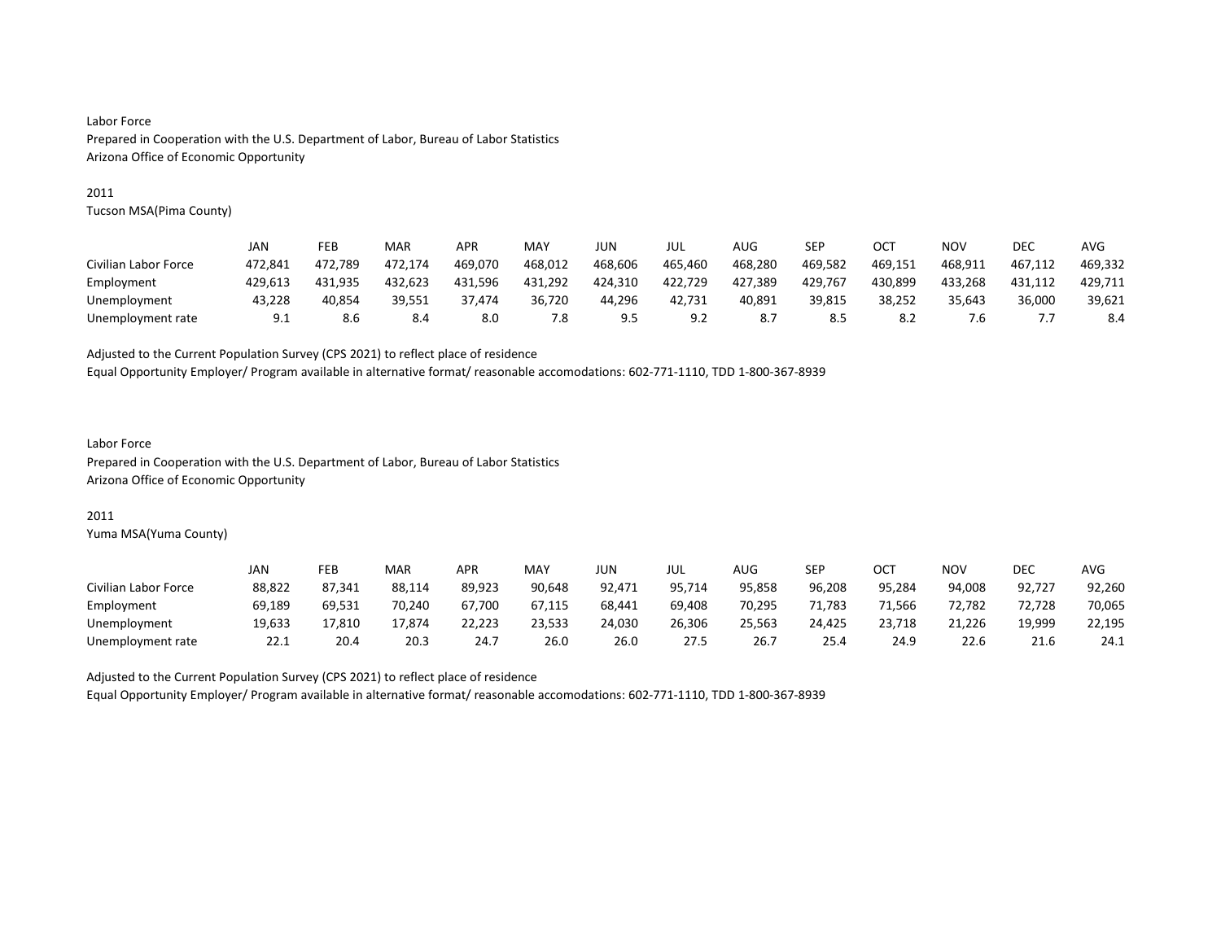Labor Force
Prepared in Cooperation with the U.S. Department of Labor, Bureau of Labor Statistics
Arizona Office of Economic Opportunity

2011
Tucson MSA(Pima County)

| | JAN | FEB | MAR | APR | MAY | JUN | JUL | AUG | SEP | OCT | NOV | DEC | AVG |
|---|---|---|---|---|---|---|---|---|---|---|---|---|---|
| Civilian Labor Force | 472,841 | 472,789 | 472,174 | 469,070 | 468,012 | 468,606 | 465,460 | 468,280 | 469,582 | 469,151 | 468,911 | 467,112 | 469,332 |
| Employment | 429,613 | 431,935 | 432,623 | 431,596 | 431,292 | 424,310 | 422,729 | 427,389 | 429,767 | 430,899 | 433,268 | 431,112 | 429,711 |
| Unemployment | 43,228 | 40,854 | 39,551 | 37,474 | 36,720 | 44,296 | 42,731 | 40,891 | 39,815 | 38,252 | 35,643 | 36,000 | 39,621 |
| Unemployment rate | 9.1 | 8.6 | 8.4 | 8.0 | 7.8 | 9.5 | 9.2 | 8.7 | 8.5 | 8.2 | 7.6 | 7.7 | 8.4 |

Adjusted to the Current Population Survey (CPS 2021) to reflect place of residence
Equal Opportunity Employer/ Program available in alternative format/ reasonable accomodations: 602-771-1110, TDD 1-800-367-8939

Labor Force
Prepared in Cooperation with the U.S. Department of Labor, Bureau of Labor Statistics
Arizona Office of Economic Opportunity

2011
Yuma MSA(Yuma County)

| | JAN | FEB | MAR | APR | MAY | JUN | JUL | AUG | SEP | OCT | NOV | DEC | AVG |
|---|---|---|---|---|---|---|---|---|---|---|---|---|---|
| Civilian Labor Force | 88,822 | 87,341 | 88,114 | 89,923 | 90,648 | 92,471 | 95,714 | 95,858 | 96,208 | 95,284 | 94,008 | 92,727 | 92,260 |
| Employment | 69,189 | 69,531 | 70,240 | 67,700 | 67,115 | 68,441 | 69,408 | 70,295 | 71,783 | 71,566 | 72,782 | 72,728 | 70,065 |
| Unemployment | 19,633 | 17,810 | 17,874 | 22,223 | 23,533 | 24,030 | 26,306 | 25,563 | 24,425 | 23,718 | 21,226 | 19,999 | 22,195 |
| Unemployment rate | 22.1 | 20.4 | 20.3 | 24.7 | 26.0 | 26.0 | 27.5 | 26.7 | 25.4 | 24.9 | 22.6 | 21.6 | 24.1 |

Adjusted to the Current Population Survey (CPS 2021) to reflect place of residence
Equal Opportunity Employer/ Program available in alternative format/ reasonable accomodations: 602-771-1110, TDD 1-800-367-8939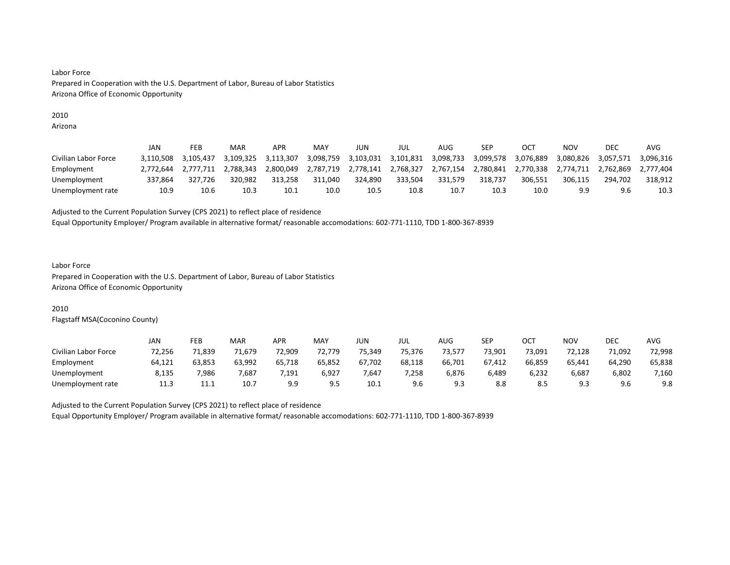Labor Force
Prepared in Cooperation with the U.S. Department of Labor, Bureau of Labor Statistics
Arizona Office of Economic Opportunity

2010
Arizona

| | JAN | FEB | MAR | APR | MAY | JUN | JUL | AUG | SEP | OCT | NOV | DEC | AVG |
|---|---|---|---|---|---|---|---|---|---|---|---|---|---|
| Civilian Labor Force | 3,110,508 | 3,105,437 | 3,109,325 | 3,113,307 | 3,098,759 | 3,103,031 | 3,101,831 | 3,098,733 | 3,099,578 | 3,076,889 | 3,080,826 | 3,057,571 | 3,096,316 |
| Employment | 2,772,644 | 2,777,711 | 2,788,343 | 2,800,049 | 2,787,719 | 2,778,141 | 2,768,327 | 2,767,154 | 2,780,841 | 2,770,338 | 2,774,711 | 2,762,869 | 2,777,404 |
| Unemployment | 337,864 | 327,726 | 320,982 | 313,258 | 311,040 | 324,890 | 333,504 | 331,579 | 318,737 | 306,551 | 306,115 | 294,702 | 318,912 |
| Unemployment rate | 10.9 | 10.6 | 10.3 | 10.1 | 10.0 | 10.5 | 10.8 | 10.7 | 10.3 | 10.0 | 9.9 | 9.6 | 10.3 |

Adjusted to the Current Population Survey (CPS 2021) to reflect place of residence
Equal Opportunity Employer/ Program available in alternative format/ reasonable accomodations: 602-771-1110, TDD 1-800-367-8939

Labor Force
Prepared in Cooperation with the U.S. Department of Labor, Bureau of Labor Statistics
Arizona Office of Economic Opportunity

2010
Flagstaff MSA(Coconino County)

| | JAN | FEB | MAR | APR | MAY | JUN | JUL | AUG | SEP | OCT | NOV | DEC | AVG |
|---|---|---|---|---|---|---|---|---|---|---|---|---|---|
| Civilian Labor Force | 72,256 | 71,839 | 71,679 | 72,909 | 72,779 | 75,349 | 75,376 | 73,577 | 73,901 | 73,091 | 72,128 | 71,092 | 72,998 |
| Employment | 64,121 | 63,853 | 63,992 | 65,718 | 65,852 | 67,702 | 68,118 | 66,701 | 67,412 | 66,859 | 65,441 | 64,290 | 65,838 |
| Unemployment | 8,135 | 7,986 | 7,687 | 7,191 | 6,927 | 7,647 | 7,258 | 6,876 | 6,489 | 6,232 | 6,687 | 6,802 | 7,160 |
| Unemployment rate | 11.3 | 11.1 | 10.7 | 9.9 | 9.5 | 10.1 | 9.6 | 9.3 | 8.8 | 8.5 | 9.3 | 9.6 | 9.8 |

Adjusted to the Current Population Survey (CPS 2021) to reflect place of residence
Equal Opportunity Employer/ Program available in alternative format/ reasonable accomodations: 602-771-1110, TDD 1-800-367-8939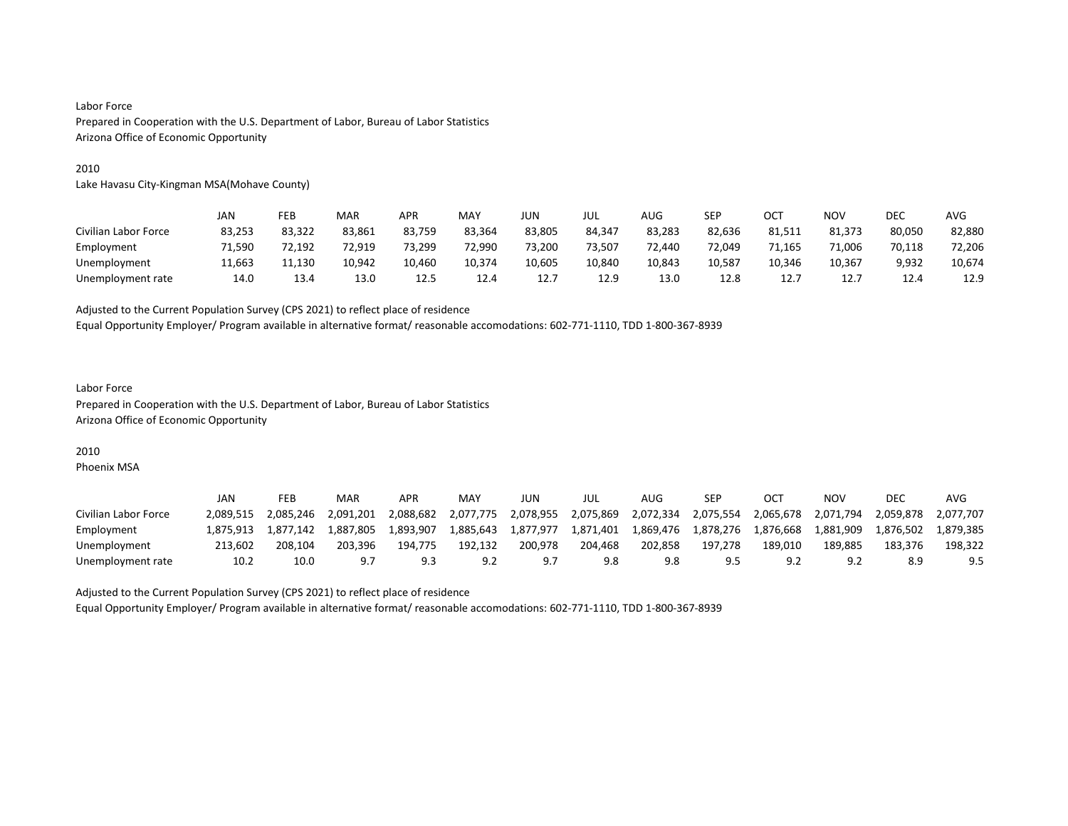Labor Force
Prepared in Cooperation with the U.S. Department of Labor, Bureau of Labor Statistics
Arizona Office of Economic Opportunity

2010
Lake Havasu City-Kingman MSA(Mohave County)

| | JAN | FEB | MAR | APR | MAY | JUN | JUL | AUG | SEP | OCT | NOV | DEC | AVG |
|---|---|---|---|---|---|---|---|---|---|---|---|---|---|
| Civilian Labor Force | 83,253 | 83,322 | 83,861 | 83,759 | 83,364 | 83,805 | 84,347 | 83,283 | 82,636 | 81,511 | 81,373 | 80,050 | 82,880 |
| Employment | 71,590 | 72,192 | 72,919 | 73,299 | 72,990 | 73,200 | 73,507 | 72,440 | 72,049 | 71,165 | 71,006 | 70,118 | 72,206 |
| Unemployment | 11,663 | 11,130 | 10,942 | 10,460 | 10,374 | 10,605 | 10,840 | 10,843 | 10,587 | 10,346 | 10,367 | 9,932 | 10,674 |
| Unemployment rate | 14.0 | 13.4 | 13.0 | 12.5 | 12.4 | 12.7 | 12.9 | 13.0 | 12.8 | 12.7 | 12.7 | 12.4 | 12.9 |

Adjusted to the Current Population Survey (CPS 2021) to reflect place of residence
Equal Opportunity Employer/ Program available in alternative format/ reasonable accomodations: 602-771-1110, TDD 1-800-367-8939

Labor Force
Prepared in Cooperation with the U.S. Department of Labor, Bureau of Labor Statistics
Arizona Office of Economic Opportunity

2010
Phoenix MSA

| | JAN | FEB | MAR | APR | MAY | JUN | JUL | AUG | SEP | OCT | NOV | DEC | AVG |
|---|---|---|---|---|---|---|---|---|---|---|---|---|---|
| Civilian Labor Force | 2,089,515 | 2,085,246 | 2,091,201 | 2,088,682 | 2,077,775 | 2,078,955 | 2,075,869 | 2,072,334 | 2,075,554 | 2,065,678 | 2,071,794 | 2,059,878 | 2,077,707 |
| Employment | 1,875,913 | 1,877,142 | 1,887,805 | 1,893,907 | 1,885,643 | 1,877,977 | 1,871,401 | 1,869,476 | 1,878,276 | 1,876,668 | 1,881,909 | 1,876,502 | 1,879,385 |
| Unemployment | 213,602 | 208,104 | 203,396 | 194,775 | 192,132 | 200,978 | 204,468 | 202,858 | 197,278 | 189,010 | 189,885 | 183,376 | 198,322 |
| Unemployment rate | 10.2 | 10.0 | 9.7 | 9.3 | 9.2 | 9.7 | 9.8 | 9.8 | 9.5 | 9.2 | 9.2 | 8.9 | 9.5 |

Adjusted to the Current Population Survey (CPS 2021) to reflect place of residence
Equal Opportunity Employer/ Program available in alternative format/ reasonable accomodations: 602-771-1110, TDD 1-800-367-8939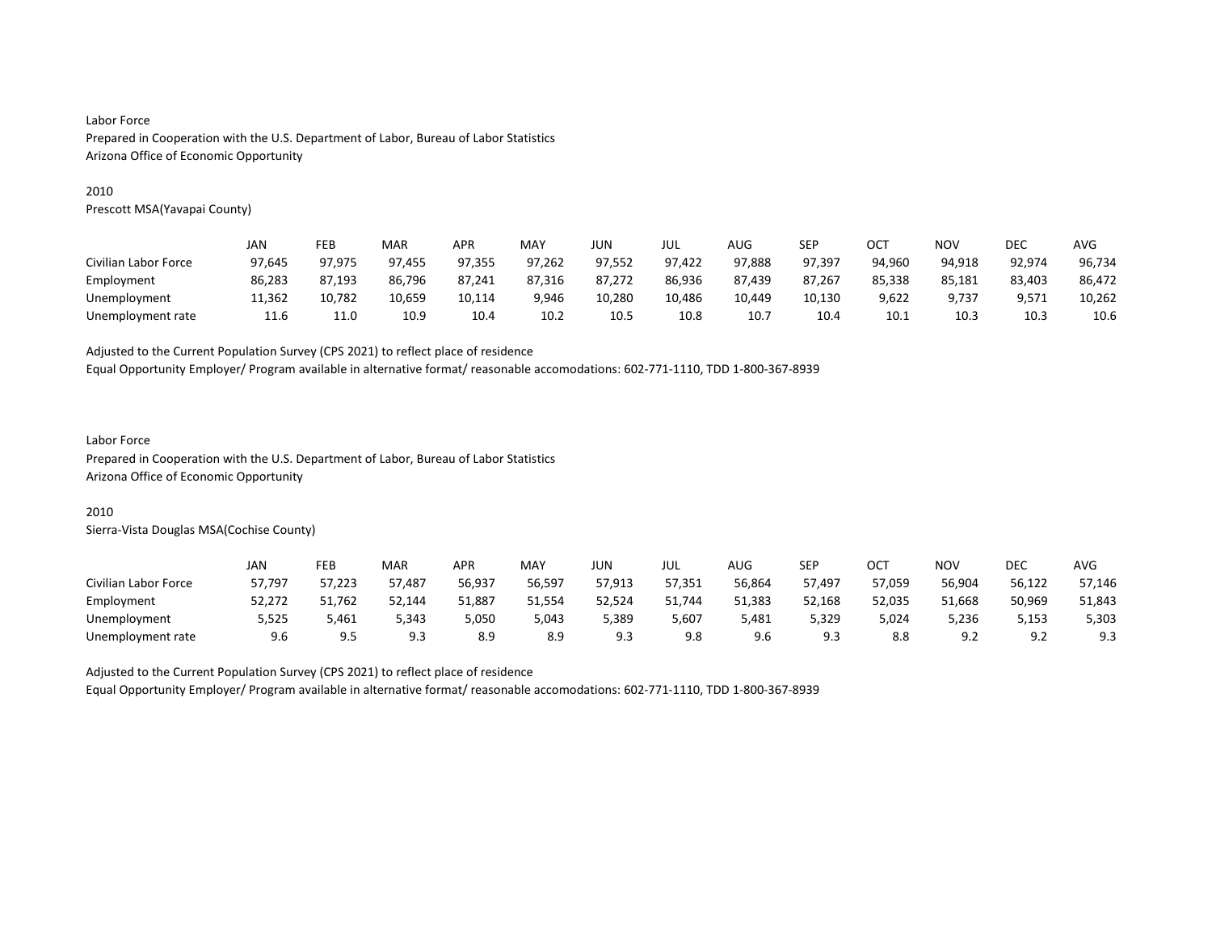Labor Force
Prepared in Cooperation with the U.S. Department of Labor, Bureau of Labor Statistics
Arizona Office of Economic Opportunity

2010
Prescott MSA(Yavapai County)

| | JAN | FEB | MAR | APR | MAY | JUN | JUL | AUG | SEP | OCT | NOV | DEC | AVG |
|---|---|---|---|---|---|---|---|---|---|---|---|---|---|
| Civilian Labor Force | 97,645 | 97,975 | 97,455 | 97,355 | 97,262 | 97,552 | 97,422 | 97,888 | 97,397 | 94,960 | 94,918 | 92,974 | 96,734 |
| Employment | 86,283 | 87,193 | 86,796 | 87,241 | 87,316 | 87,272 | 86,936 | 87,439 | 87,267 | 85,338 | 85,181 | 83,403 | 86,472 |
| Unemployment | 11,362 | 10,782 | 10,659 | 10,114 | 9,946 | 10,280 | 10,486 | 10,449 | 10,130 | 9,622 | 9,737 | 9,571 | 10,262 |
| Unemployment rate | 11.6 | 11.0 | 10.9 | 10.4 | 10.2 | 10.5 | 10.8 | 10.7 | 10.4 | 10.1 | 10.3 | 10.3 | 10.6 |

Adjusted to the Current Population Survey (CPS 2021) to reflect place of residence
Equal Opportunity Employer/ Program available in alternative format/ reasonable accomodations: 602-771-1110, TDD 1-800-367-8939

Labor Force
Prepared in Cooperation with the U.S. Department of Labor, Bureau of Labor Statistics
Arizona Office of Economic Opportunity

2010
Sierra-Vista Douglas MSA(Cochise County)

| | JAN | FEB | MAR | APR | MAY | JUN | JUL | AUG | SEP | OCT | NOV | DEC | AVG |
|---|---|---|---|---|---|---|---|---|---|---|---|---|---|
| Civilian Labor Force | 57,797 | 57,223 | 57,487 | 56,937 | 56,597 | 57,913 | 57,351 | 56,864 | 57,497 | 57,059 | 56,904 | 56,122 | 57,146 |
| Employment | 52,272 | 51,762 | 52,144 | 51,887 | 51,554 | 52,524 | 51,744 | 51,383 | 52,168 | 52,035 | 51,668 | 50,969 | 51,843 |
| Unemployment | 5,525 | 5,461 | 5,343 | 5,050 | 5,043 | 5,389 | 5,607 | 5,481 | 5,329 | 5,024 | 5,236 | 5,153 | 5,303 |
| Unemployment rate | 9.6 | 9.5 | 9.3 | 8.9 | 8.9 | 9.3 | 9.8 | 9.6 | 9.3 | 8.8 | 9.2 | 9.2 | 9.3 |

Adjusted to the Current Population Survey (CPS 2021) to reflect place of residence
Equal Opportunity Employer/ Program available in alternative format/ reasonable accomodations: 602-771-1110, TDD 1-800-367-8939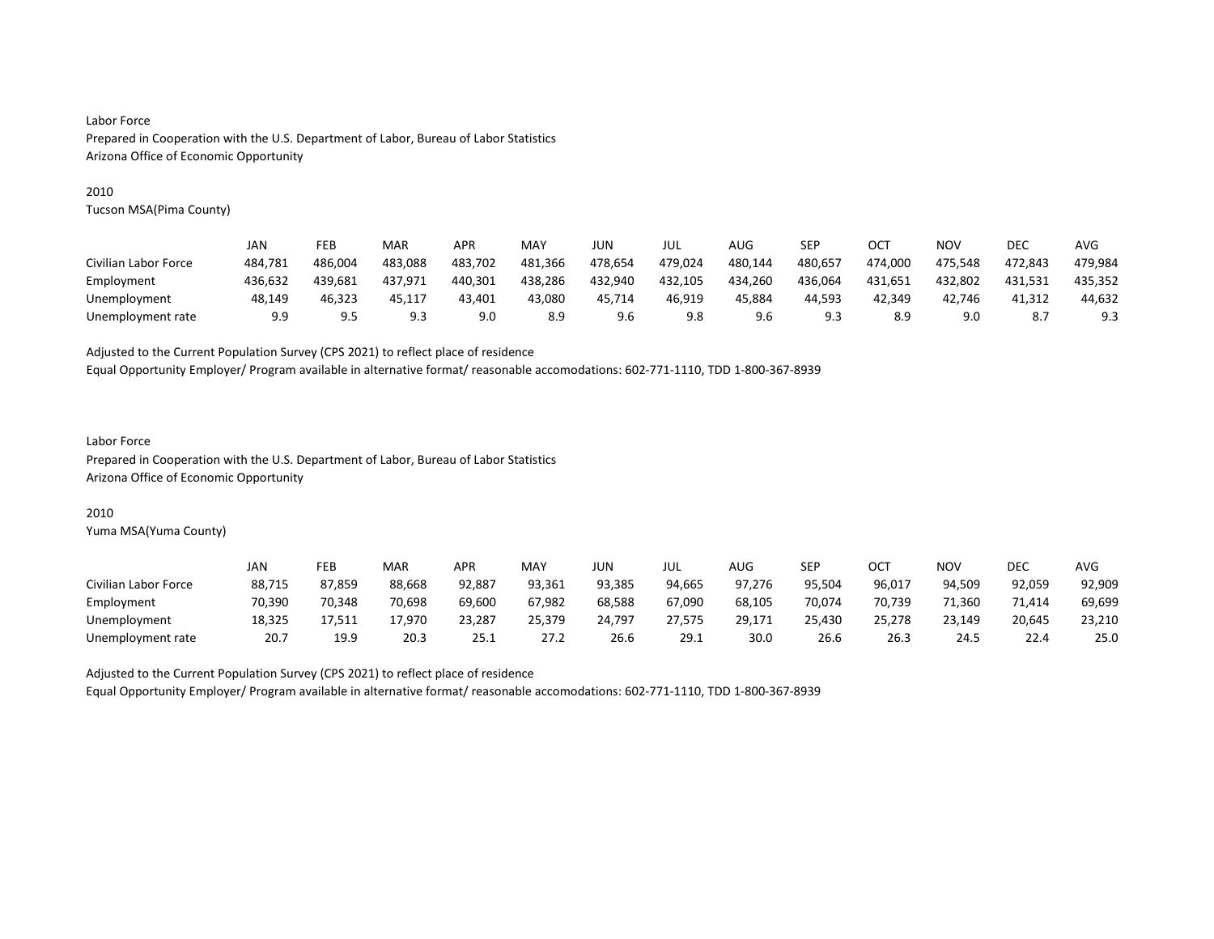Labor Force
Prepared in Cooperation with the U.S. Department of Labor, Bureau of Labor Statistics
Arizona Office of Economic Opportunity

2010
Tucson MSA(Pima County)

| | JAN | FEB | MAR | APR | MAY | JUN | JUL | AUG | SEP | OCT | NOV | DEC | AVG |
|---|---|---|---|---|---|---|---|---|---|---|---|---|---|
| Civilian Labor Force | 484,781 | 486,004 | 483,088 | 483,702 | 481,366 | 478,654 | 479,024 | 480,144 | 480,657 | 474,000 | 475,548 | 472,843 | 479,984 |
| Employment | 436,632 | 439,681 | 437,971 | 440,301 | 438,286 | 432,940 | 432,105 | 434,260 | 436,064 | 431,651 | 432,802 | 431,531 | 435,352 |
| Unemployment | 48,149 | 46,323 | 45,117 | 43,401 | 43,080 | 45,714 | 46,919 | 45,884 | 44,593 | 42,349 | 42,746 | 41,312 | 44,632 |
| Unemployment rate | 9.9 | 9.5 | 9.3 | 9.0 | 8.9 | 9.6 | 9.8 | 9.6 | 9.3 | 8.9 | 9.0 | 8.7 | 9.3 |

Adjusted to the Current Population Survey (CPS 2021) to reflect place of residence
Equal Opportunity Employer/ Program available in alternative format/ reasonable accomodations: 602-771-1110, TDD 1-800-367-8939

Labor Force
Prepared in Cooperation with the U.S. Department of Labor, Bureau of Labor Statistics
Arizona Office of Economic Opportunity

2010
Yuma MSA(Yuma County)

| | JAN | FEB | MAR | APR | MAY | JUN | JUL | AUG | SEP | OCT | NOV | DEC | AVG |
|---|---|---|---|---|---|---|---|---|---|---|---|---|---|
| Civilian Labor Force | 88,715 | 87,859 | 88,668 | 92,887 | 93,361 | 93,385 | 94,665 | 97,276 | 95,504 | 96,017 | 94,509 | 92,059 | 92,909 |
| Employment | 70,390 | 70,348 | 70,698 | 69,600 | 67,982 | 68,588 | 67,090 | 68,105 | 70,074 | 70,739 | 71,360 | 71,414 | 69,699 |
| Unemployment | 18,325 | 17,511 | 17,970 | 23,287 | 25,379 | 24,797 | 27,575 | 29,171 | 25,430 | 25,278 | 23,149 | 20,645 | 23,210 |
| Unemployment rate | 20.7 | 19.9 | 20.3 | 25.1 | 27.2 | 26.6 | 29.1 | 30.0 | 26.6 | 26.3 | 24.5 | 22.4 | 25.0 |

Adjusted to the Current Population Survey (CPS 2021) to reflect place of residence
Equal Opportunity Employer/ Program available in alternative format/ reasonable accomodations: 602-771-1110, TDD 1-800-367-8939